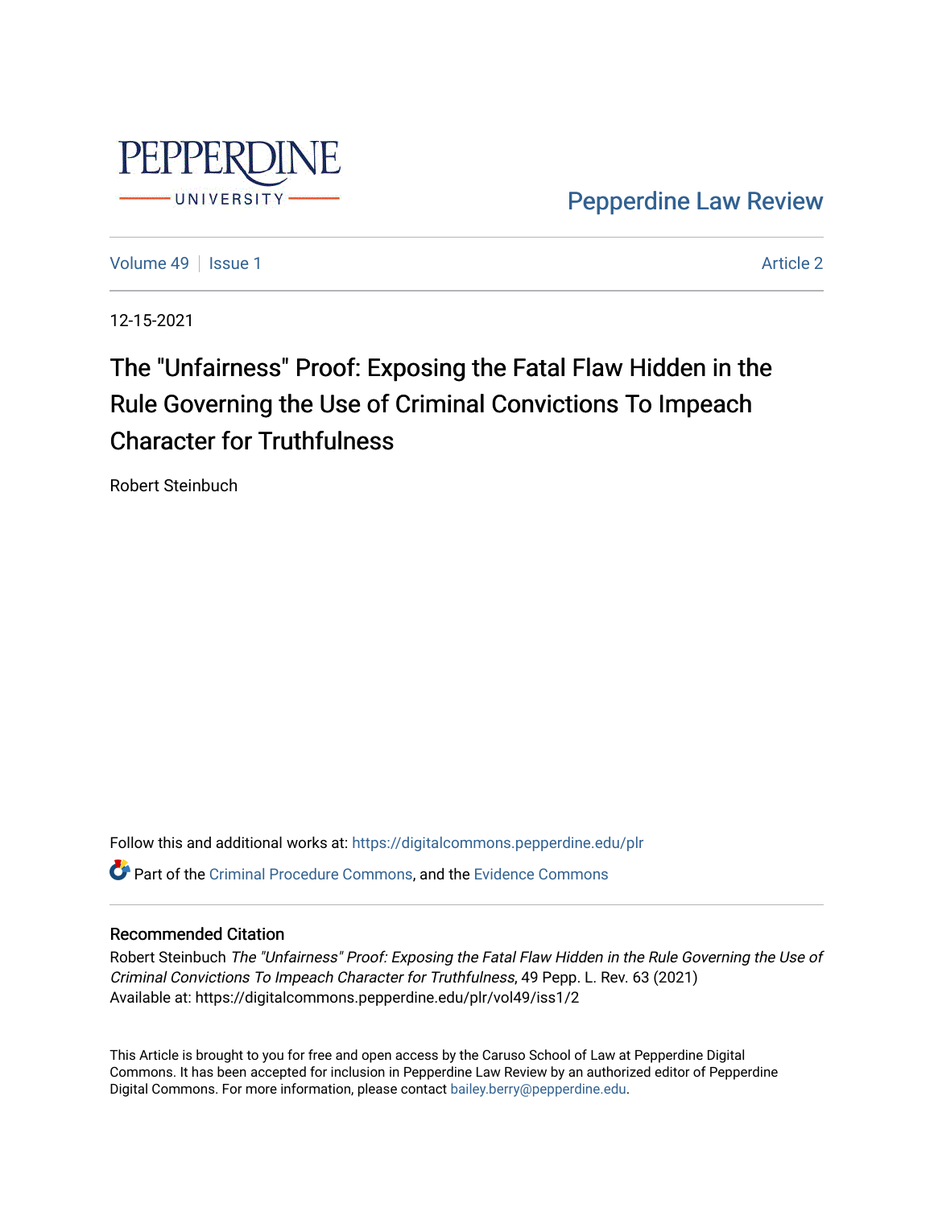Pepperdine Law Review

Volume 49 | Issue 1 Article 2

12-15-2021

# The "Unfairness" Proof: Exposing the Fatal Flaw Hidden in the Rule Governing the Use of Criminal Convictions To Impeach Character for Truthfulness

Robert Steinbuch

Follow this and additional works at: https://digitalcommons.pepperdine.edu/plr

Part of the Criminal Procedure Commons, and the Evidence Commons

## Recommended Citation

Robert Steinbuch *The "Unfairness" Proof: Exposing the Fatal Flaw Hidden in the Rule Governing the Use of Criminal Convictions To Impeach Character for Truthfulness*, 49 Pepp. L. Rev. 63 (2021)
Available at: https://digitalcommons.pepperdine.edu/plr/vol49/iss1/2

This Article is brought to you for free and open access by the Caruso School of Law at Pepperdine Digital Commons. It has been accepted for inclusion in Pepperdine Law Review by an authorized editor of Pepperdine Digital Commons. For more information, please contact bailey.berry@pepperdine.edu.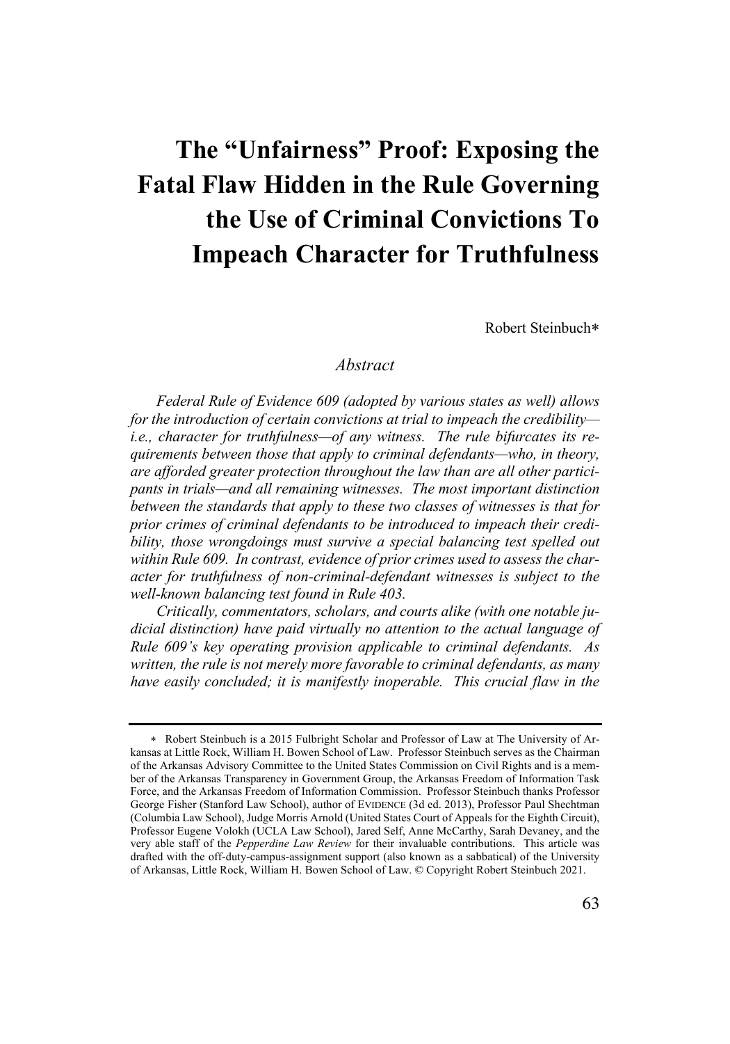# The "Unfairness" Proof: Exposing the Fatal Flaw Hidden in the Rule Governing the Use of Criminal Convictions To Impeach Character for Truthfulness

Robert Steinbuch*

## *Abstract*

*Federal Rule of Evidence 609 (adopted by various states as well) allows for the introduction of certain convictions at trial to impeach the credibility—i.e., character for truthfulness—of any witness. The rule bifurcates its requirements between those that apply to criminal defendants—who, in theory, are afforded greater protection throughout the law than are all other participants in trials—and all remaining witnesses. The most important distinction between the standards that apply to these two classes of witnesses is that for prior crimes of criminal defendants to be introduced to impeach their credibility, those wrongdoings must survive a special balancing test spelled out within Rule 609. In contrast, evidence of prior crimes used to assess the character for truthfulness of non-criminal-defendant witnesses is subject to the well-known balancing test found in Rule 403.*

*Critically, commentators, scholars, and courts alike (with one notable judicial distinction) have paid virtually no attention to the actual language of Rule 609's key operating provision applicable to criminal defendants. As written, the rule is not merely more favorable to criminal defendants, as many have easily concluded; it is manifestly inoperable. This crucial flaw in the*

---

\* Robert Steinbuch is a 2015 Fulbright Scholar and Professor of Law at The University of Arkansas at Little Rock, William H. Bowen School of Law. Professor Steinbuch serves as the Chairman of the Arkansas Advisory Committee to the United States Commission on Civil Rights and is a member of the Arkansas Transparency in Government Group, the Arkansas Freedom of Information Task Force, and the Arkansas Freedom of Information Commission. Professor Steinbuch thanks Professor George Fisher (Stanford Law School), author of EVIDENCE (3d ed. 2013), Professor Paul Shechtman (Columbia Law School), Judge Morris Arnold (United States Court of Appeals for the Eighth Circuit), Professor Eugene Volokh (UCLA Law School), Jared Self, Anne McCarthy, Sarah Devaney, and the very able staff of the *Pepperdine Law Review* for their invaluable contributions. This article was drafted with the off-duty-campus-assignment support (also known as a sabbatical) of the University of Arkansas, Little Rock, William H. Bowen School of Law. © Copyright Robert Steinbuch 2021.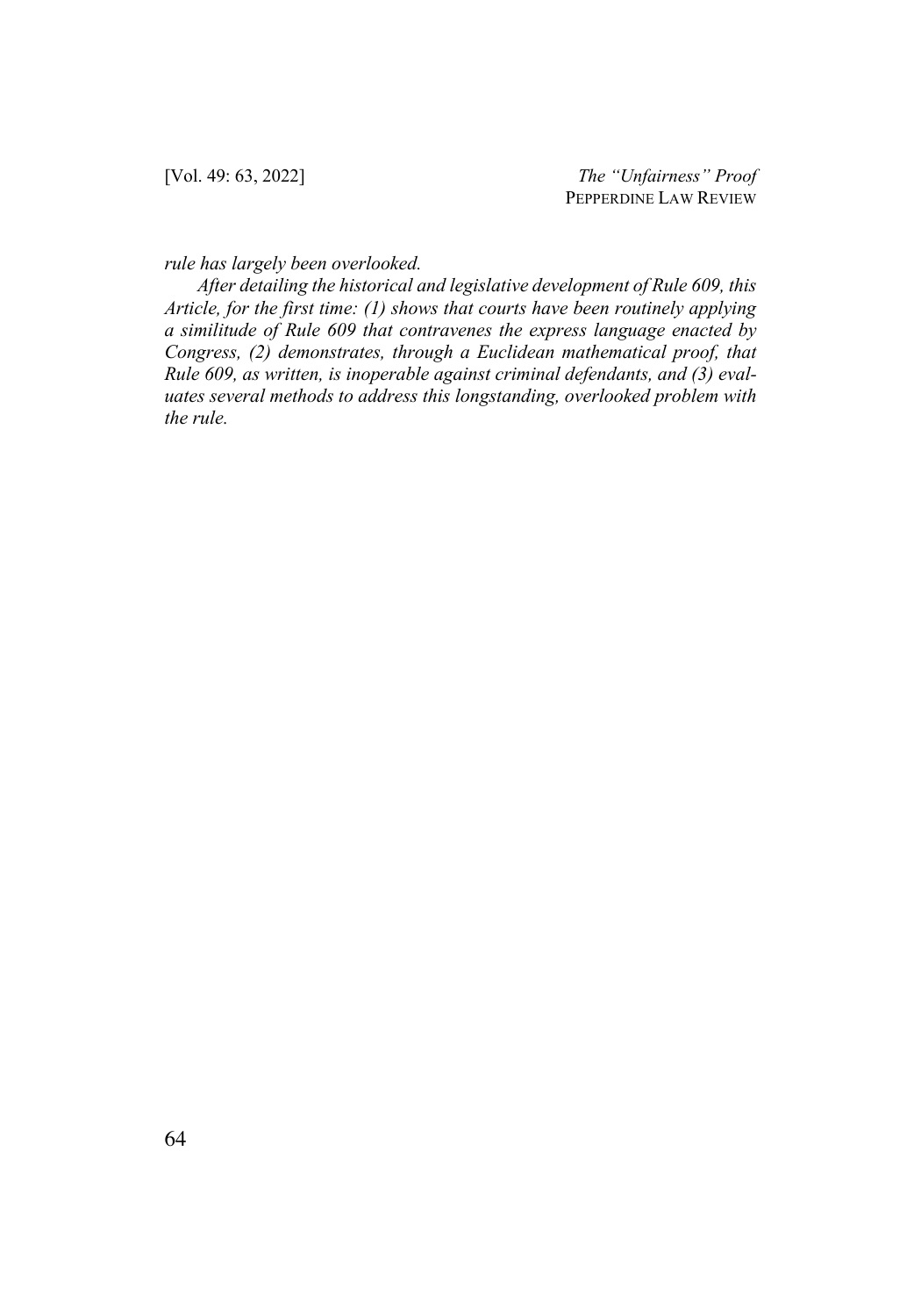*rule has largely been overlooked.*

*After detailing the historical and legislative development of Rule 609, this Article, for the first time: (1) shows that courts have been routinely applying a similitude of Rule 609 that contravenes the express language enacted by Congress, (2) demonstrates, through a Euclidean mathematical proof, that Rule 609, as written, is inoperable against criminal defendants, and (3) evaluates several methods to address this longstanding, overlooked problem with the rule.*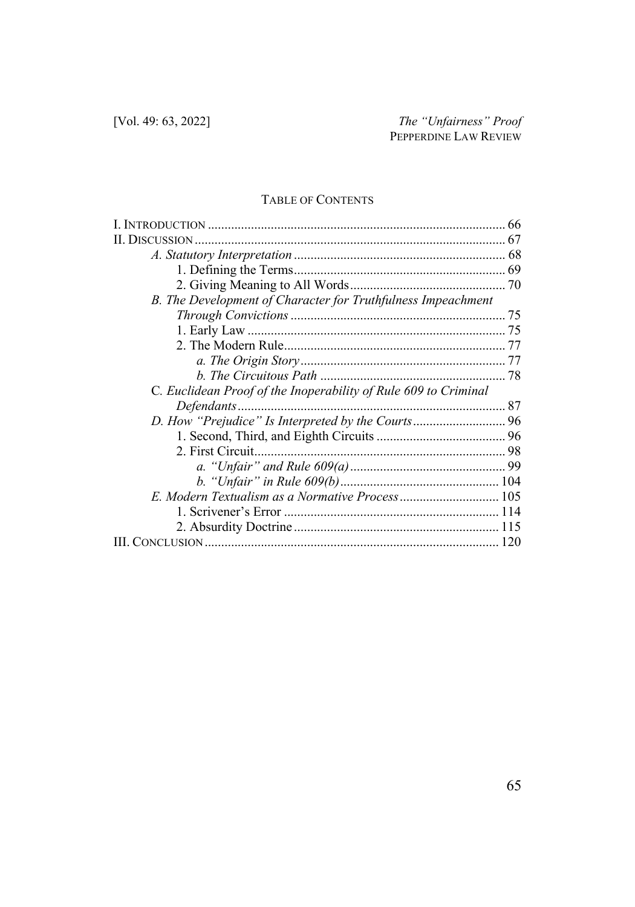## TABLE OF CONTENTS

I. INTRODUCTION .......................................................................................... 66
II. DISCUSSION .............................................................................................. 67
  *A. Statutory Interpretation* ................................................................ 68
    1. Defining the Terms................................................................ 69
    2. Giving Meaning to All Words............................................... 70
  *B. The Development of Character for Truthfulness Impeachment Through Convictions* ................................................................. 75
    1. Early Law .............................................................................. 75
    2. The Modern Rule................................................................... 77
      *a. The Origin Story* ............................................................... 77
      *b. The Circuitous Path* ......................................................... 78
  C*. Euclidean Proof of the Inoperability of Rule 609 to Criminal Defendants* ................................................................................. 87
  *D. How "Prejudice" Is Interpreted by the Courts* ............................ 96
    1. Second, Third, and Eighth Circuits ....................................... 96
    2. First Circuit............................................................................ 98
      *a. "Unfair" and Rule 609(a)* ............................................... 99
      *b. "Unfair" in Rule 609(b)* ................................................ 104
  *E. Modern Textualism as a Normative Process* .............................. 105
    1. Scrivener's Error ................................................................. 114
    2. Absurdity Doctrine .............................................................. 115
III. CONCLUSION ......................................................................................... 120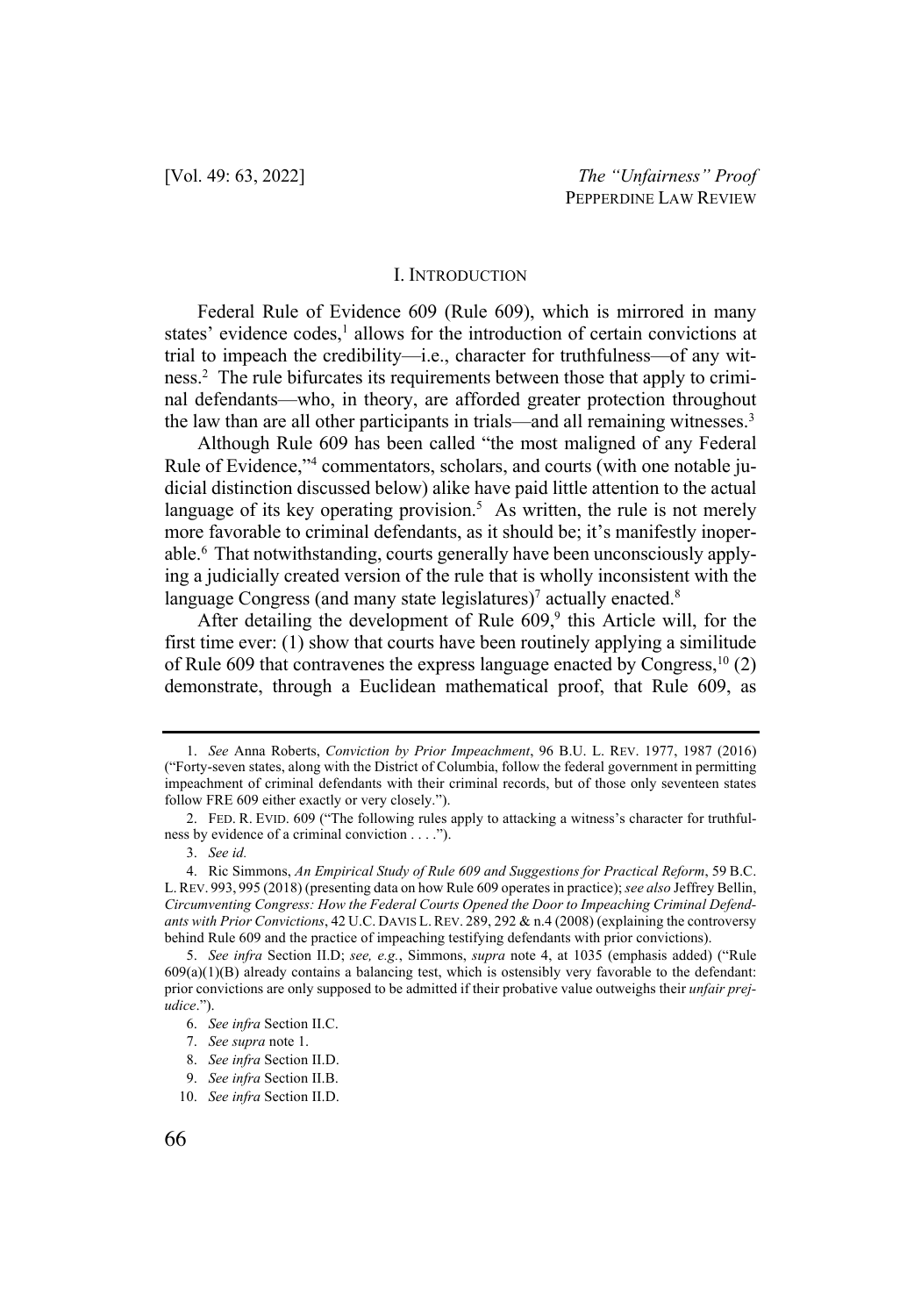## I. INTRODUCTION

Federal Rule of Evidence 609 (Rule 609), which is mirrored in many states' evidence codes,[1] allows for the introduction of certain convictions at trial to impeach the credibility—i.e., character for truthfulness—of any witness.[2] The rule bifurcates its requirements between those that apply to criminal defendants—who, in theory, are afforded greater protection throughout the law than are all other participants in trials—and all remaining witnesses.[3]

Although Rule 609 has been called "the most maligned of any Federal Rule of Evidence,"[4] commentators, scholars, and courts (with one notable judicial distinction discussed below) alike have paid little attention to the actual language of its key operating provision.[5] As written, the rule is not merely more favorable to criminal defendants, as it should be; it's manifestly inoperable.[6] That notwithstanding, courts generally have been unconsciously applying a judicially created version of the rule that is wholly inconsistent with the language Congress (and many state legislatures)[7] actually enacted.[8]

After detailing the development of Rule 609,[9] this Article will, for the first time ever: (1) show that courts have been routinely applying a similitude of Rule 609 that contravenes the express language enacted by Congress,[10] (2) demonstrate, through a Euclidean mathematical proof, that Rule 609, as

---

1. *See* Anna Roberts, *Conviction by Prior Impeachment*, 96 B.U. L. REV. 1977, 1987 (2016) ("Forty-seven states, along with the District of Columbia, follow the federal government in permitting impeachment of criminal defendants with their criminal records, but of those only seventeen states follow FRE 609 either exactly or very closely.").

2. FED. R. EVID. 609 ("The following rules apply to attacking a witness's character for truthfulness by evidence of a criminal conviction . . . .").

3. *See id.*

4. Ric Simmons, *An Empirical Study of Rule 609 and Suggestions for Practical Reform*, 59 B.C. L. REV. 993, 995 (2018) (presenting data on how Rule 609 operates in practice); *see also* Jeffrey Bellin, *Circumventing Congress: How the Federal Courts Opened the Door to Impeaching Criminal Defendants with Prior Convictions*, 42 U.C. DAVIS L. REV. 289, 292 & n.4 (2008) (explaining the controversy behind Rule 609 and the practice of impeaching testifying defendants with prior convictions).

5. *See infra* Section II.D; *see, e.g.*, Simmons, *supra* note 4, at 1035 (emphasis added) ("Rule 609(a)(1)(B) already contains a balancing test, which is ostensibly very favorable to the defendant: prior convictions are only supposed to be admitted if their probative value outweighs their *unfair prejudice*.").

6. *See infra* Section II.C.

7. *See supra* note 1.

8. *See infra* Section II.D.

9. *See infra* Section II.B.

10. *See infra* Section II.D.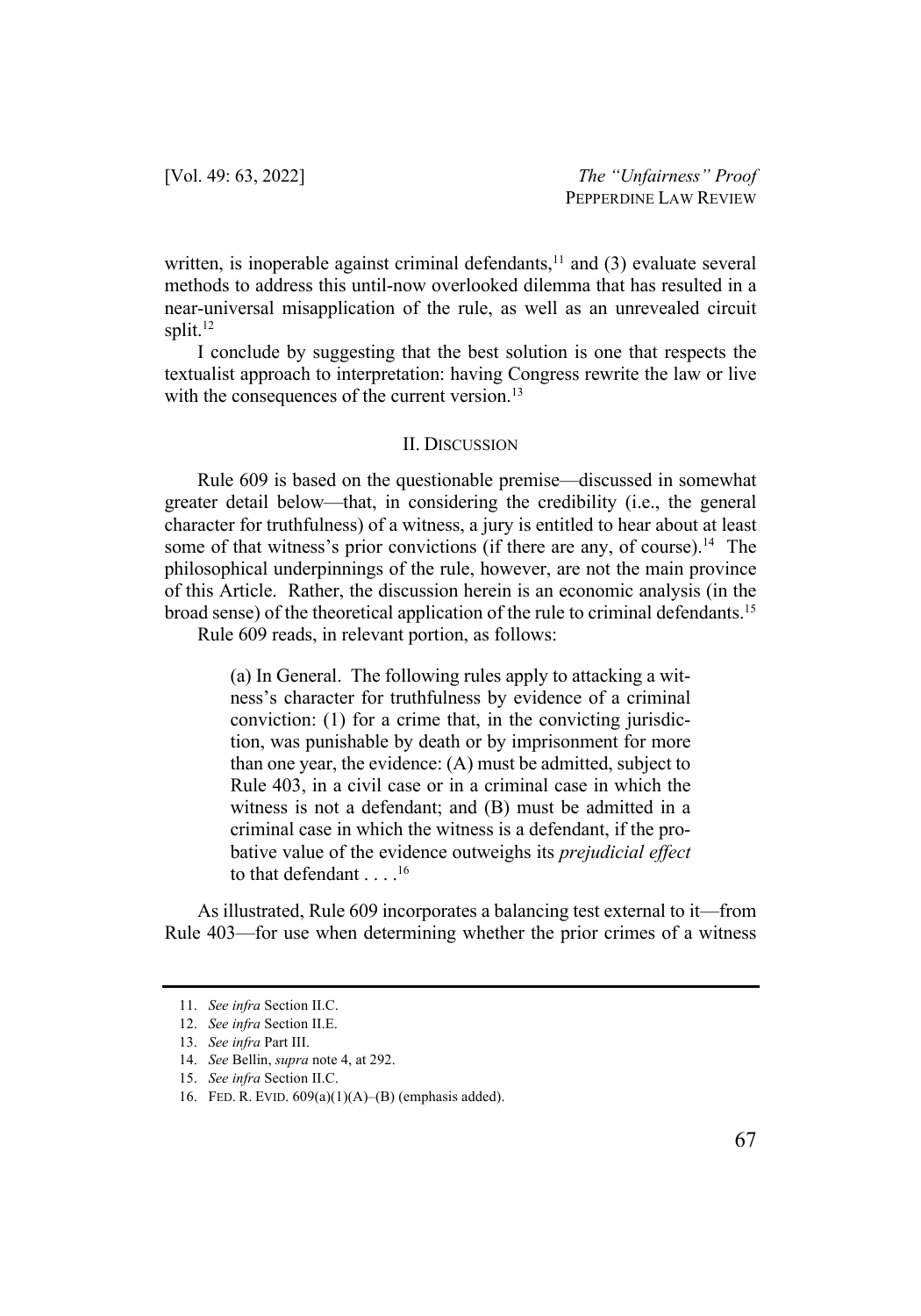written, is inoperable against criminal defendants,[11] and (3) evaluate several methods to address this until-now overlooked dilemma that has resulted in a near-universal misapplication of the rule, as well as an unrevealed circuit split.[12]

I conclude by suggesting that the best solution is one that respects the textualist approach to interpretation: having Congress rewrite the law or live with the consequences of the current version.[13]

## II. DISCUSSION

Rule 609 is based on the questionable premise—discussed in somewhat greater detail below—that, in considering the credibility (i.e., the general character for truthfulness) of a witness, a jury is entitled to hear about at least some of that witness's prior convictions (if there are any, of course).[14] The philosophical underpinnings of the rule, however, are not the main province of this Article. Rather, the discussion herein is an economic analysis (in the broad sense) of the theoretical application of the rule to criminal defendants.[15]

Rule 609 reads, in relevant portion, as follows:

> (a) In General. The following rules apply to attacking a witness's character for truthfulness by evidence of a criminal conviction: (1) for a crime that, in the convicting jurisdiction, was punishable by death or by imprisonment for more than one year, the evidence: (A) must be admitted, subject to Rule 403, in a civil case or in a criminal case in which the witness is not a defendant; and (B) must be admitted in a criminal case in which the witness is a defendant, if the probative value of the evidence outweighs its *prejudicial effect* to that defendant . . . .[16]

As illustrated, Rule 609 incorporates a balancing test external to it—from Rule 403—for use when determining whether the prior crimes of a witness

---

11. *See infra* Section II.C.
12. *See infra* Section II.E.
13. *See infra* Part III.
14. *See* Bellin, *supra* note 4, at 292.
15. *See infra* Section II.C.
16. FED. R. EVID. 609(a)(1)(A)–(B) (emphasis added).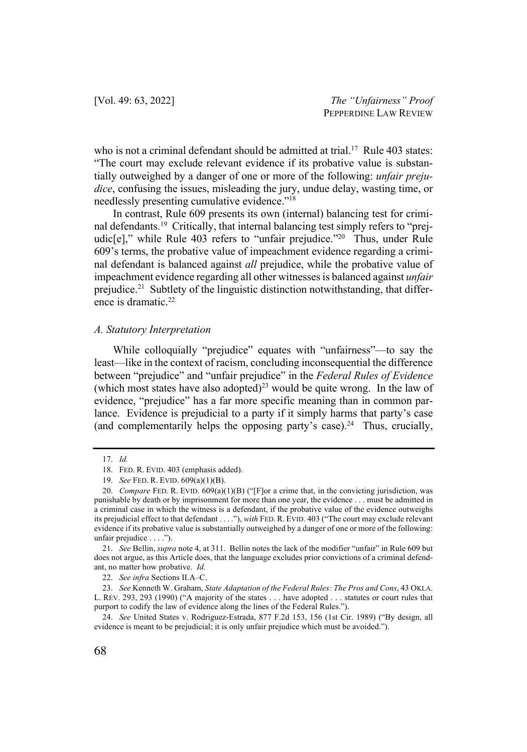who is not a criminal defendant should be admitted at trial.[17] Rule 403 states: "The court may exclude relevant evidence if its probative value is substantially outweighed by a danger of one or more of the following: *unfair prejudice*, confusing the issues, misleading the jury, undue delay, wasting time, or needlessly presenting cumulative evidence."[18]

In contrast, Rule 609 presents its own (internal) balancing test for criminal defendants.[19] Critically, that internal balancing test simply refers to "prejudic[e]," while Rule 403 refers to "unfair prejudice."[20] Thus, under Rule 609's terms, the probative value of impeachment evidence regarding a criminal defendant is balanced against *all* prejudice, while the probative value of impeachment evidence regarding all other witnesses is balanced against *unfair* prejudice.[21] Subtlety of the linguistic distinction notwithstanding, that difference is dramatic.[22]

### *A. Statutory Interpretation*

While colloquially "prejudice" equates with "unfairness"—to say the least—like in the context of racism, concluding inconsequential the difference between "prejudice" and "unfair prejudice" in the *Federal Rules of Evidence* (which most states have also adopted)[23] would be quite wrong. In the law of evidence, "prejudice" has a far more specific meaning than in common parlance. Evidence is prejudicial to a party if it simply harms that party's case (and complementarily helps the opposing party's case).[24] Thus, crucially,

---

17. *Id.*

18. FED. R. EVID. 403 (emphasis added).

19. *See* FED. R. EVID. 609(a)(1)(B).

20. *Compare* FED. R. EVID. 609(a)(1)(B) ("[F]or a crime that, in the convicting jurisdiction, was punishable by death or by imprisonment for more than one year, the evidence . . . must be admitted in a criminal case in which the witness is a defendant, if the probative value of the evidence outweighs its prejudicial effect to that defendant . . . ."), *with* FED. R. EVID. 403 ("The court may exclude relevant evidence if its probative value is substantially outweighed by a danger of one or more of the following: unfair prejudice . . . .").

21. *See* Bellin, *supra* note 4, at 311. Bellin notes the lack of the modifier "unfair" in Rule 609 but does not argue, as this Article does, that the language excludes prior convictions of a criminal defendant, no matter how probative. *Id.*

22. *See infra* Sections II.A–C.

23. *See* Kenneth W. Graham, *State Adaptation of the Federal Rules: The Pros and Cons*, 43 OKLA. L. REV. 293, 293 (1990) ("A majority of the states . . . have adopted . . . statutes or court rules that purport to codify the law of evidence along the lines of the Federal Rules.").

24. *See* United States v. Rodriguez-Estrada, 877 F.2d 153, 156 (1st Cir. 1989) ("By design, all evidence is meant to be prejudicial; it is only unfair prejudice which must be avoided.").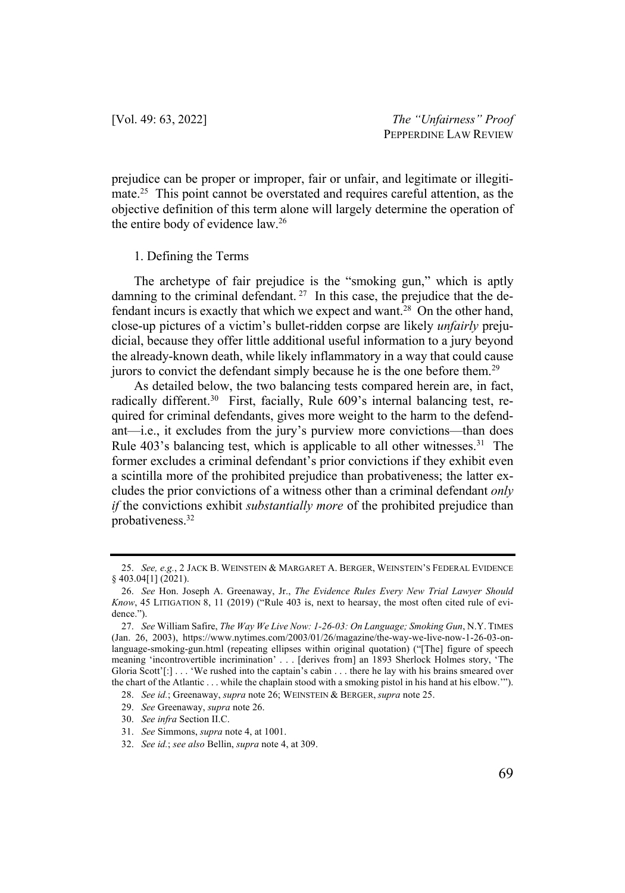prejudice can be proper or improper, fair or unfair, and legitimate or illegitimate.[25] This point cannot be overstated and requires careful attention, as the objective definition of this term alone will largely determine the operation of the entire body of evidence law.[26]

### 1. Defining the Terms

The archetype of fair prejudice is the "smoking gun," which is aptly damning to the criminal defendant.[27] In this case, the prejudice that the defendant incurs is exactly that which we expect and want.[28] On the other hand, close-up pictures of a victim's bullet-ridden corpse are likely *unfairly* prejudicial, because they offer little additional useful information to a jury beyond the already-known death, while likely inflammatory in a way that could cause jurors to convict the defendant simply because he is the one before them.[29]

As detailed below, the two balancing tests compared herein are, in fact, radically different.[30] First, facially, Rule 609's internal balancing test, required for criminal defendants, gives more weight to the harm to the defendant—i.e., it excludes from the jury's purview more convictions—than does Rule 403's balancing test, which is applicable to all other witnesses.[31] The former excludes a criminal defendant's prior convictions if they exhibit even a scintilla more of the prohibited prejudice than probativeness; the latter excludes the prior convictions of a witness other than a criminal defendant *only if* the convictions exhibit *substantially more* of the prohibited prejudice than probativeness.[32]

---

25. *See, e.g.*, 2 JACK B. WEINSTEIN & MARGARET A. BERGER, WEINSTEIN'S FEDERAL EVIDENCE § 403.04[1] (2021).

26. *See* Hon. Joseph A. Greenaway, Jr., *The Evidence Rules Every New Trial Lawyer Should Know*, 45 LITIGATION 8, 11 (2019) ("Rule 403 is, next to hearsay, the most often cited rule of evidence.").

27. *See* William Safire, *The Way We Live Now: 1-26-03: On Language; Smoking Gun*, N.Y. TIMES (Jan. 26, 2003), https://www.nytimes.com/2003/01/26/magazine/the-way-we-live-now-1-26-03-on-language-smoking-gun.html (repeating ellipses within original quotation) ("[The] figure of speech meaning 'incontrovertible incrimination' . . . [derives from] an 1893 Sherlock Holmes story, 'The Gloria Scott'[:] . . . 'We rushed into the captain's cabin . . . there he lay with his brains smeared over the chart of the Atlantic . . . while the chaplain stood with a smoking pistol in his hand at his elbow.'").

28. *See id.*; Greenaway, *supra* note 26; WEINSTEIN & BERGER, *supra* note 25.

29. *See* Greenaway, *supra* note 26.

30. *See infra* Section II.C.

31. *See* Simmons, *supra* note 4, at 1001.

32. *See id.*; *see also* Bellin, *supra* note 4, at 309.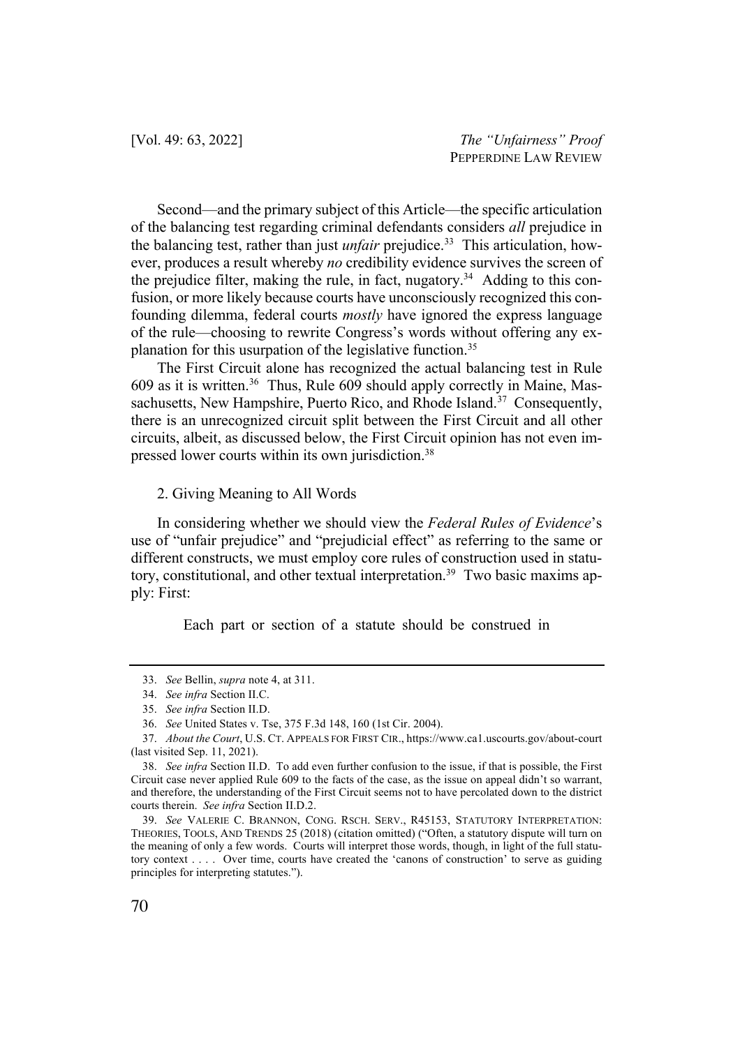Second—and the primary subject of this Article—the specific articulation of the balancing test regarding criminal defendants considers *all* prejudice in the balancing test, rather than just *unfair* prejudice.[33] This articulation, however, produces a result whereby *no* credibility evidence survives the screen of the prejudice filter, making the rule, in fact, nugatory.[34] Adding to this confusion, or more likely because courts have unconsciously recognized this confounding dilemma, federal courts *mostly* have ignored the express language of the rule—choosing to rewrite Congress's words without offering any explanation for this usurpation of the legislative function.[35]

The First Circuit alone has recognized the actual balancing test in Rule 609 as it is written.[36] Thus, Rule 609 should apply correctly in Maine, Massachusetts, New Hampshire, Puerto Rico, and Rhode Island.[37] Consequently, there is an unrecognized circuit split between the First Circuit and all other circuits, albeit, as discussed below, the First Circuit opinion has not even impressed lower courts within its own jurisdiction.[38]

2. Giving Meaning to All Words

In considering whether we should view the *Federal Rules of Evidence*'s use of "unfair prejudice" and "prejudicial effect" as referring to the same or different constructs, we must employ core rules of construction used in statutory, constitutional, and other textual interpretation.[39] Two basic maxims apply: First:

> Each part or section of a statute should be construed in

---

33. *See* Bellin, *supra* note 4, at 311.

34. *See infra* Section II.C.

35. *See infra* Section II.D.

36. *See* United States v. Tse, 375 F.3d 148, 160 (1st Cir. 2004).

37. *About the Court*, U.S. CT. APPEALS FOR FIRST CIR., https://www.ca1.uscourts.gov/about-court (last visited Sep. 11, 2021).

38. *See infra* Section II.D. To add even further confusion to the issue, if that is possible, the First Circuit case never applied Rule 609 to the facts of the case, as the issue on appeal didn't so warrant, and therefore, the understanding of the First Circuit seems not to have percolated down to the district courts therein. *See infra* Section II.D.2.

39. *See* VALERIE C. BRANNON, CONG. RSCH. SERV., R45153, STATUTORY INTERPRETATION: THEORIES, TOOLS, AND TRENDS 25 (2018) (citation omitted) ("Often, a statutory dispute will turn on the meaning of only a few words. Courts will interpret those words, though, in light of the full statutory context . . . . Over time, courts have created the 'canons of construction' to serve as guiding principles for interpreting statutes.").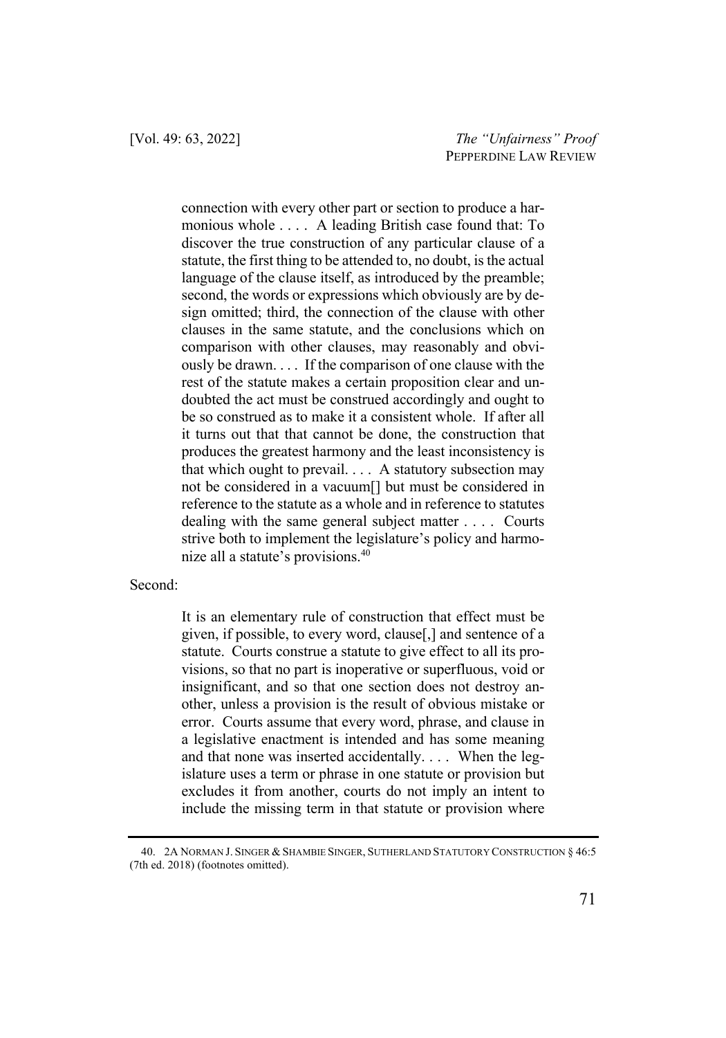> connection with every other part or section to produce a harmonious whole . . . . A leading British case found that: To discover the true construction of any particular clause of a statute, the first thing to be attended to, no doubt, is the actual language of the clause itself, as introduced by the preamble; second, the words or expressions which obviously are by design omitted; third, the connection of the clause with other clauses in the same statute, and the conclusions which on comparison with other clauses, may reasonably and obviously be drawn. . . . If the comparison of one clause with the rest of the statute makes a certain proposition clear and undoubted the act must be construed accordingly and ought to be so construed as to make it a consistent whole. If after all it turns out that that cannot be done, the construction that produces the greatest harmony and the least inconsistency is that which ought to prevail. . . . A statutory subsection may not be considered in a vacuum[] but must be considered in reference to the statute as a whole and in reference to statutes dealing with the same general subject matter . . . . Courts strive both to implement the legislature's policy and harmonize all a statute's provisions.[40]

Second:

> It is an elementary rule of construction that effect must be given, if possible, to every word, clause[,] and sentence of a statute. Courts construe a statute to give effect to all its provisions, so that no part is inoperative or superfluous, void or insignificant, and so that one section does not destroy another, unless a provision is the result of obvious mistake or error. Courts assume that every word, phrase, and clause in a legislative enactment is intended and has some meaning and that none was inserted accidentally. . . . When the legislature uses a term or phrase in one statute or provision but excludes it from another, courts do not imply an intent to include the missing term in that statute or provision where

---

40. 2A NORMAN J. SINGER & SHAMBIE SINGER, SUTHERLAND STATUTORY CONSTRUCTION § 46:5 (7th ed. 2018) (footnotes omitted).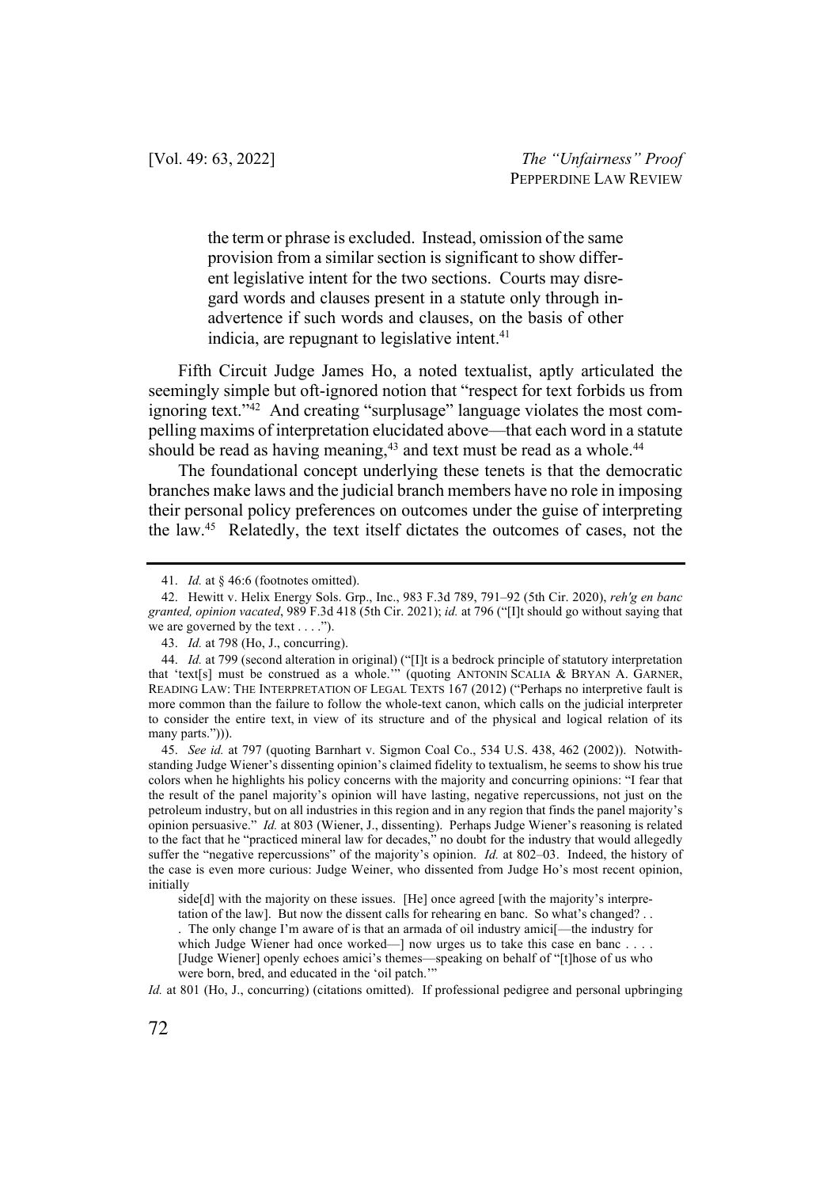> the term or phrase is excluded. Instead, omission of the same provision from a similar section is significant to show different legislative intent for the two sections. Courts may disregard words and clauses present in a statute only through inadvertence if such words and clauses, on the basis of other indicia, are repugnant to legislative intent.[41]

Fifth Circuit Judge James Ho, a noted textualist, aptly articulated the seemingly simple but oft-ignored notion that "respect for text forbids us from ignoring text."[42] And creating "surplusage" language violates the most compelling maxims of interpretation elucidated above—that each word in a statute should be read as having meaning,[43] and text must be read as a whole.[44]

The foundational concept underlying these tenets is that the democratic branches make laws and the judicial branch members have no role in imposing their personal policy preferences on outcomes under the guise of interpreting the law.[45] Relatedly, the text itself dictates the outcomes of cases, not the

---

41. *Id.* at § 46:6 (footnotes omitted).

42. Hewitt v. Helix Energy Sols. Grp., Inc., 983 F.3d 789, 791–92 (5th Cir. 2020), *reh'g en banc granted, opinion vacated*, 989 F.3d 418 (5th Cir. 2021); *id.* at 796 ("[I]t should go without saying that we are governed by the text . . . .").

43. *Id.* at 798 (Ho, J., concurring).

44. *Id.* at 799 (second alteration in original) ("[I]t is a bedrock principle of statutory interpretation that 'text[s] must be construed as a whole.'" (quoting ANTONIN SCALIA & BRYAN A. GARNER, READING LAW: THE INTERPRETATION OF LEGAL TEXTS 167 (2012) ("Perhaps no interpretive fault is more common than the failure to follow the whole-text canon, which calls on the judicial interpreter to consider the entire text, in view of its structure and of the physical and logical relation of its many parts."))).

45. *See id.* at 797 (quoting Barnhart v. Sigmon Coal Co., 534 U.S. 438, 462 (2002)). Notwithstanding Judge Wiener's dissenting opinion's claimed fidelity to textualism, he seems to show his true colors when he highlights his policy concerns with the majority and concurring opinions: "I fear that the result of the panel majority's opinion will have lasting, negative repercussions, not just on the petroleum industry, but on all industries in this region and in any region that finds the panel majority's opinion persuasive." *Id.* at 803 (Wiener, J., dissenting). Perhaps Judge Wiener's reasoning is related to the fact that he "practiced mineral law for decades," no doubt for the industry that would allegedly suffer the "negative repercussions" of the majority's opinion. *Id.* at 802–03. Indeed, the history of the case is even more curious: Judge Weiner, who dissented from Judge Ho's most recent opinion, initially

> side[d] with the majority on these issues. [He] once agreed [with the majority's interpretation of the law]. But now the dissent calls for rehearing en banc. So what's changed? . . . The only change I'm aware of is that an armada of oil industry amici[—the industry for which Judge Wiener had once worked—] now urges us to take this case en banc . . . . [Judge Wiener] openly echoes amici's themes—speaking on behalf of "[t]hose of us who were born, bred, and educated in the 'oil patch.'"

*Id.* at 801 (Ho, J., concurring) (citations omitted). If professional pedigree and personal upbringing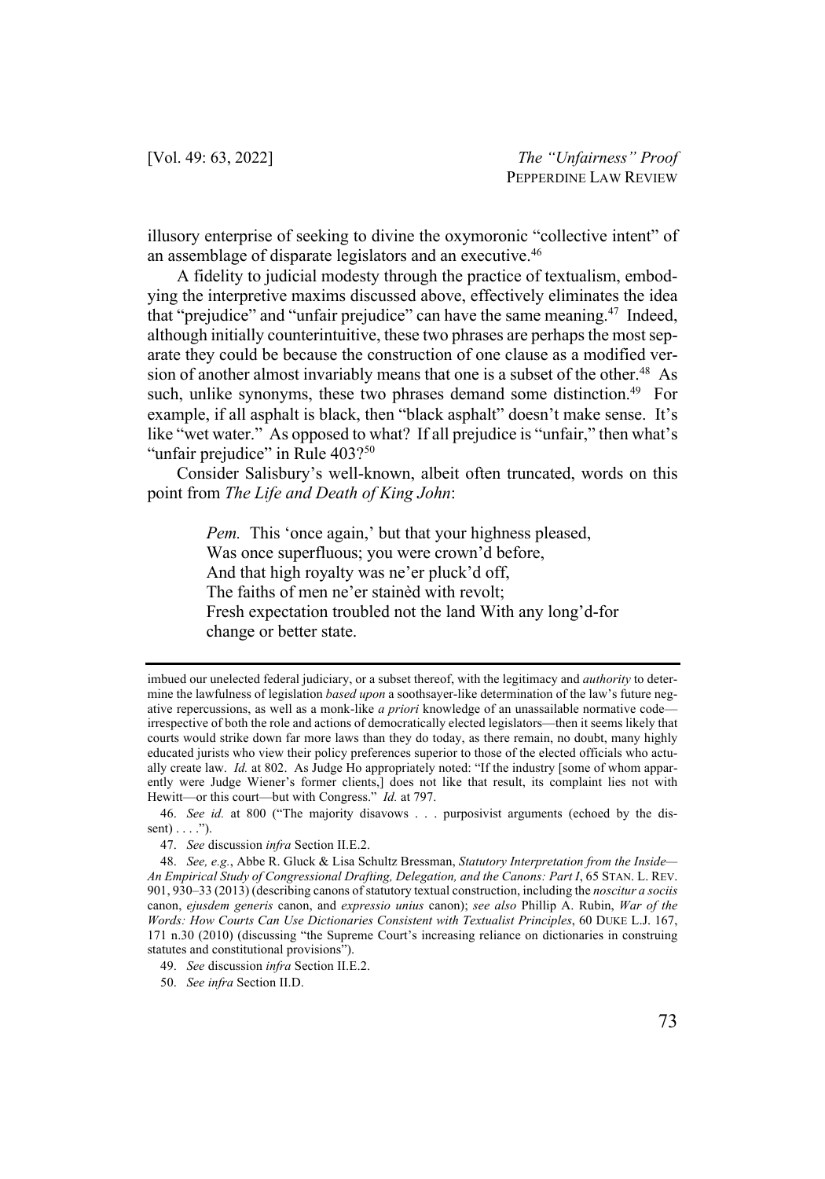illusory enterprise of seeking to divine the oxymoronic "collective intent" of an assemblage of disparate legislators and an executive.[46]

A fidelity to judicial modesty through the practice of textualism, embodying the interpretive maxims discussed above, effectively eliminates the idea that "prejudice" and "unfair prejudice" can have the same meaning.[47] Indeed, although initially counterintuitive, these two phrases are perhaps the most separate they could be because the construction of one clause as a modified version of another almost invariably means that one is a subset of the other.[48] As such, unlike synonyms, these two phrases demand some distinction.[49] For example, if all asphalt is black, then "black asphalt" doesn't make sense. It's like "wet water." As opposed to what? If all prejudice is "unfair," then what's "unfair prejudice" in Rule 403?[50]

Consider Salisbury's well-known, albeit often truncated, words on this point from *The Life and Death of King John*:

> *Pem.* This 'once again,' but that your highness pleased,
> Was once superfluous; you were crown'd before,
> And that high royalty was ne'er pluck'd off,
> The faiths of men ne'er stainèd with revolt;
> Fresh expectation troubled not the land With any long'd-for change or better state.

---

imbued our unelected federal judiciary, or a subset thereof, with the legitimacy and *authority* to determine the lawfulness of legislation *based upon* a soothsayer-like determination of the law's future negative repercussions, as well as a monk-like *a priori* knowledge of an unassailable normative code—irrespective of both the role and actions of democratically elected legislators—then it seems likely that courts would strike down far more laws than they do today, as there remain, no doubt, many highly educated jurists who view their policy preferences superior to those of the elected officials who actually create law. *Id.* at 802. As Judge Ho appropriately noted: "If the industry [some of whom apparently were Judge Wiener's former clients,] does not like that result, its complaint lies not with Hewitt—or this court—but with Congress." *Id.* at 797.

46. *See id.* at 800 ("The majority disavows . . . purposivist arguments (echoed by the dissent) . . . .").

47. *See* discussion *infra* Section II.E.2.

48. *See, e.g.*, Abbe R. Gluck & Lisa Schultz Bressman, *Statutory Interpretation from the Inside—An Empirical Study of Congressional Drafting, Delegation, and the Canons: Part I*, 65 STAN. L. REV. 901, 930–33 (2013) (describing canons of statutory textual construction, including the *noscitur a sociis* canon, *ejusdem generis* canon, and *expressio unius* canon); *see also* Phillip A. Rubin, *War of the Words: How Courts Can Use Dictionaries Consistent with Textualist Principles*, 60 DUKE L.J. 167, 171 n.30 (2010) (discussing "the Supreme Court's increasing reliance on dictionaries in construing statutes and constitutional provisions").

49. *See* discussion *infra* Section II.E.2.

50. *See infra* Section II.D.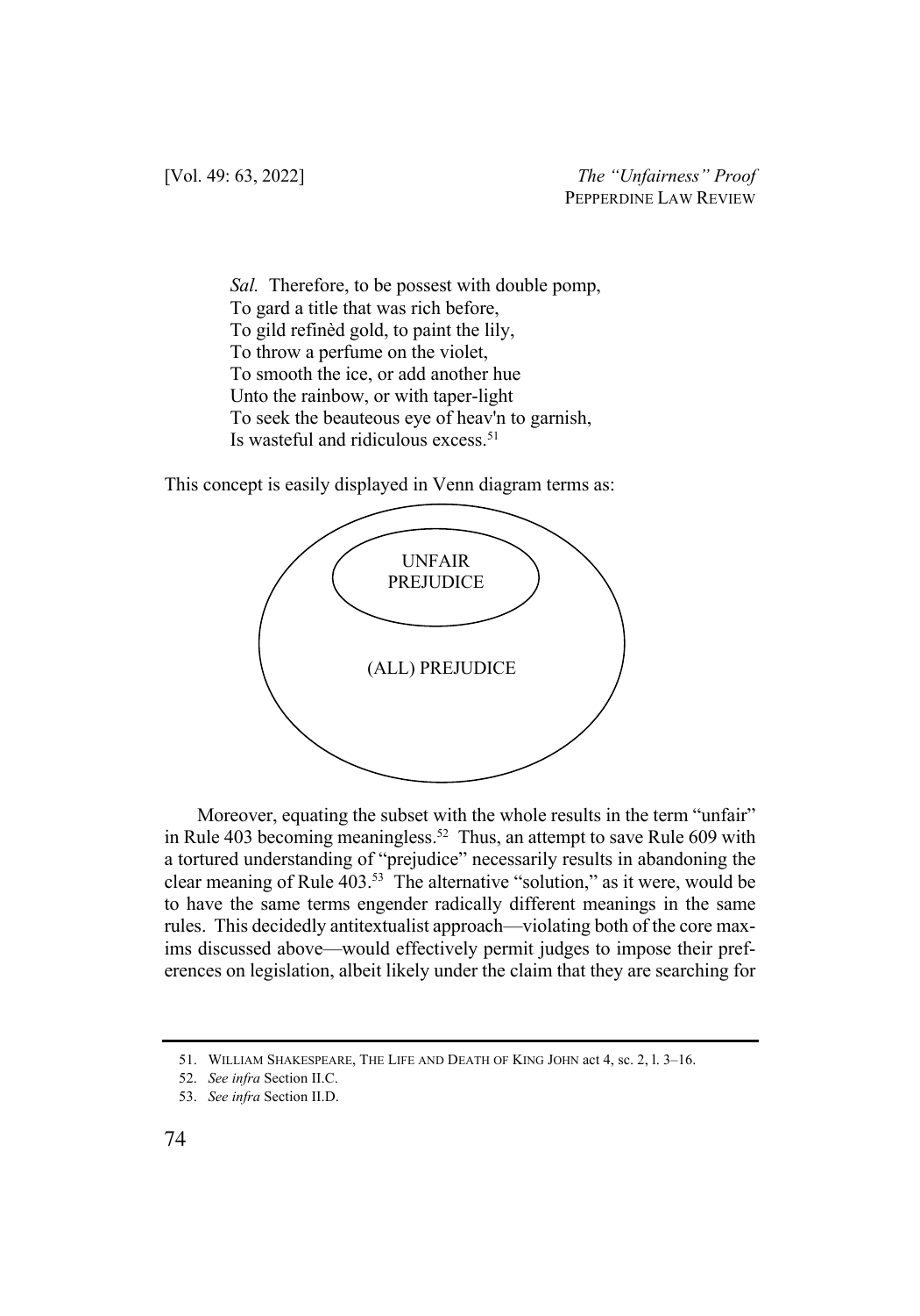> *Sal.* Therefore, to be possest with double pomp,
> To gard a title that was rich before,
> To gild refinèd gold, to paint the lily,
> To throw a perfume on the violet,
> To smooth the ice, or add another hue
> Unto the rainbow, or with taper-light
> To seek the beauteous eye of heav'n to garnish,
> Is wasteful and ridiculous excess.[51]

This concept is easily displayed in Venn diagram terms as:

UNFAIR PREJUDICE

(ALL) PREJUDICE

Moreover, equating the subset with the whole results in the term "unfair" in Rule 403 becoming meaningless.[52] Thus, an attempt to save Rule 609 with a tortured understanding of "prejudice" necessarily results in abandoning the clear meaning of Rule 403.[53] The alternative "solution," as it were, would be to have the same terms engender radically different meanings in the same rules. This decidedly antitextualist approach—violating both of the core maxims discussed above—would effectively permit judges to impose their preferences on legislation, albeit likely under the claim that they are searching for

---

51. WILLIAM SHAKESPEARE, THE LIFE AND DEATH OF KING JOHN act 4, sc. 2, l. 3–16.

52. *See infra* Section II.C.

53. *See infra* Section II.D.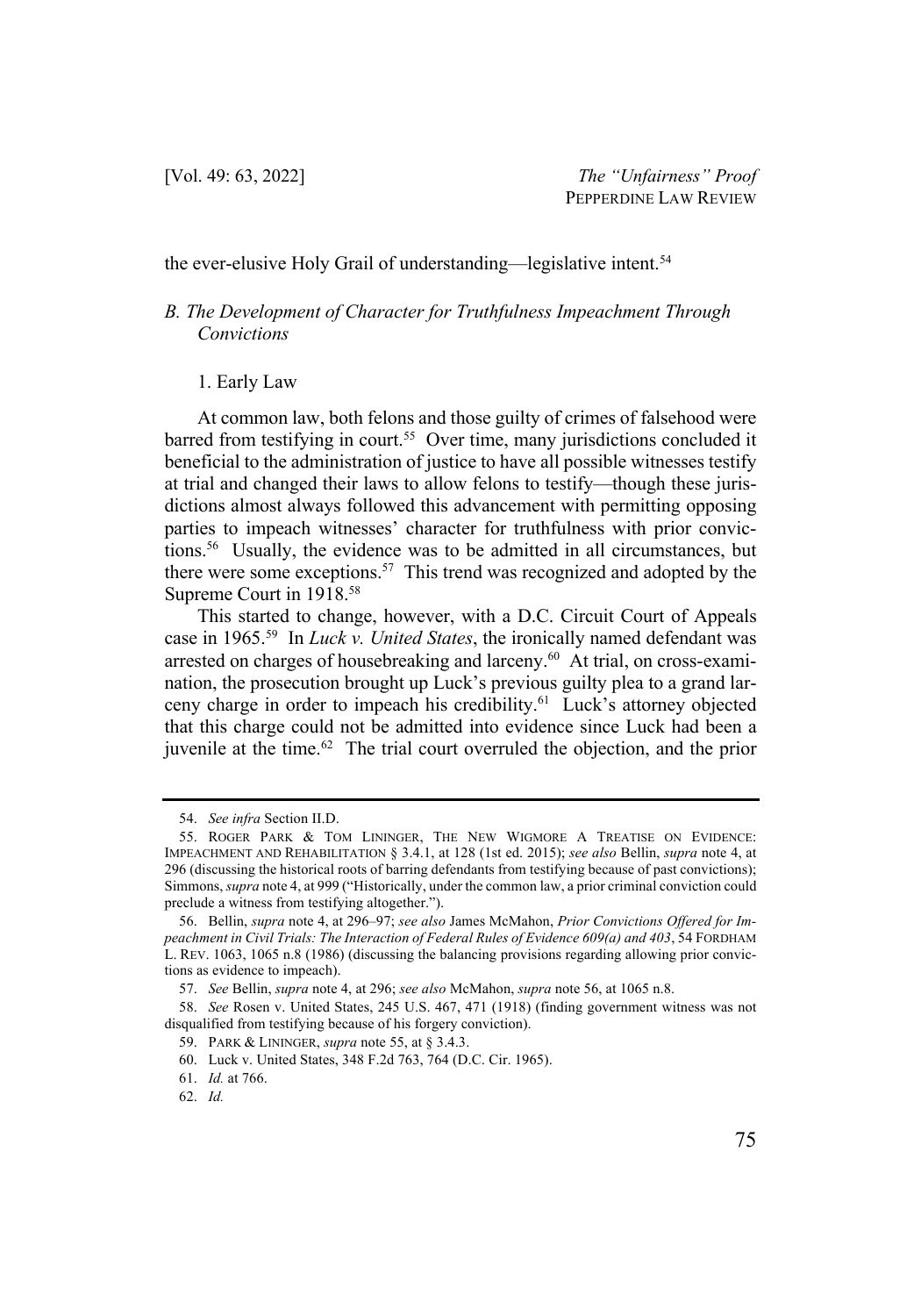the ever-elusive Holy Grail of understanding—legislative intent.[54]

### *B. The Development of Character for Truthfulness Impeachment Through Convictions*

#### 1. Early Law

At common law, both felons and those guilty of crimes of falsehood were barred from testifying in court.[55] Over time, many jurisdictions concluded it beneficial to the administration of justice to have all possible witnesses testify at trial and changed their laws to allow felons to testify—though these jurisdictions almost always followed this advancement with permitting opposing parties to impeach witnesses' character for truthfulness with prior convictions.[56] Usually, the evidence was to be admitted in all circumstances, but there were some exceptions.[57] This trend was recognized and adopted by the Supreme Court in 1918.[58]

This started to change, however, with a D.C. Circuit Court of Appeals case in 1965.[59] In *Luck v. United States*, the ironically named defendant was arrested on charges of housebreaking and larceny.[60] At trial, on cross-examination, the prosecution brought up Luck's previous guilty plea to a grand larceny charge in order to impeach his credibility.[61] Luck's attorney objected that this charge could not be admitted into evidence since Luck had been a juvenile at the time.[62] The trial court overruled the objection, and the prior

---

54. *See infra* Section II.D.

55. ROGER PARK & TOM LININGER, THE NEW WIGMORE A TREATISE ON EVIDENCE: IMPEACHMENT AND REHABILITATION § 3.4.1, at 128 (1st ed. 2015); *see also* Bellin, *supra* note 4, at 296 (discussing the historical roots of barring defendants from testifying because of past convictions); Simmons, *supra* note 4, at 999 ("Historically, under the common law, a prior criminal conviction could preclude a witness from testifying altogether.").

56. Bellin, *supra* note 4, at 296–97; *see also* James McMahon, *Prior Convictions Offered for Impeachment in Civil Trials: The Interaction of Federal Rules of Evidence 609(a) and 403*, 54 FORDHAM L. REV. 1063, 1065 n.8 (1986) (discussing the balancing provisions regarding allowing prior convictions as evidence to impeach).

57. *See* Bellin, *supra* note 4, at 296; *see also* McMahon, *supra* note 56, at 1065 n.8.

58. *See* Rosen v. United States, 245 U.S. 467, 471 (1918) (finding government witness was not disqualified from testifying because of his forgery conviction).

59. PARK & LININGER, *supra* note 55, at § 3.4.3.

60. Luck v. United States, 348 F.2d 763, 764 (D.C. Cir. 1965).

61. *Id.* at 766.

62. *Id.*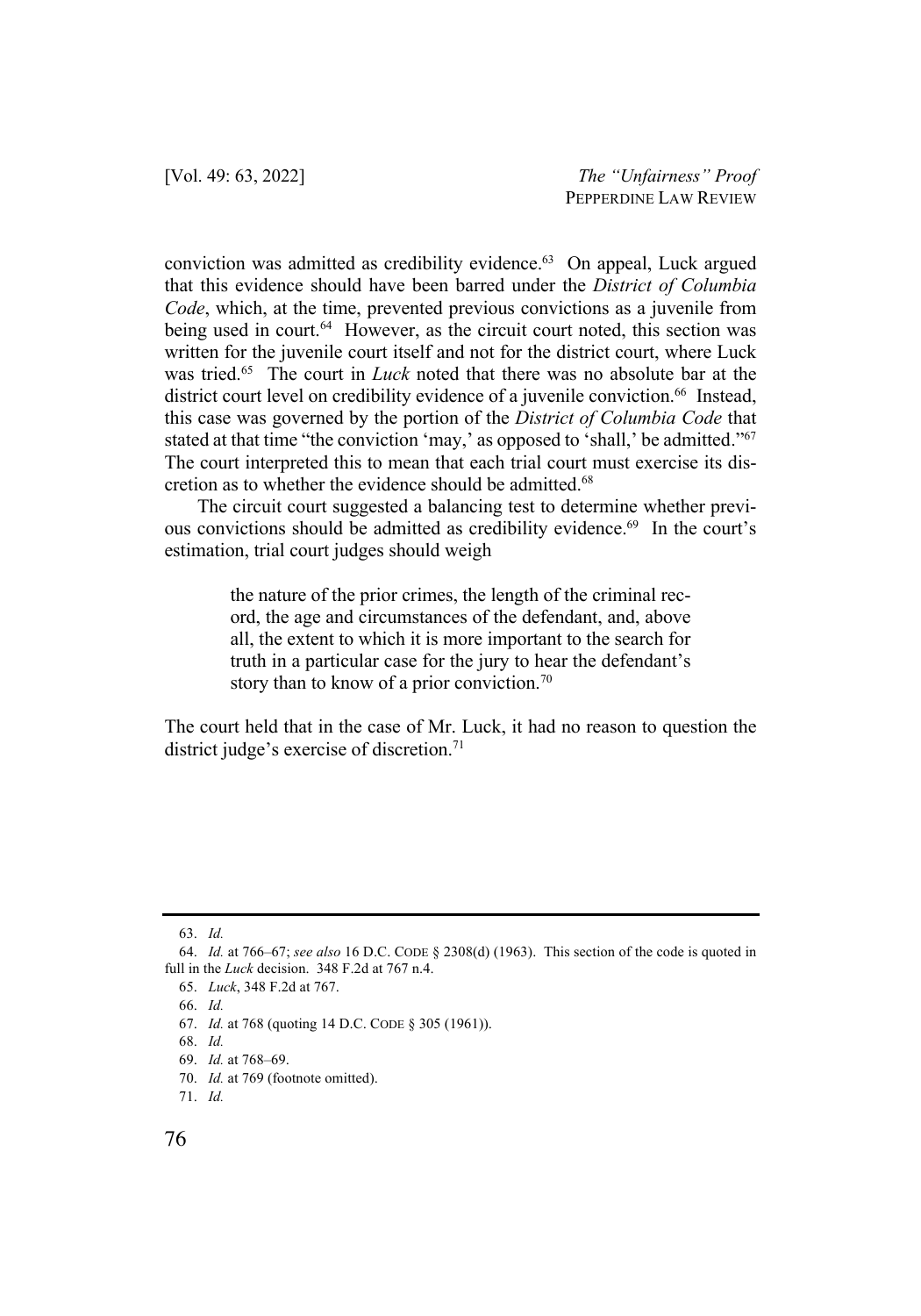conviction was admitted as credibility evidence.[63] On appeal, Luck argued that this evidence should have been barred under the *District of Columbia Code*, which, at the time, prevented previous convictions as a juvenile from being used in court.[64] However, as the circuit court noted, this section was written for the juvenile court itself and not for the district court, where Luck was tried.[65] The court in *Luck* noted that there was no absolute bar at the district court level on credibility evidence of a juvenile conviction.[66] Instead, this case was governed by the portion of the *District of Columbia Code* that stated at that time "the conviction 'may,' as opposed to 'shall,' be admitted."[67] The court interpreted this to mean that each trial court must exercise its discretion as to whether the evidence should be admitted.[68]

The circuit court suggested a balancing test to determine whether previous convictions should be admitted as credibility evidence.[69] In the court's estimation, trial court judges should weigh

> the nature of the prior crimes, the length of the criminal record, the age and circumstances of the defendant, and, above all, the extent to which it is more important to the search for truth in a particular case for the jury to hear the defendant's story than to know of a prior conviction.[70]

The court held that in the case of Mr. Luck, it had no reason to question the district judge's exercise of discretion.[71]

---

63. *Id.*

64. *Id.* at 766–67; *see also* 16 D.C. CODE § 2308(d) (1963). This section of the code is quoted in full in the *Luck* decision. 348 F.2d at 767 n.4.

65. *Luck*, 348 F.2d at 767.

66. *Id.*

67. *Id.* at 768 (quoting 14 D.C. CODE § 305 (1961)).

68. *Id.*

69. *Id.* at 768–69.

70. *Id.* at 769 (footnote omitted).

71. *Id.*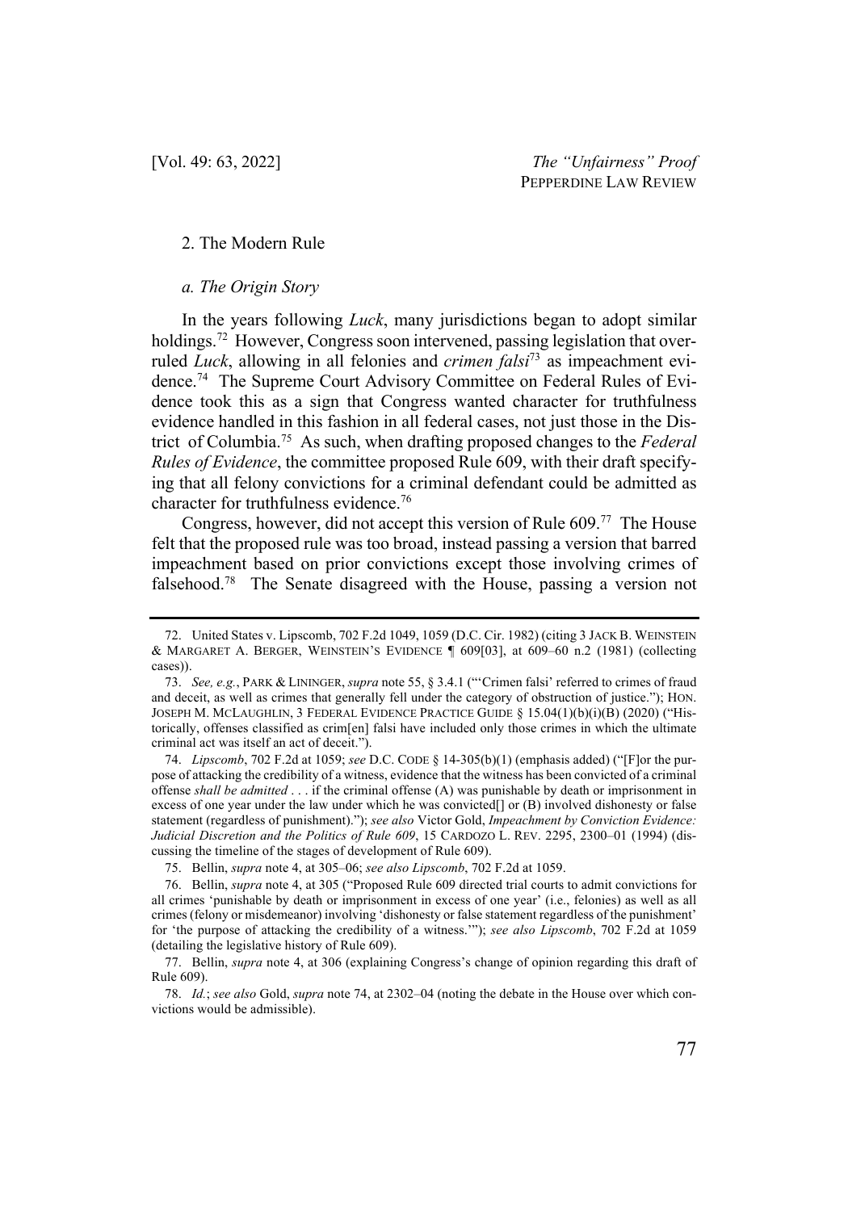### 2. The Modern Rule

#### *a. The Origin Story*

In the years following *Luck*, many jurisdictions began to adopt similar holdings.[72] However, Congress soon intervened, passing legislation that overruled *Luck*, allowing in all felonies and *crimen falsi*[73] as impeachment evidence.[74] The Supreme Court Advisory Committee on Federal Rules of Evidence took this as a sign that Congress wanted character for truthfulness evidence handled in this fashion in all federal cases, not just those in the District of Columbia.[75] As such, when drafting proposed changes to the *Federal Rules of Evidence*, the committee proposed Rule 609, with their draft specifying that all felony convictions for a criminal defendant could be admitted as character for truthfulness evidence.[76]

Congress, however, did not accept this version of Rule 609.[77] The House felt that the proposed rule was too broad, instead passing a version that barred impeachment based on prior convictions except those involving crimes of falsehood.[78] The Senate disagreed with the House, passing a version not

---

72. United States v. Lipscomb, 702 F.2d 1049, 1059 (D.C. Cir. 1982) (citing 3 JACK B. WEINSTEIN & MARGARET A. BERGER, WEINSTEIN'S EVIDENCE ¶ 609[03], at 609–60 n.2 (1981) (collecting cases)).

73. *See, e.g.*, PARK & LININGER, *supra* note 55, § 3.4.1 ("'Crimen falsi' referred to crimes of fraud and deceit, as well as crimes that generally fell under the category of obstruction of justice."); HON. JOSEPH M. MCLAUGHLIN, 3 FEDERAL EVIDENCE PRACTICE GUIDE § 15.04(1)(b)(i)(B) (2020) ("Historically, offenses classified as crim[en] falsi have included only those crimes in which the ultimate criminal act was itself an act of deceit.").

74. *Lipscomb*, 702 F.2d at 1059; *see* D.C. CODE § 14-305(b)(1) (emphasis added) ("[F]or the purpose of attacking the credibility of a witness, evidence that the witness has been convicted of a criminal offense *shall be admitted* . . . if the criminal offense (A) was punishable by death or imprisonment in excess of one year under the law under which he was convicted[] or (B) involved dishonesty or false statement (regardless of punishment)."); *see also* Victor Gold, *Impeachment by Conviction Evidence: Judicial Discretion and the Politics of Rule 609*, 15 CARDOZO L. REV. 2295, 2300–01 (1994) (discussing the timeline of the stages of development of Rule 609).

75. Bellin, *supra* note 4, at 305–06; *see also Lipscomb*, 702 F.2d at 1059.

76. Bellin, *supra* note 4, at 305 ("Proposed Rule 609 directed trial courts to admit convictions for all crimes 'punishable by death or imprisonment in excess of one year' (i.e., felonies) as well as all crimes (felony or misdemeanor) involving 'dishonesty or false statement regardless of the punishment' for 'the purpose of attacking the credibility of a witness.'"); *see also Lipscomb*, 702 F.2d at 1059 (detailing the legislative history of Rule 609).

77. Bellin, *supra* note 4, at 306 (explaining Congress's change of opinion regarding this draft of Rule 609).

78. *Id.*; *see also* Gold, *supra* note 74, at 2302–04 (noting the debate in the House over which convictions would be admissible).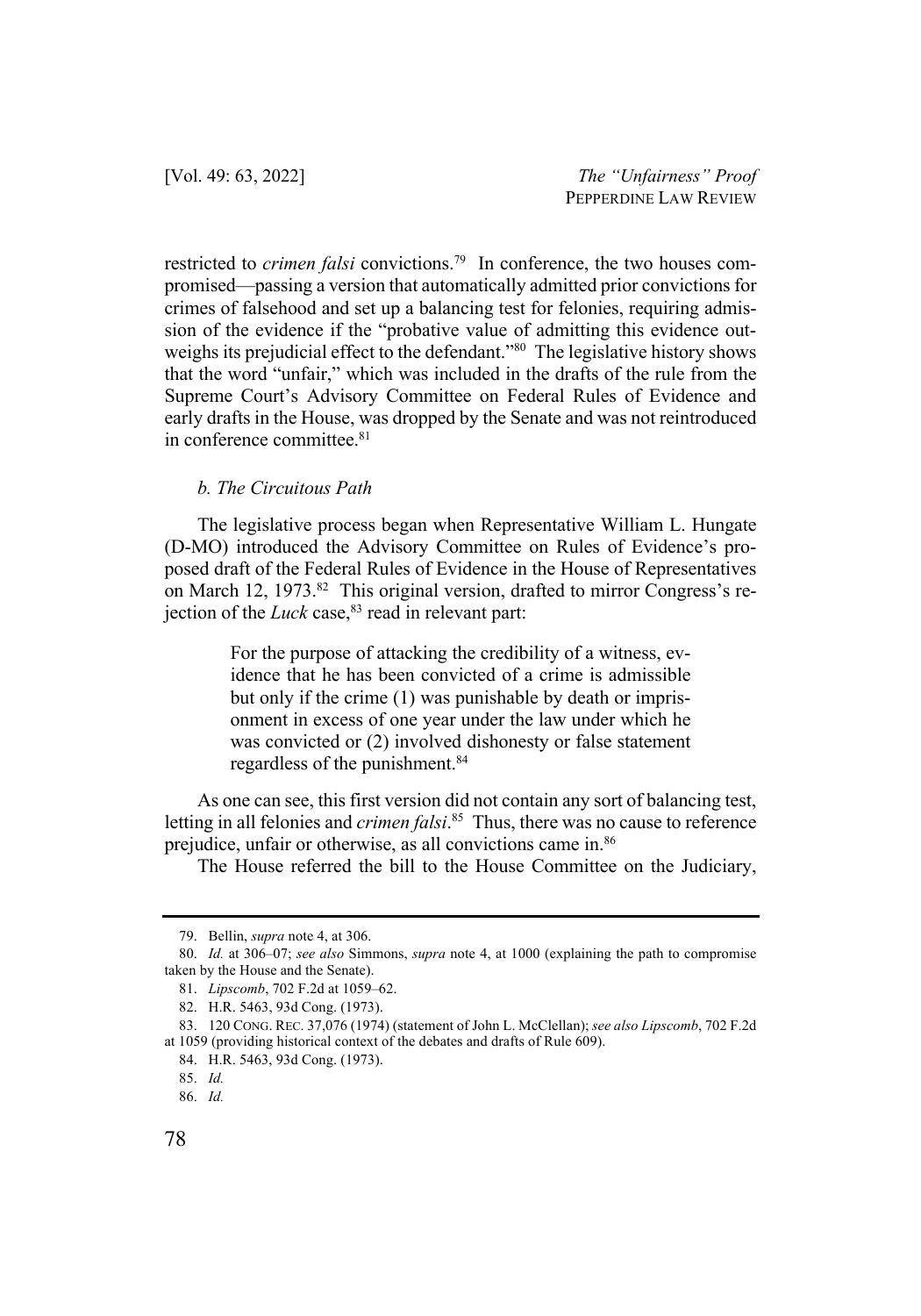restricted to *crimen falsi* convictions.[79] In conference, the two houses compromised—passing a version that automatically admitted prior convictions for crimes of falsehood and set up a balancing test for felonies, requiring admission of the evidence if the "probative value of admitting this evidence outweighs its prejudicial effect to the defendant."[80] The legislative history shows that the word "unfair," which was included in the drafts of the rule from the Supreme Court's Advisory Committee on Federal Rules of Evidence and early drafts in the House, was dropped by the Senate and was not reintroduced in conference committee.[81]

### *b. The Circuitous Path*

The legislative process began when Representative William L. Hungate (D-MO) introduced the Advisory Committee on Rules of Evidence's proposed draft of the Federal Rules of Evidence in the House of Representatives on March 12, 1973.[82] This original version, drafted to mirror Congress's rejection of the *Luck* case,[83] read in relevant part:

> For the purpose of attacking the credibility of a witness, evidence that he has been convicted of a crime is admissible but only if the crime (1) was punishable by death or imprisonment in excess of one year under the law under which he was convicted or (2) involved dishonesty or false statement regardless of the punishment.[84]

As one can see, this first version did not contain any sort of balancing test, letting in all felonies and *crimen falsi*.[85] Thus, there was no cause to reference prejudice, unfair or otherwise, as all convictions came in.[86]

The House referred the bill to the House Committee on the Judiciary,

---

79. Bellin, *supra* note 4, at 306.

80. *Id.* at 306–07; *see also* Simmons, *supra* note 4, at 1000 (explaining the path to compromise taken by the House and the Senate).

81. *Lipscomb*, 702 F.2d at 1059–62.

82. H.R. 5463, 93d Cong. (1973).

83. 120 CONG. REC. 37,076 (1974) (statement of John L. McClellan); *see also Lipscomb*, 702 F.2d at 1059 (providing historical context of the debates and drafts of Rule 609).

84. H.R. 5463, 93d Cong. (1973).

85. *Id.*

86. *Id.*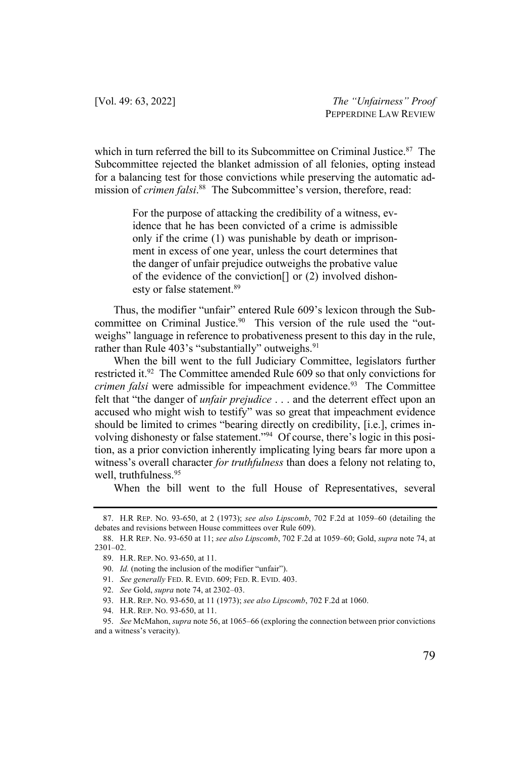which in turn referred the bill to its Subcommittee on Criminal Justice.[87] The Subcommittee rejected the blanket admission of all felonies, opting instead for a balancing test for those convictions while preserving the automatic admission of *crimen falsi*.[88] The Subcommittee's version, therefore, read:

> For the purpose of attacking the credibility of a witness, evidence that he has been convicted of a crime is admissible only if the crime (1) was punishable by death or imprisonment in excess of one year, unless the court determines that the danger of unfair prejudice outweighs the probative value of the evidence of the conviction[] or (2) involved dishonesty or false statement.[89]

Thus, the modifier "unfair" entered Rule 609's lexicon through the Subcommittee on Criminal Justice.[90] This version of the rule used the "outweighs" language in reference to probativeness present to this day in the rule, rather than Rule 403's "substantially" outweighs.[91]

When the bill went to the full Judiciary Committee, legislators further restricted it.[92] The Committee amended Rule 609 so that only convictions for *crimen falsi* were admissible for impeachment evidence.[93] The Committee felt that "the danger of *unfair prejudice* . . . and the deterrent effect upon an accused who might wish to testify" was so great that impeachment evidence should be limited to crimes "bearing directly on credibility, [i.e.], crimes involving dishonesty or false statement."[94] Of course, there's logic in this position, as a prior conviction inherently implicating lying bears far more upon a witness's overall character *for truthfulness* than does a felony not relating to, well, truthfulness.[95]

When the bill went to the full House of Representatives, several

---

87. H.R REP. NO. 93-650, at 2 (1973); *see also Lipscomb*, 702 F.2d at 1059–60 (detailing the debates and revisions between House committees over Rule 609).

88. H.R REP. No. 93-650 at 11; *see also Lipscomb*, 702 F.2d at 1059–60; Gold, *supra* note 74, at 2301–02.

89. H.R. REP. NO. 93-650, at 11.

90. *Id.* (noting the inclusion of the modifier "unfair").

91. *See generally* FED. R. EVID. 609; FED. R. EVID. 403.

92. *See* Gold, *supra* note 74, at 2302–03.

93. H.R. REP. NO. 93-650, at 11 (1973); *see also Lipscomb*, 702 F.2d at 1060.

94. H.R. REP. NO. 93-650, at 11.

95. *See* McMahon, *supra* note 56, at 1065–66 (exploring the connection between prior convictions and a witness's veracity).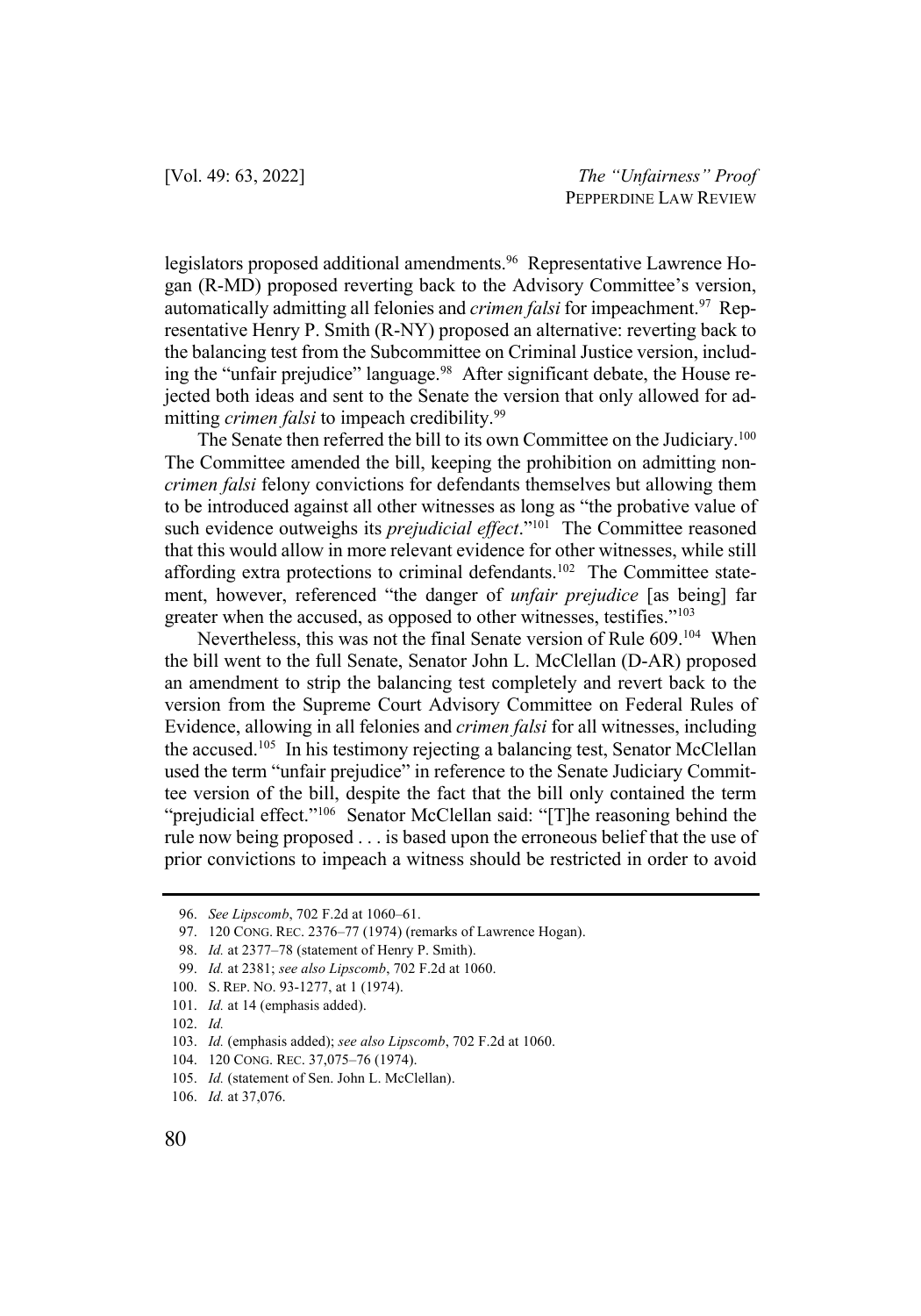legislators proposed additional amendments.[96] Representative Lawrence Hogan (R-MD) proposed reverting back to the Advisory Committee's version, automatically admitting all felonies and *crimen falsi* for impeachment.[97] Representative Henry P. Smith (R-NY) proposed an alternative: reverting back to the balancing test from the Subcommittee on Criminal Justice version, including the "unfair prejudice" language.[98] After significant debate, the House rejected both ideas and sent to the Senate the version that only allowed for admitting *crimen falsi* to impeach credibility.[99]

The Senate then referred the bill to its own Committee on the Judiciary.[100] The Committee amended the bill, keeping the prohibition on admitting non-*crimen falsi* felony convictions for defendants themselves but allowing them to be introduced against all other witnesses as long as "the probative value of such evidence outweighs its *prejudicial effect*."[101] The Committee reasoned that this would allow in more relevant evidence for other witnesses, while still affording extra protections to criminal defendants.[102] The Committee statement, however, referenced "the danger of *unfair prejudice* [as being] far greater when the accused, as opposed to other witnesses, testifies."[103]

Nevertheless, this was not the final Senate version of Rule 609.[104] When the bill went to the full Senate, Senator John L. McClellan (D-AR) proposed an amendment to strip the balancing test completely and revert back to the version from the Supreme Court Advisory Committee on Federal Rules of Evidence, allowing in all felonies and *crimen falsi* for all witnesses, including the accused.[105] In his testimony rejecting a balancing test, Senator McClellan used the term "unfair prejudice" in reference to the Senate Judiciary Committee version of the bill, despite the fact that the bill only contained the term "prejudicial effect."[106] Senator McClellan said: "[T]he reasoning behind the rule now being proposed . . . is based upon the erroneous belief that the use of prior convictions to impeach a witness should be restricted in order to avoid

---

96. *See Lipscomb*, 702 F.2d at 1060–61.

97. 120 CONG. REC. 2376–77 (1974) (remarks of Lawrence Hogan).

98. *Id.* at 2377–78 (statement of Henry P. Smith).

99. *Id.* at 2381; *see also Lipscomb*, 702 F.2d at 1060.

100. S. REP. NO. 93-1277, at 1 (1974).

101. *Id.* at 14 (emphasis added).

102. *Id.*

103. *Id.* (emphasis added); *see also Lipscomb*, 702 F.2d at 1060.

104. 120 CONG. REC. 37,075–76 (1974).

105. *Id.* (statement of Sen. John L. McClellan).

106. *Id.* at 37,076.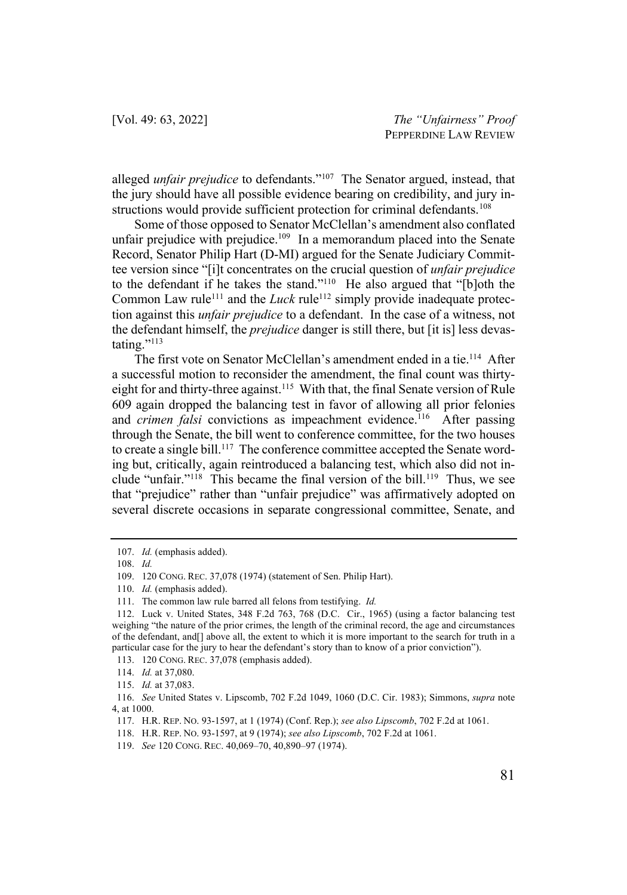alleged *unfair prejudice* to defendants."[107] The Senator argued, instead, that the jury should have all possible evidence bearing on credibility, and jury instructions would provide sufficient protection for criminal defendants.[108]

Some of those opposed to Senator McClellan's amendment also conflated unfair prejudice with prejudice.[109] In a memorandum placed into the Senate Record, Senator Philip Hart (D-MI) argued for the Senate Judiciary Committee version since "[i]t concentrates on the crucial question of *unfair prejudice* to the defendant if he takes the stand."[110] He also argued that "[b]oth the Common Law rule[111] and the *Luck* rule[112] simply provide inadequate protection against this *unfair prejudice* to a defendant. In the case of a witness, not the defendant himself, the *prejudice* danger is still there, but [it is] less devastating."[113]

The first vote on Senator McClellan's amendment ended in a tie.[114] After a successful motion to reconsider the amendment, the final count was thirty-eight for and thirty-three against.[115] With that, the final Senate version of Rule 609 again dropped the balancing test in favor of allowing all prior felonies and *crimen falsi* convictions as impeachment evidence.[116] After passing through the Senate, the bill went to conference committee, for the two houses to create a single bill.[117] The conference committee accepted the Senate wording but, critically, again reintroduced a balancing test, which also did not include "unfair."[118] This became the final version of the bill.[119] Thus, we see that "prejudice" rather than "unfair prejudice" was affirmatively adopted on several discrete occasions in separate congressional committee, Senate, and

---

107. *Id.* (emphasis added).

108. *Id.*

109. 120 CONG. REC. 37,078 (1974) (statement of Sen. Philip Hart).

110. *Id.* (emphasis added).

111. The common law rule barred all felons from testifying. *Id.*

112. Luck v. United States, 348 F.2d 763, 768 (D.C. Cir., 1965) (using a factor balancing test weighing "the nature of the prior crimes, the length of the criminal record, the age and circumstances of the defendant, and[] above all, the extent to which it is more important to the search for truth in a particular case for the jury to hear the defendant's story than to know of a prior conviction").

113. 120 CONG. REC. 37,078 (emphasis added).

114. *Id.* at 37,080.

115. *Id.* at 37,083.

116. *See* United States v. Lipscomb, 702 F.2d 1049, 1060 (D.C. Cir. 1983); Simmons, *supra* note 4, at 1000.

117. H.R. REP. NO. 93-1597, at 1 (1974) (Conf. Rep.); *see also Lipscomb*, 702 F.2d at 1061.

118. H.R. REP. NO. 93-1597, at 9 (1974); *see also Lipscomb*, 702 F.2d at 1061.

119. *See* 120 CONG. REC. 40,069–70, 40,890–97 (1974).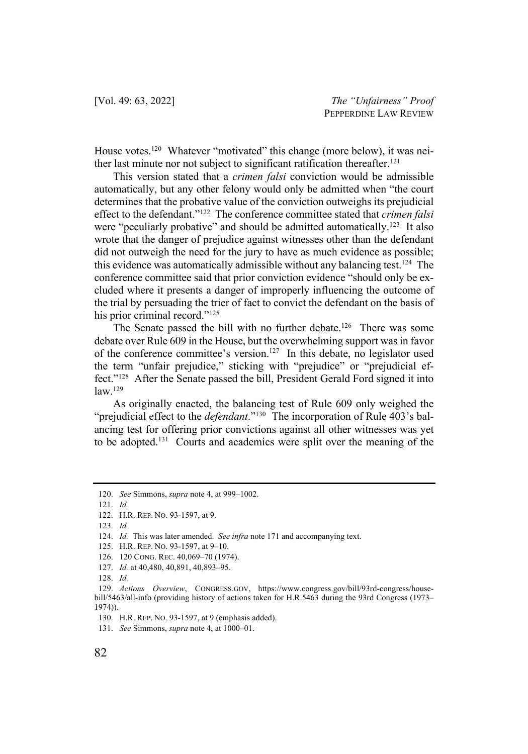House votes.[120] Whatever "motivated" this change (more below), it was neither last minute nor not subject to significant ratification thereafter.[121]

This version stated that a *crimen falsi* conviction would be admissible automatically, but any other felony would only be admitted when "the court determines that the probative value of the conviction outweighs its prejudicial effect to the defendant."[122] The conference committee stated that *crimen falsi* were "peculiarly probative" and should be admitted automatically.[123] It also wrote that the danger of prejudice against witnesses other than the defendant did not outweigh the need for the jury to have as much evidence as possible; this evidence was automatically admissible without any balancing test.[124] The conference committee said that prior conviction evidence "should only be excluded where it presents a danger of improperly influencing the outcome of the trial by persuading the trier of fact to convict the defendant on the basis of his prior criminal record."[125]

The Senate passed the bill with no further debate.[126] There was some debate over Rule 609 in the House, but the overwhelming support was in favor of the conference committee's version.[127] In this debate, no legislator used the term "unfair prejudice," sticking with "prejudice" or "prejudicial effect."[128] After the Senate passed the bill, President Gerald Ford signed it into law.[129]

As originally enacted, the balancing test of Rule 609 only weighed the "prejudicial effect to the *defendant*."[130] The incorporation of Rule 403's balancing test for offering prior convictions against all other witnesses was yet to be adopted.[131] Courts and academics were split over the meaning of the

---

120. *See* Simmons, *supra* note 4, at 999–1002.

121. *Id.*

122. H.R. REP. NO. 93-1597, at 9.

123. *Id.*

124. *Id.* This was later amended. *See infra* note 171 and accompanying text.

125. H.R. REP. NO. 93-1597, at 9–10.

126. 120 CONG. REC. 40,069–70 (1974).

127. *Id.* at 40,480, 40,891, 40,893–95.

128. *Id.*

129. *Actions Overview*, CONGRESS.GOV, https://www.congress.gov/bill/93rd-congress/house-bill/5463/all-info (providing history of actions taken for H.R.5463 during the 93rd Congress (1973–1974)).

130. H.R. REP. NO. 93-1597, at 9 (emphasis added).

131. *See* Simmons, *supra* note 4, at 1000–01.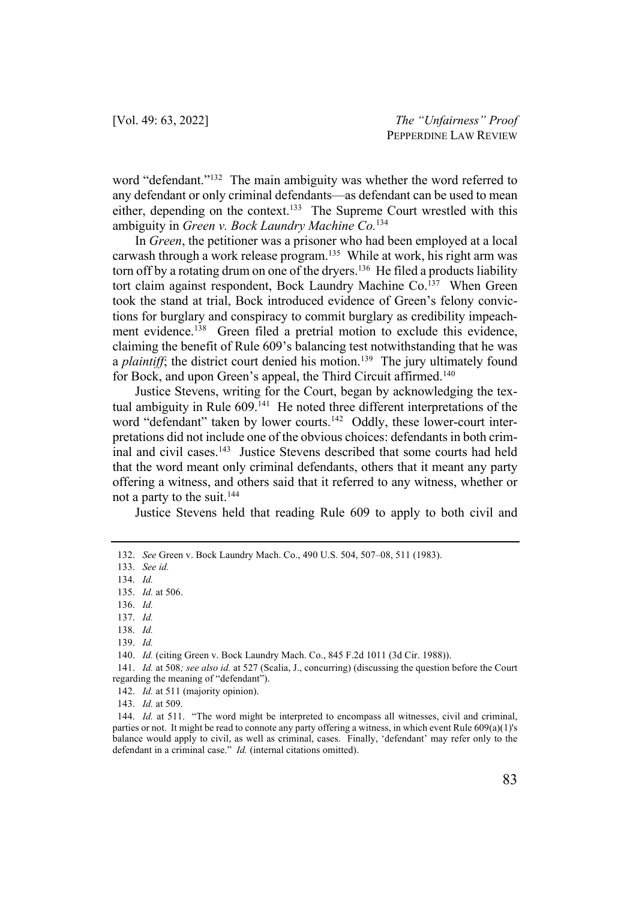word "defendant."[132] The main ambiguity was whether the word referred to any defendant or only criminal defendants—as defendant can be used to mean either, depending on the context.[133] The Supreme Court wrestled with this ambiguity in *Green v. Bock Laundry Machine Co.*[134]

In *Green*, the petitioner was a prisoner who had been employed at a local carwash through a work release program.[135] While at work, his right arm was torn off by a rotating drum on one of the dryers.[136] He filed a products liability tort claim against respondent, Bock Laundry Machine Co.[137] When Green took the stand at trial, Bock introduced evidence of Green's felony convictions for burglary and conspiracy to commit burglary as credibility impeachment evidence.[138] Green filed a pretrial motion to exclude this evidence, claiming the benefit of Rule 609's balancing test notwithstanding that he was a *plaintiff*; the district court denied his motion.[139] The jury ultimately found for Bock, and upon Green's appeal, the Third Circuit affirmed.[140]

Justice Stevens, writing for the Court, began by acknowledging the textual ambiguity in Rule 609.[141] He noted three different interpretations of the word "defendant" taken by lower courts.[142] Oddly, these lower-court interpretations did not include one of the obvious choices: defendants in both criminal and civil cases.[143] Justice Stevens described that some courts had held that the word meant only criminal defendants, others that it meant any party offering a witness, and others said that it referred to any witness, whether or not a party to the suit.[144]

Justice Stevens held that reading Rule 609 to apply to both civil and

---

132. *See* Green v. Bock Laundry Mach. Co., 490 U.S. 504, 507–08, 511 (1983).

133. *See id.*

134. *Id.*

135. *Id.* at 506.

136. *Id.*

137. *Id.*

138. *Id.*

139. *Id.*

140. *Id.* (citing Green v. Bock Laundry Mach. Co., 845 F.2d 1011 (3d Cir. 1988)).

141. *Id.* at 508*; see also id.* at 527 (Scalia, J., concurring) (discussing the question before the Court regarding the meaning of "defendant").

142. *Id.* at 511 (majority opinion).

143. *Id.* at 509.

144. *Id.* at 511. "The word might be interpreted to encompass all witnesses, civil and criminal, parties or not. It might be read to connote any party offering a witness, in which event Rule 609(a)(1)'s balance would apply to civil, as well as criminal, cases. Finally, 'defendant' may refer only to the defendant in a criminal case." *Id.* (internal citations omitted).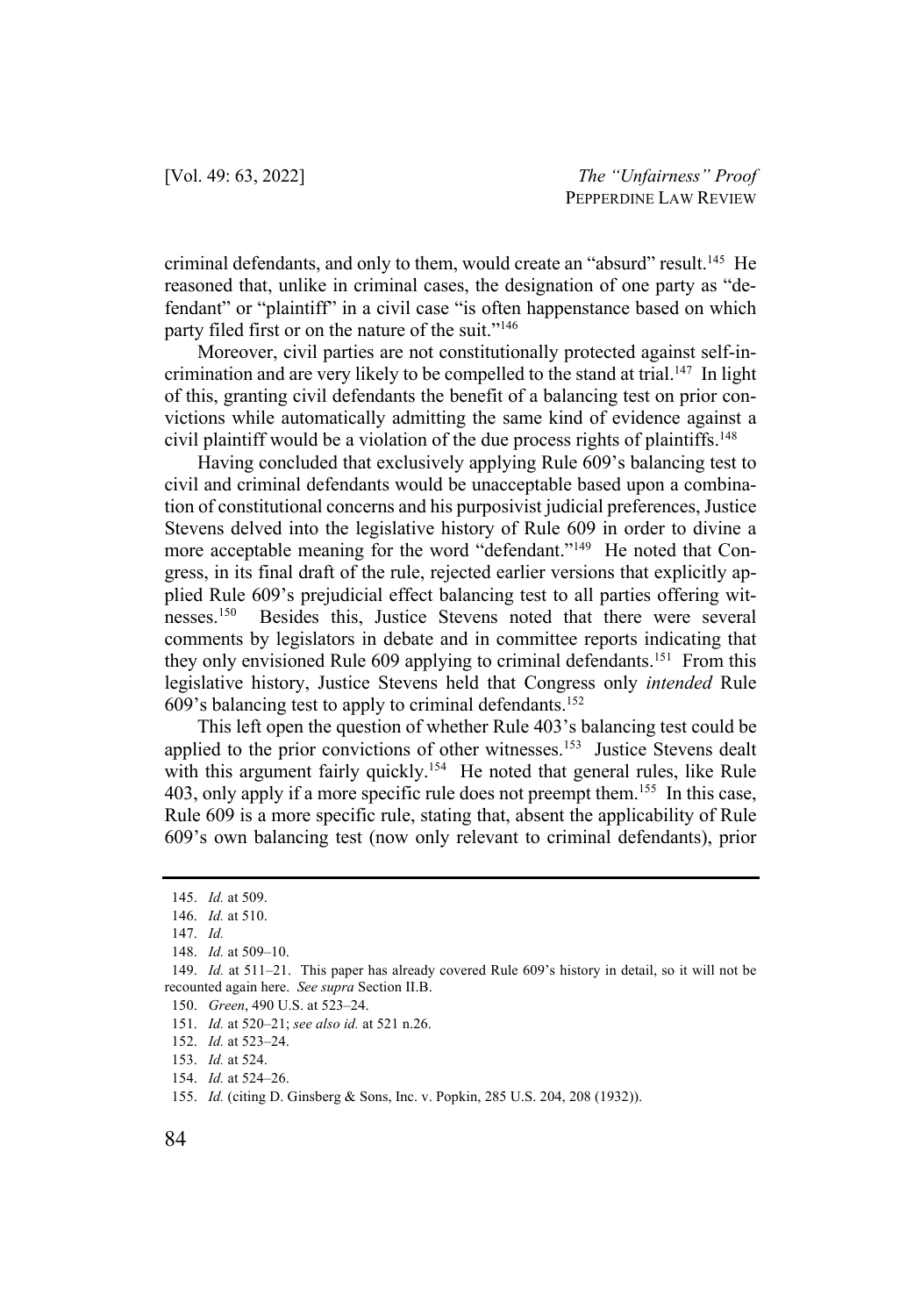criminal defendants, and only to them, would create an "absurd" result.[145] He reasoned that, unlike in criminal cases, the designation of one party as "defendant" or "plaintiff" in a civil case "is often happenstance based on which party filed first or on the nature of the suit."[146]

Moreover, civil parties are not constitutionally protected against self-incrimination and are very likely to be compelled to the stand at trial.[147] In light of this, granting civil defendants the benefit of a balancing test on prior convictions while automatically admitting the same kind of evidence against a civil plaintiff would be a violation of the due process rights of plaintiffs.[148]

Having concluded that exclusively applying Rule 609's balancing test to civil and criminal defendants would be unacceptable based upon a combination of constitutional concerns and his purposivist judicial preferences, Justice Stevens delved into the legislative history of Rule 609 in order to divine a more acceptable meaning for the word "defendant."[149] He noted that Congress, in its final draft of the rule, rejected earlier versions that explicitly applied Rule 609's prejudicial effect balancing test to all parties offering witnesses.[150] Besides this, Justice Stevens noted that there were several comments by legislators in debate and in committee reports indicating that they only envisioned Rule 609 applying to criminal defendants.[151] From this legislative history, Justice Stevens held that Congress only *intended* Rule 609's balancing test to apply to criminal defendants.[152]

This left open the question of whether Rule 403's balancing test could be applied to the prior convictions of other witnesses.[153] Justice Stevens dealt with this argument fairly quickly.[154] He noted that general rules, like Rule 403, only apply if a more specific rule does not preempt them.[155] In this case, Rule 609 is a more specific rule, stating that, absent the applicability of Rule 609's own balancing test (now only relevant to criminal defendants), prior

---

145. *Id.* at 509.

146. *Id.* at 510.

147. *Id.*

148. *Id.* at 509–10.

149. *Id.* at 511–21. This paper has already covered Rule 609's history in detail, so it will not be recounted again here. *See supra* Section II.B.

150. *Green*, 490 U.S. at 523–24.

151. *Id.* at 520–21; *see also id.* at 521 n.26.

152. *Id.* at 523–24.

153. *Id.* at 524.

154. *Id.* at 524–26.

155. *Id.* (citing D. Ginsberg & Sons, Inc. v. Popkin, 285 U.S. 204, 208 (1932)).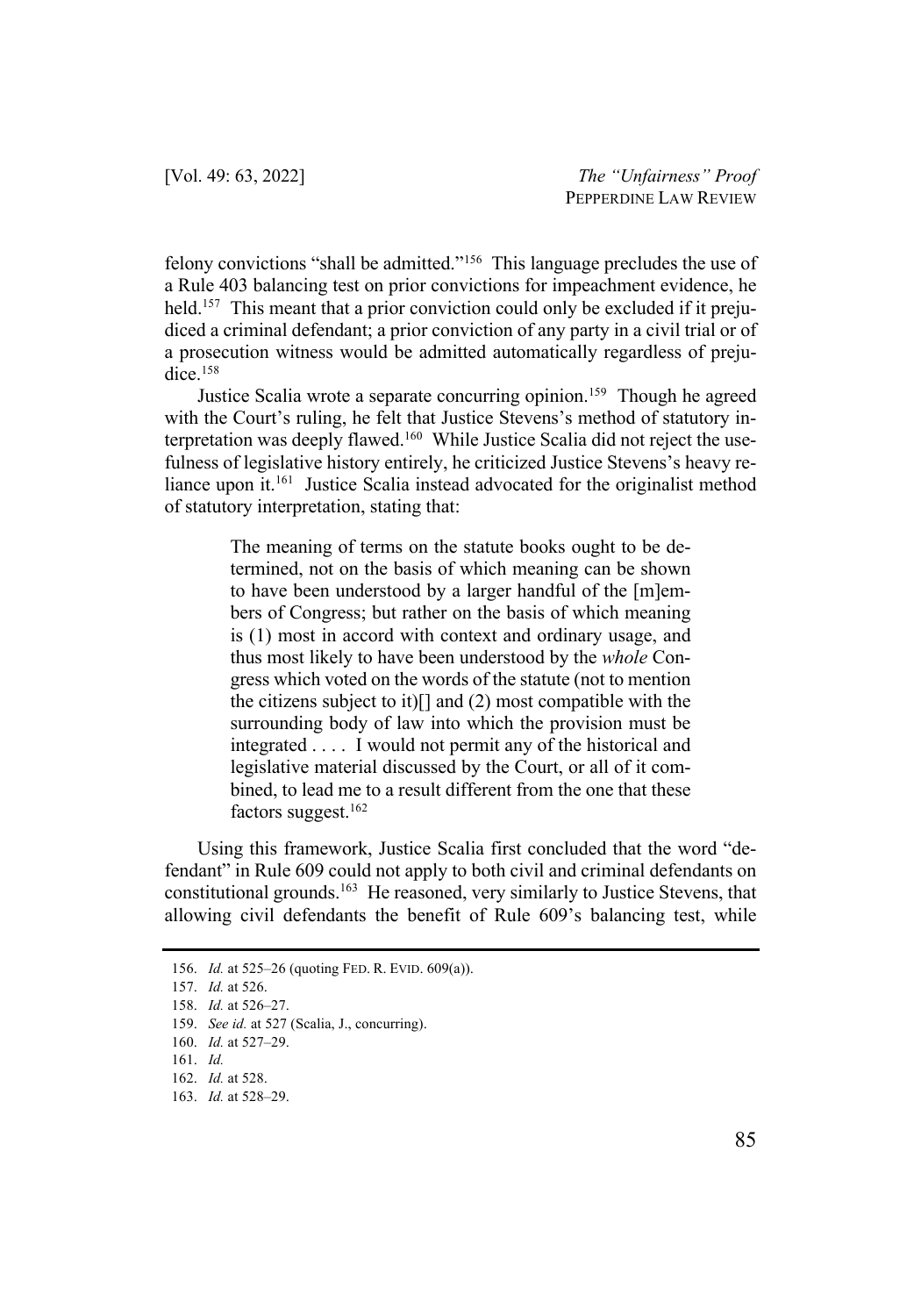felony convictions "shall be admitted."[156] This language precludes the use of a Rule 403 balancing test on prior convictions for impeachment evidence, he held.[157] This meant that a prior conviction could only be excluded if it prejudiced a criminal defendant; a prior conviction of any party in a civil trial or of a prosecution witness would be admitted automatically regardless of prejudice.[158]

Justice Scalia wrote a separate concurring opinion.[159] Though he agreed with the Court's ruling, he felt that Justice Stevens's method of statutory interpretation was deeply flawed.[160] While Justice Scalia did not reject the usefulness of legislative history entirely, he criticized Justice Stevens's heavy reliance upon it.[161] Justice Scalia instead advocated for the originalist method of statutory interpretation, stating that:

> The meaning of terms on the statute books ought to be determined, not on the basis of which meaning can be shown to have been understood by a larger handful of the [m]embers of Congress; but rather on the basis of which meaning is (1) most in accord with context and ordinary usage, and thus most likely to have been understood by the *whole* Congress which voted on the words of the statute (not to mention the citizens subject to it)[] and (2) most compatible with the surrounding body of law into which the provision must be integrated . . . . I would not permit any of the historical and legislative material discussed by the Court, or all of it combined, to lead me to a result different from the one that these factors suggest.[162]

Using this framework, Justice Scalia first concluded that the word "defendant" in Rule 609 could not apply to both civil and criminal defendants on constitutional grounds.[163] He reasoned, very similarly to Justice Stevens, that allowing civil defendants the benefit of Rule 609's balancing test, while

---

156. *Id.* at 525–26 (quoting FED. R. EVID. 609(a)).

157. *Id.* at 526.

158. *Id.* at 526–27.

159. *See id.* at 527 (Scalia, J., concurring).

160. *Id.* at 527–29.

161. *Id.*

162. *Id.* at 528.

163. *Id.* at 528–29.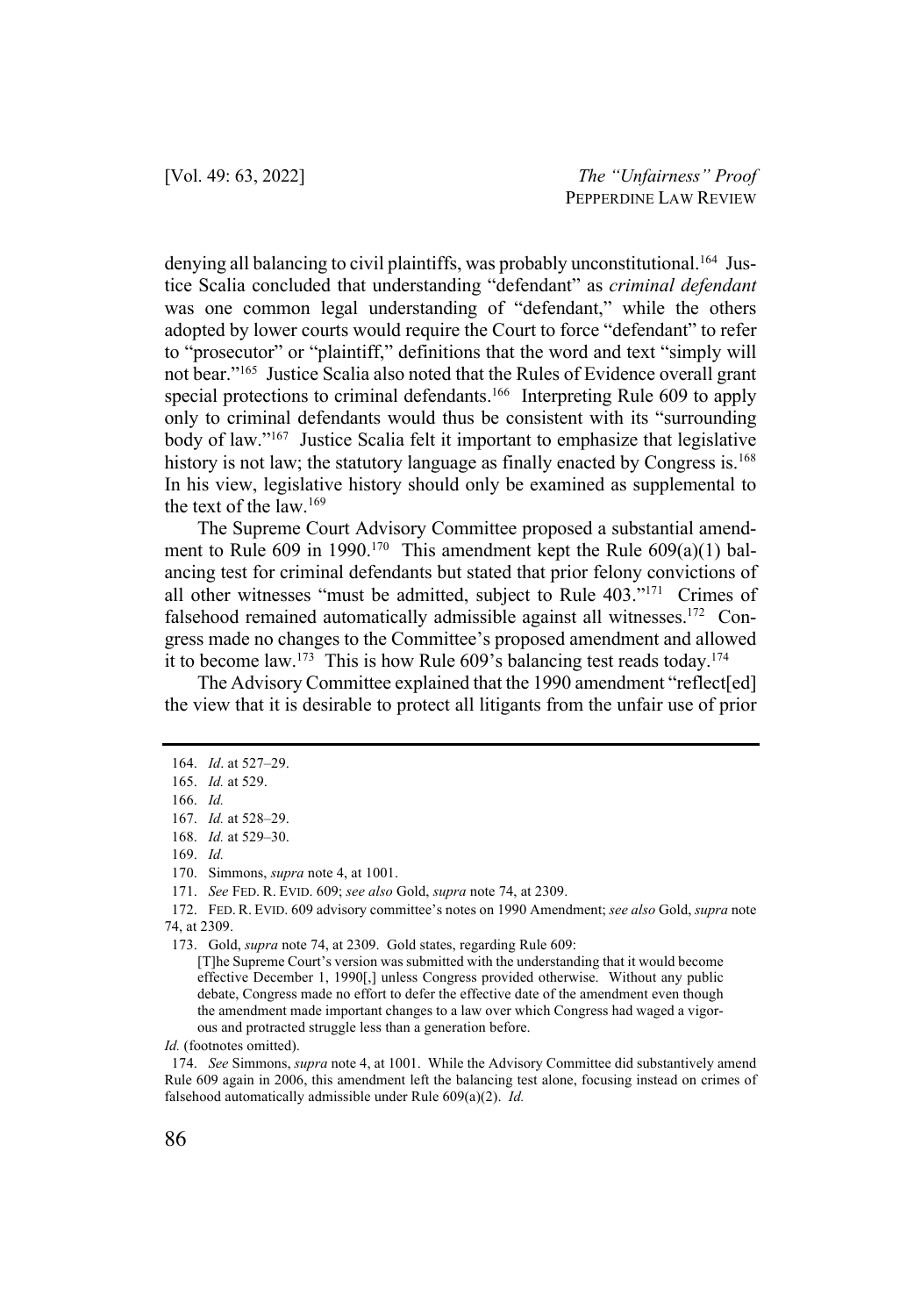denying all balancing to civil plaintiffs, was probably unconstitutional.[164] Justice Scalia concluded that understanding "defendant" as *criminal defendant* was one common legal understanding of "defendant," while the others adopted by lower courts would require the Court to force "defendant" to refer to "prosecutor" or "plaintiff," definitions that the word and text "simply will not bear."[165] Justice Scalia also noted that the Rules of Evidence overall grant special protections to criminal defendants.[166] Interpreting Rule 609 to apply only to criminal defendants would thus be consistent with its "surrounding body of law."[167] Justice Scalia felt it important to emphasize that legislative history is not law; the statutory language as finally enacted by Congress is.[168] In his view, legislative history should only be examined as supplemental to the text of the law.[169]

The Supreme Court Advisory Committee proposed a substantial amendment to Rule 609 in 1990.[170] This amendment kept the Rule 609(a)(1) balancing test for criminal defendants but stated that prior felony convictions of all other witnesses "must be admitted, subject to Rule 403."[171] Crimes of falsehood remained automatically admissible against all witnesses.[172] Congress made no changes to the Committee's proposed amendment and allowed it to become law.[173] This is how Rule 609's balancing test reads today.[174]

The Advisory Committee explained that the 1990 amendment "reflect[ed] the view that it is desirable to protect all litigants from the unfair use of prior

---

164. *Id*. at 527–29.

165. *Id.* at 529.

166. *Id.*

167. *Id.* at 528–29.

168. *Id.* at 529–30.

169. *Id.*

170. Simmons, *supra* note 4, at 1001.

171. *See* FED. R. EVID. 609; *see also* Gold, *supra* note 74, at 2309.

172. FED. R. EVID. 609 advisory committee's notes on 1990 Amendment; *see also* Gold, *supra* note 74, at 2309.

173. Gold, *supra* note 74, at 2309. Gold states, regarding Rule 609:

> [T]he Supreme Court's version was submitted with the understanding that it would become effective December 1, 1990[,] unless Congress provided otherwise. Without any public debate, Congress made no effort to defer the effective date of the amendment even though the amendment made important changes to a law over which Congress had waged a vigorous and protracted struggle less than a generation before.

*Id.* (footnotes omitted).

174. *See* Simmons, *supra* note 4, at 1001. While the Advisory Committee did substantively amend Rule 609 again in 2006, this amendment left the balancing test alone, focusing instead on crimes of falsehood automatically admissible under Rule 609(a)(2). *Id.*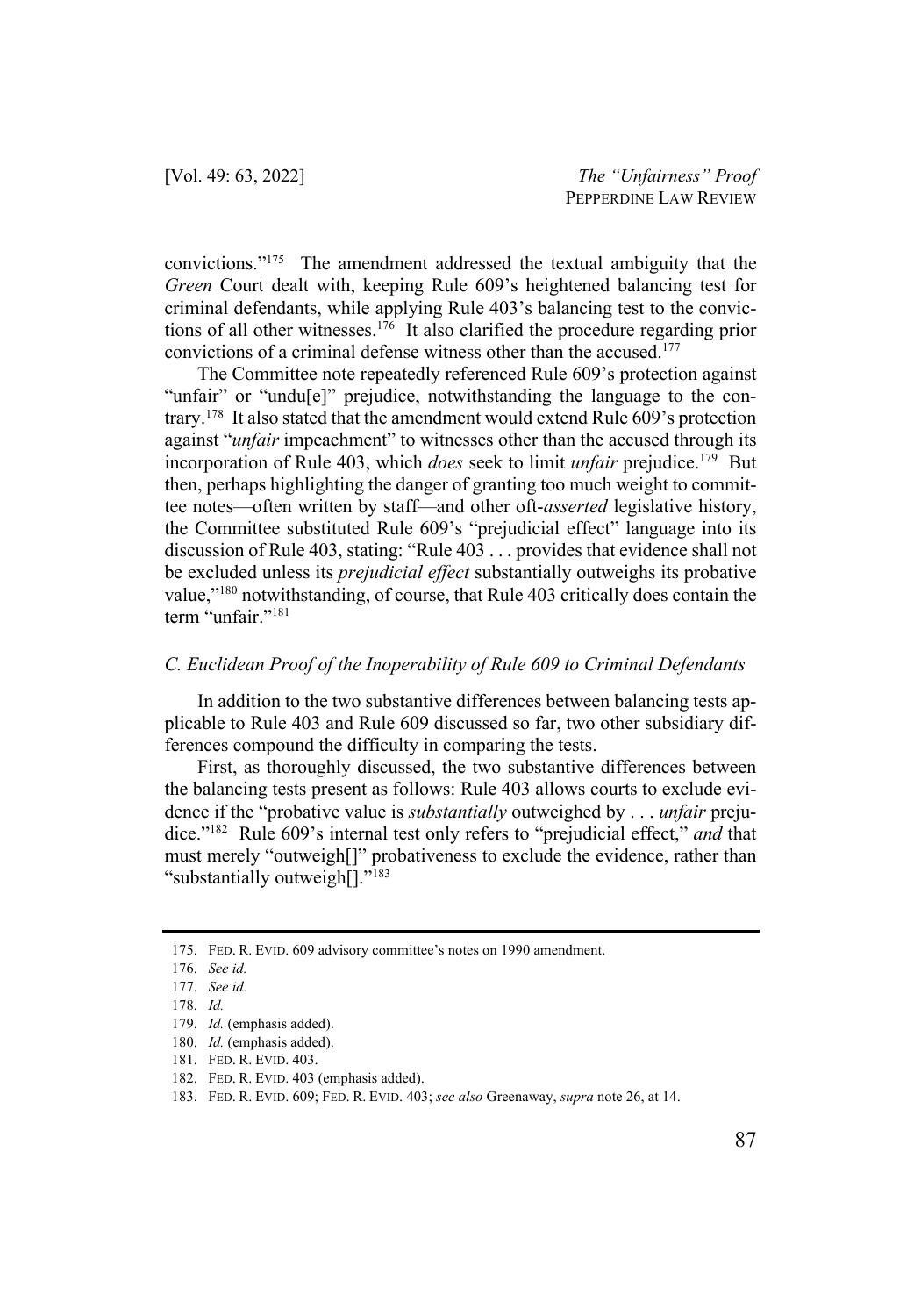convictions."[175] The amendment addressed the textual ambiguity that the *Green* Court dealt with, keeping Rule 609's heightened balancing test for criminal defendants, while applying Rule 403's balancing test to the convictions of all other witnesses.[176] It also clarified the procedure regarding prior convictions of a criminal defense witness other than the accused.[177]

The Committee note repeatedly referenced Rule 609's protection against "unfair" or "undu[e]" prejudice, notwithstanding the language to the contrary.[178] It also stated that the amendment would extend Rule 609's protection against "*unfair* impeachment" to witnesses other than the accused through its incorporation of Rule 403, which *does* seek to limit *unfair* prejudice.[179] But then, perhaps highlighting the danger of granting too much weight to committee notes—often written by staff—and other oft-*asserted* legislative history, the Committee substituted Rule 609's "prejudicial effect" language into its discussion of Rule 403, stating: "Rule 403 . . . provides that evidence shall not be excluded unless its *prejudicial effect* substantially outweighs its probative value,"[180] notwithstanding, of course, that Rule 403 critically does contain the term "unfair."[181]

### *C. Euclidean Proof of the Inoperability of Rule 609 to Criminal Defendants*

In addition to the two substantive differences between balancing tests applicable to Rule 403 and Rule 609 discussed so far, two other subsidiary differences compound the difficulty in comparing the tests.

First, as thoroughly discussed, the two substantive differences between the balancing tests present as follows: Rule 403 allows courts to exclude evidence if the "probative value is *substantially* outweighed by . . . *unfair* prejudice."[182] Rule 609's internal test only refers to "prejudicial effect," *and* that must merely "outweigh[]" probativeness to exclude the evidence, rather than "substantially outweigh[]."[183]

---

175. FED. R. EVID. 609 advisory committee's notes on 1990 amendment.

176. *See id.*

177. *See id.*

178. *Id.*

179. *Id.* (emphasis added).

180. *Id.* (emphasis added).

181. FED. R. EVID. 403.

182. FED. R. EVID. 403 (emphasis added).

183. FED. R. EVID. 609; FED. R. EVID. 403; *see also* Greenaway, *supra* note 26, at 14.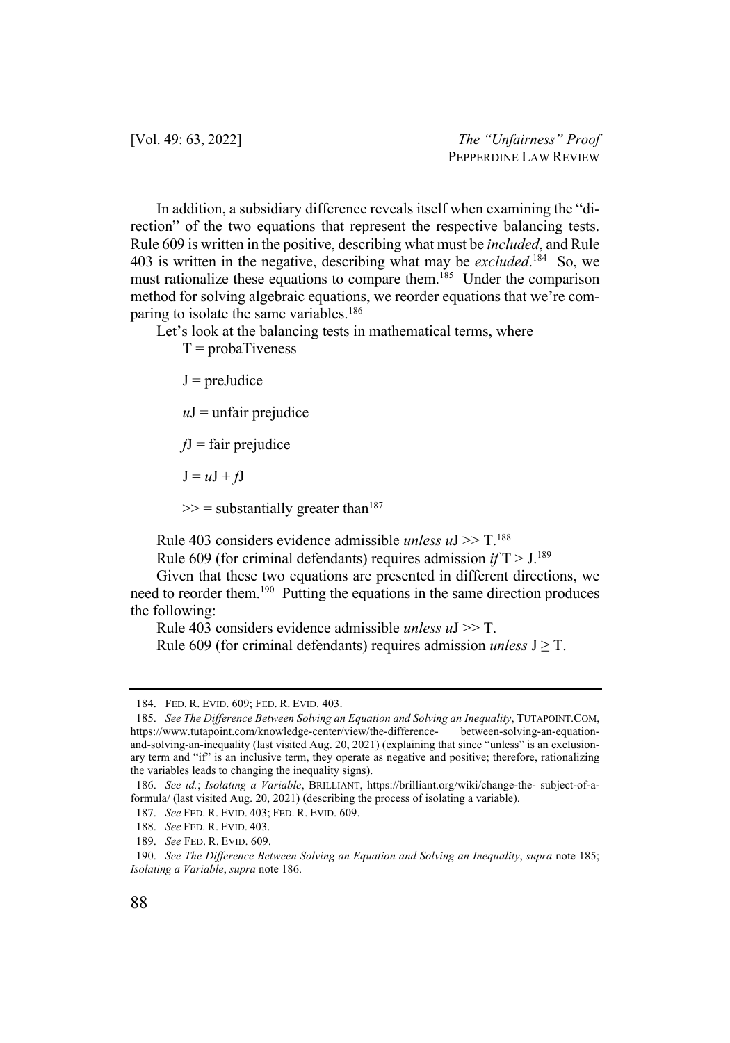In addition, a subsidiary difference reveals itself when examining the "direction" of the two equations that represent the respective balancing tests. Rule 609 is written in the positive, describing what must be *included*, and Rule 403 is written in the negative, describing what may be *excluded*.[184] So, we must rationalize these equations to compare them.[185] Under the comparison method for solving algebraic equations, we reorder equations that we're comparing to isolate the same variables.[186]

Let's look at the balancing tests in mathematical terms, where

T = probaTiveness

J = preJudice

*u*J = unfair prejudice

*f*J = fair prejudice

J = *u*J + *f*J

$>>$ = substantially greater than[187]

Rule 403 considers evidence admissible *unless* *u*J $>>$ T.[188]

Rule 609 (for criminal defendants) requires admission *if* T $>$ J.[189]

Given that these two equations are presented in different directions, we need to reorder them.[190] Putting the equations in the same direction produces the following:

Rule 403 considers evidence admissible *unless* *u*J $>>$ T.

Rule 609 (for criminal defendants) requires admission *unless* J $\geq$ T.

---

184. FED. R. EVID. 609; FED. R. EVID. 403.

185. *See The Difference Between Solving an Equation and Solving an Inequality*, TUTAPOINT.COM, https://www.tutapoint.com/knowledge-center/view/the-difference- between-solving-an-equation-and-solving-an-inequality (last visited Aug. 20, 2021) (explaining that since "unless" is an exclusionary term and "if" is an inclusive term, they operate as negative and positive; therefore, rationalizing the variables leads to changing the inequality signs).

186. *See id.*; *Isolating a Variable*, BRILLIANT, https://brilliant.org/wiki/change-the- subject-of-a-formula/ (last visited Aug. 20, 2021) (describing the process of isolating a variable).

187. *See* FED. R. EVID. 403; FED. R. EVID. 609.

188. *See* FED. R. EVID. 403.

189. *See* FED. R. EVID. 609.

190. *See The Difference Between Solving an Equation and Solving an Inequality*, *supra* note 185; *Isolating a Variable*, *supra* note 186.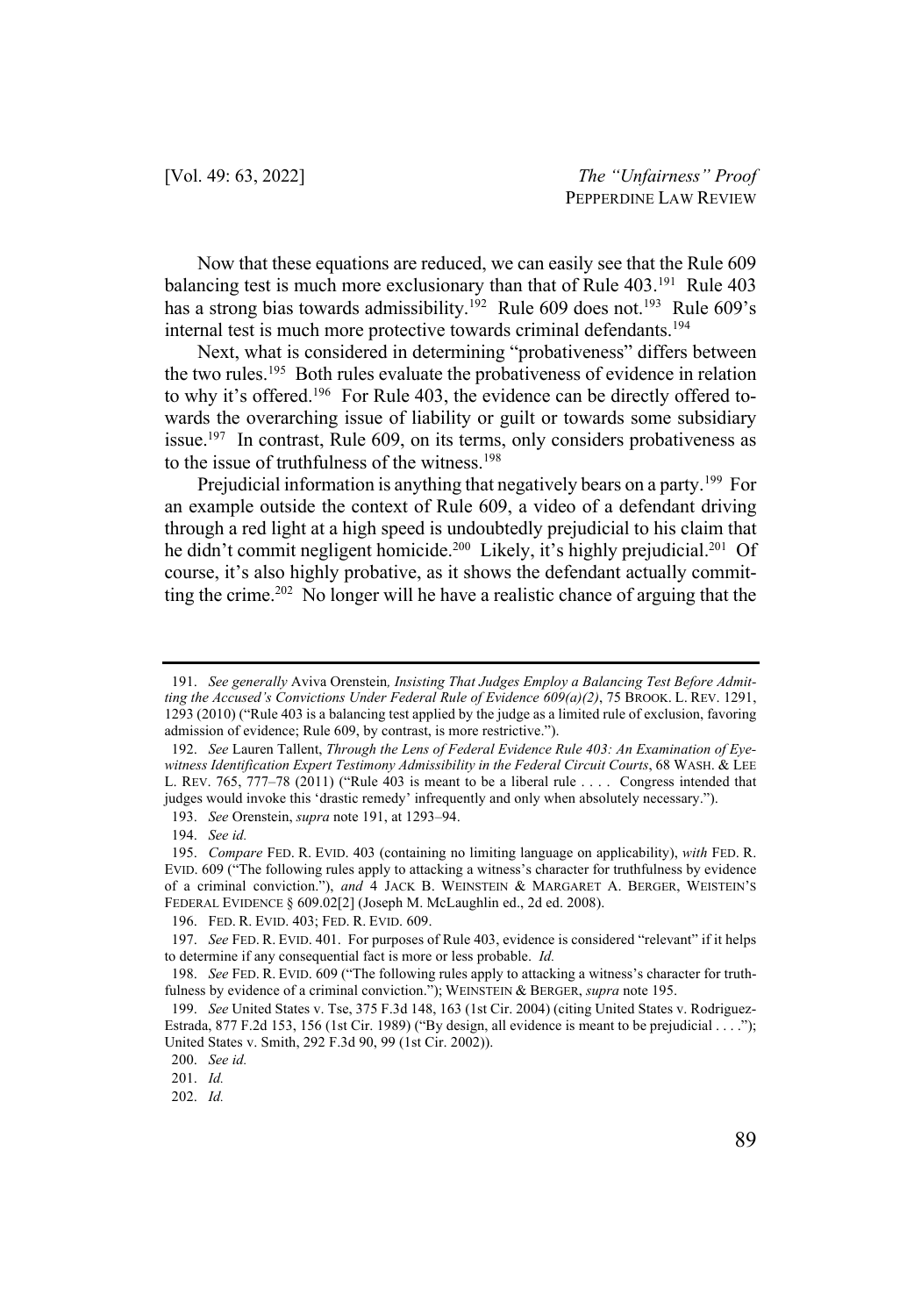Now that these equations are reduced, we can easily see that the Rule 609 balancing test is much more exclusionary than that of Rule 403.[191] Rule 403 has a strong bias towards admissibility.[192] Rule 609 does not.[193] Rule 609's internal test is much more protective towards criminal defendants.[194]

Next, what is considered in determining "probativeness" differs between the two rules.[195] Both rules evaluate the probativeness of evidence in relation to why it's offered.[196] For Rule 403, the evidence can be directly offered towards the overarching issue of liability or guilt or towards some subsidiary issue.[197] In contrast, Rule 609, on its terms, only considers probativeness as to the issue of truthfulness of the witness.[198]

Prejudicial information is anything that negatively bears on a party.[199] For an example outside the context of Rule 609, a video of a defendant driving through a red light at a high speed is undoubtedly prejudicial to his claim that he didn't commit negligent homicide.[200] Likely, it's highly prejudicial.[201] Of course, it's also highly probative, as it shows the defendant actually committing the crime.[202] No longer will he have a realistic chance of arguing that the

---

191. *See generally* Aviva Orenstein*, Insisting That Judges Employ a Balancing Test Before Admitting the Accused's Convictions Under Federal Rule of Evidence 609(a)(2)*, 75 BROOK. L. REV. 1291, 1293 (2010) ("Rule 403 is a balancing test applied by the judge as a limited rule of exclusion, favoring admission of evidence; Rule 609, by contrast, is more restrictive.").

192. *See* Lauren Tallent, *Through the Lens of Federal Evidence Rule 403: An Examination of Eyewitness Identification Expert Testimony Admissibility in the Federal Circuit Courts*, 68 WASH. & LEE L. REV. 765, 777–78 (2011) ("Rule 403 is meant to be a liberal rule . . . . Congress intended that judges would invoke this 'drastic remedy' infrequently and only when absolutely necessary.").

193. *See* Orenstein, *supra* note 191, at 1293–94.

194. *See id.*

195. *Compare* FED. R. EVID. 403 (containing no limiting language on applicability), *with* FED. R. EVID. 609 ("The following rules apply to attacking a witness's character for truthfulness by evidence of a criminal conviction."), *and* 4 JACK B. WEINSTEIN & MARGARET A. BERGER, WEISTEIN'S FEDERAL EVIDENCE § 609.02[2] (Joseph M. McLaughlin ed., 2d ed. 2008).

196. FED. R. EVID. 403; FED. R. EVID. 609.

197. *See* FED. R. EVID. 401. For purposes of Rule 403, evidence is considered "relevant" if it helps to determine if any consequential fact is more or less probable. *Id.*

198. *See* FED. R. EVID. 609 ("The following rules apply to attacking a witness's character for truthfulness by evidence of a criminal conviction."); WEINSTEIN & BERGER, *supra* note 195.

199. *See* United States v. Tse, 375 F.3d 148, 163 (1st Cir. 2004) (citing United States v. Rodriguez-Estrada, 877 F.2d 153, 156 (1st Cir. 1989) ("By design, all evidence is meant to be prejudicial . . . ."); United States v. Smith, 292 F.3d 90, 99 (1st Cir. 2002)).

200. *See id.*

201. *Id.*

202. *Id.*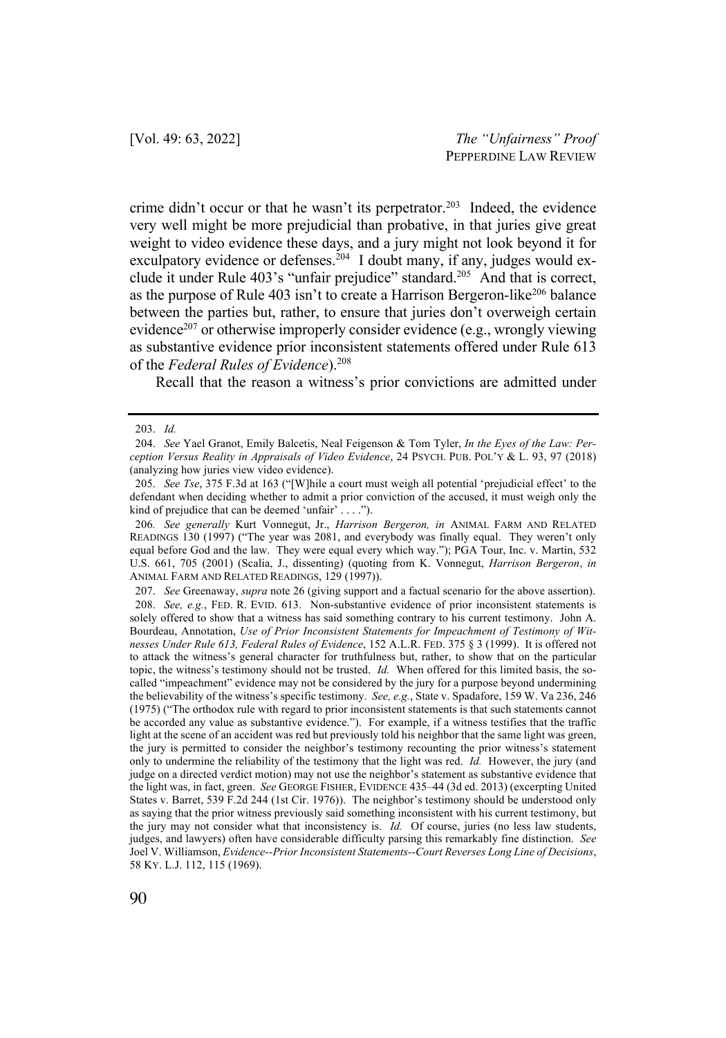crime didn't occur or that he wasn't its perpetrator.[203] Indeed, the evidence very well might be more prejudicial than probative, in that juries give great weight to video evidence these days, and a jury might not look beyond it for exculpatory evidence or defenses.[204] I doubt many, if any, judges would exclude it under Rule 403's "unfair prejudice" standard.[205] And that is correct, as the purpose of Rule 403 isn't to create a Harrison Bergeron-like[206] balance between the parties but, rather, to ensure that juries don't overweigh certain evidence[207] or otherwise improperly consider evidence (e.g., wrongly viewing as substantive evidence prior inconsistent statements offered under Rule 613 of the *Federal Rules of Evidence*).[208]

Recall that the reason a witness's prior convictions are admitted under

---

203. *Id.*

204. *See* Yael Granot, Emily Balcetis, Neal Feigenson & Tom Tyler, *In the Eyes of the Law: Perception Versus Reality in Appraisals of Video Evidence*, 24 PSYCH. PUB. POL'Y & L. 93, 97 (2018) (analyzing how juries view video evidence).

205. *See Tse*, 375 F.3d at 163 ("[W]hile a court must weigh all potential 'prejudicial effect' to the defendant when deciding whether to admit a prior conviction of the accused, it must weigh only the kind of prejudice that can be deemed 'unfair' . . . .").

206. *See generally* Kurt Vonnegut, Jr., *Harrison Bergeron, in* ANIMAL FARM AND RELATED READINGS 130 (1997) ("The year was 2081, and everybody was finally equal. They weren't only equal before God and the law. They were equal every which way."); PGA Tour, Inc. v. Martin, 532 U.S. 661, 705 (2001) (Scalia, J., dissenting) (quoting from K. Vonnegut, *Harrison Bergeron*, *in* ANIMAL FARM AND RELATED READINGS, 129 (1997)).

207. *See* Greenaway, *supra* note 26 (giving support and a factual scenario for the above assertion).

208. *See, e.g.*, FED. R. EVID. 613. Non-substantive evidence of prior inconsistent statements is solely offered to show that a witness has said something contrary to his current testimony. John A. Bourdeau, Annotation, *Use of Prior Inconsistent Statements for Impeachment of Testimony of Witnesses Under Rule 613, Federal Rules of Evidence*, 152 A.L.R. FED. 375 § 3 (1999). It is offered not to attack the witness's general character for truthfulness but, rather, to show that on the particular topic, the witness's testimony should not be trusted. *Id.* When offered for this limited basis, the so-called "impeachment" evidence may not be considered by the jury for a purpose beyond undermining the believability of the witness's specific testimony. *See, e.g.*, State v. Spadafore, 159 W. Va 236, 246 (1975) ("The orthodox rule with regard to prior inconsistent statements is that such statements cannot be accorded any value as substantive evidence."). For example, if a witness testifies that the traffic light at the scene of an accident was red but previously told his neighbor that the same light was green, the jury is permitted to consider the neighbor's testimony recounting the prior witness's statement only to undermine the reliability of the testimony that the light was red. *Id.* However, the jury (and judge on a directed verdict motion) may not use the neighbor's statement as substantive evidence that the light was, in fact, green. *See* GEORGE FISHER, EVIDENCE 435–44 (3d ed. 2013) (excerpting United States v. Barret, 539 F.2d 244 (1st Cir. 1976)). The neighbor's testimony should be understood only as saying that the prior witness previously said something inconsistent with his current testimony, but the jury may not consider what that inconsistency is. *Id.* Of course, juries (no less law students, judges, and lawyers) often have considerable difficulty parsing this remarkably fine distinction. *See* Joel V. Williamson, *Evidence--Prior Inconsistent Statements--Court Reverses Long Line of Decisions*, 58 KY. L.J. 112, 115 (1969).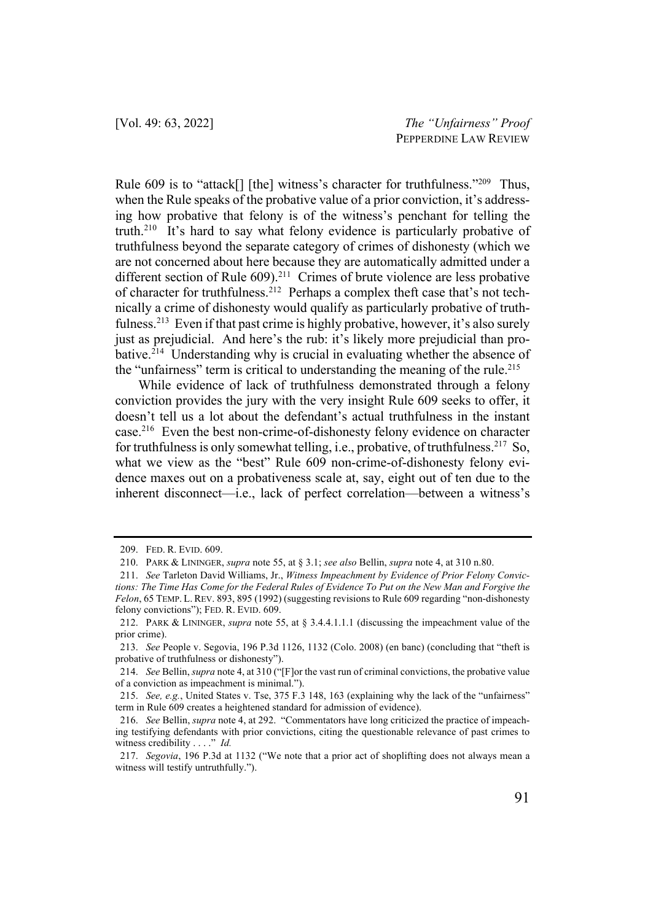Rule 609 is to "attack[] [the] witness's character for truthfulness."[209] Thus, when the Rule speaks of the probative value of a prior conviction, it's addressing how probative that felony is of the witness's penchant for telling the truth.[210] It's hard to say what felony evidence is particularly probative of truthfulness beyond the separate category of crimes of dishonesty (which we are not concerned about here because they are automatically admitted under a different section of Rule 609).[211] Crimes of brute violence are less probative of character for truthfulness.[212] Perhaps a complex theft case that's not technically a crime of dishonesty would qualify as particularly probative of truthfulness.[213] Even if that past crime is highly probative, however, it's also surely just as prejudicial. And here's the rub: it's likely more prejudicial than probative.[214] Understanding why is crucial in evaluating whether the absence of the "unfairness" term is critical to understanding the meaning of the rule.[215]

While evidence of lack of truthfulness demonstrated through a felony conviction provides the jury with the very insight Rule 609 seeks to offer, it doesn't tell us a lot about the defendant's actual truthfulness in the instant case.[216] Even the best non-crime-of-dishonesty felony evidence on character for truthfulness is only somewhat telling, i.e., probative, of truthfulness.[217] So, what we view as the "best" Rule 609 non-crime-of-dishonesty felony evidence maxes out on a probativeness scale at, say, eight out of ten due to the inherent disconnect—i.e., lack of perfect correlation—between a witness's

---

209. FED. R. EVID. 609.

210. PARK & LININGER, *supra* note 55, at § 3.1; *see also* Bellin, *supra* note 4, at 310 n.80.

211. *See* Tarleton David Williams, Jr., *Witness Impeachment by Evidence of Prior Felony Convictions: The Time Has Come for the Federal Rules of Evidence To Put on the New Man and Forgive the Felon*, 65 TEMP. L. REV. 893, 895 (1992) (suggesting revisions to Rule 609 regarding "non-dishonesty felony convictions"); FED. R. EVID. 609.

212. PARK & LININGER, *supra* note 55, at § 3.4.4.1.1.1 (discussing the impeachment value of the prior crime).

213. *See* People v. Segovia, 196 P.3d 1126, 1132 (Colo. 2008) (en banc) (concluding that "theft is probative of truthfulness or dishonesty").

214. *See* Bellin, *supra* note 4, at 310 ("[F]or the vast run of criminal convictions, the probative value of a conviction as impeachment is minimal.").

215. *See, e.g.*, United States v. Tse, 375 F.3 148, 163 (explaining why the lack of the "unfairness" term in Rule 609 creates a heightened standard for admission of evidence).

216. *See* Bellin, *supra* note 4, at 292. "Commentators have long criticized the practice of impeaching testifying defendants with prior convictions, citing the questionable relevance of past crimes to witness credibility . . . ." *Id.*

217. *Segovia*, 196 P.3d at 1132 ("We note that a prior act of shoplifting does not always mean a witness will testify untruthfully.").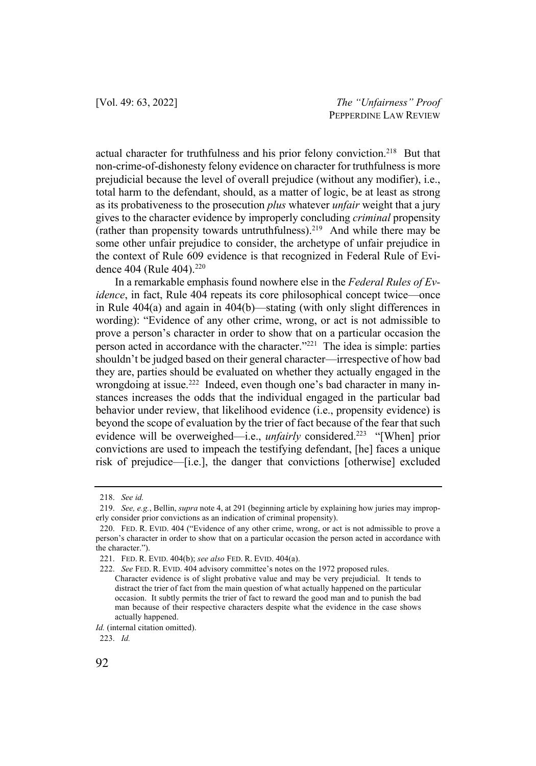actual character for truthfulness and his prior felony conviction.[218] But that non-crime-of-dishonesty felony evidence on character for truthfulness is more prejudicial because the level of overall prejudice (without any modifier), i.e., total harm to the defendant, should, as a matter of logic, be at least as strong as its probativeness to the prosecution *plus* whatever *unfair* weight that a jury gives to the character evidence by improperly concluding *criminal* propensity (rather than propensity towards untruthfulness).[219] And while there may be some other unfair prejudice to consider, the archetype of unfair prejudice in the context of Rule 609 evidence is that recognized in Federal Rule of Evidence 404 (Rule 404).[220]

In a remarkable emphasis found nowhere else in the *Federal Rules of Evidence*, in fact, Rule 404 repeats its core philosophical concept twice—once in Rule 404(a) and again in 404(b)—stating (with only slight differences in wording): "Evidence of any other crime, wrong, or act is not admissible to prove a person's character in order to show that on a particular occasion the person acted in accordance with the character."[221] The idea is simple: parties shouldn't be judged based on their general character—irrespective of how bad they are, parties should be evaluated on whether they actually engaged in the wrongdoing at issue.[222] Indeed, even though one's bad character in many instances increases the odds that the individual engaged in the particular bad behavior under review, that likelihood evidence (i.e., propensity evidence) is beyond the scope of evaluation by the trier of fact because of the fear that such evidence will be overweighed—i.e., *unfairly* considered.[223] "[When] prior convictions are used to impeach the testifying defendant, [he] faces a unique risk of prejudice—[i.e.], the danger that convictions [otherwise] excluded

---

218. *See id.*

219. *See, e.g.*, Bellin, *supra* note 4, at 291 (beginning article by explaining how juries may improperly consider prior convictions as an indication of criminal propensity).

220. FED. R. EVID. 404 ("Evidence of any other crime, wrong, or act is not admissible to prove a person's character in order to show that on a particular occasion the person acted in accordance with the character.").

221. FED. R. EVID. 404(b); *see also* FED. R. EVID. 404(a).

222. *See* FED. R. EVID. 404 advisory committee's notes on the 1972 proposed rules.

> Character evidence is of slight probative value and may be very prejudicial. It tends to distract the trier of fact from the main question of what actually happened on the particular occasion. It subtly permits the trier of fact to reward the good man and to punish the bad man because of their respective characters despite what the evidence in the case shows actually happened.

*Id.* (internal citation omitted).

223. *Id.*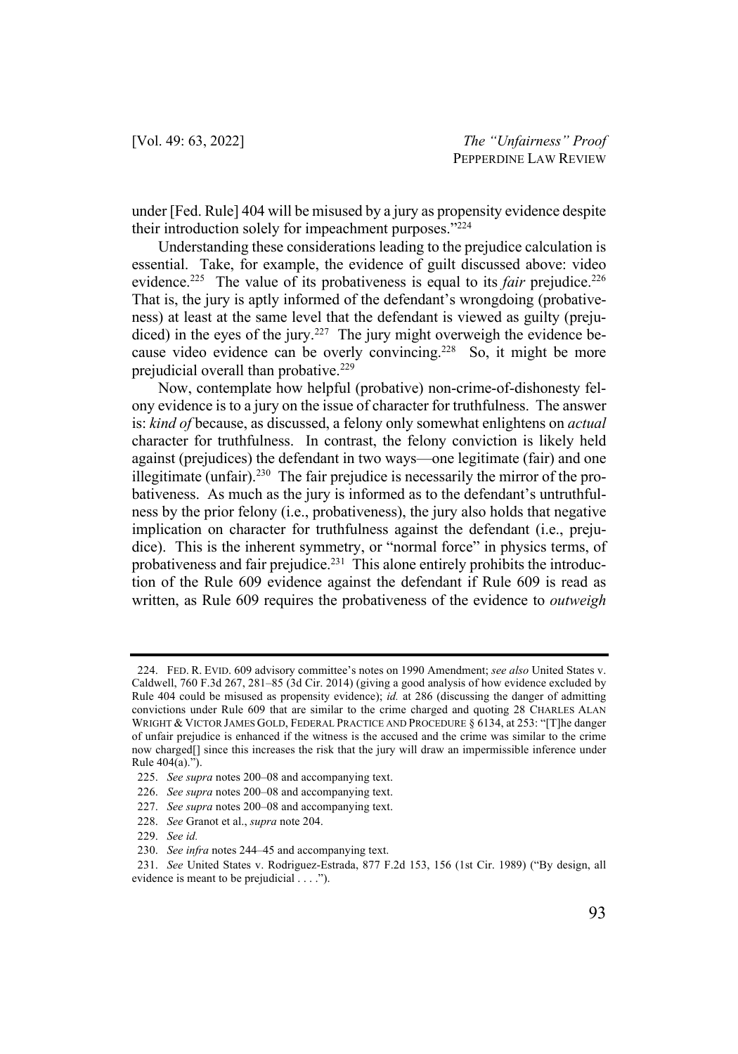under [Fed. Rule] 404 will be misused by a jury as propensity evidence despite their introduction solely for impeachment purposes."[224]

Understanding these considerations leading to the prejudice calculation is essential. Take, for example, the evidence of guilt discussed above: video evidence.[225] The value of its probativeness is equal to its *fair* prejudice.[226] That is, the jury is aptly informed of the defendant's wrongdoing (probativeness) at least at the same level that the defendant is viewed as guilty (prejudiced) in the eyes of the jury.[227] The jury might overweigh the evidence because video evidence can be overly convincing.[228] So, it might be more prejudicial overall than probative.[229]

Now, contemplate how helpful (probative) non-crime-of-dishonesty felony evidence is to a jury on the issue of character for truthfulness. The answer is: *kind of* because, as discussed, a felony only somewhat enlightens on *actual* character for truthfulness. In contrast, the felony conviction is likely held against (prejudices) the defendant in two ways—one legitimate (fair) and one illegitimate (unfair).[230] The fair prejudice is necessarily the mirror of the probativeness. As much as the jury is informed as to the defendant's untruthfulness by the prior felony (i.e., probativeness), the jury also holds that negative implication on character for truthfulness against the defendant (i.e., prejudice). This is the inherent symmetry, or "normal force" in physics terms, of probativeness and fair prejudice.[231] This alone entirely prohibits the introduction of the Rule 609 evidence against the defendant if Rule 609 is read as written, as Rule 609 requires the probativeness of the evidence to *outweigh*

---

224. FED. R. EVID. 609 advisory committee's notes on 1990 Amendment; *see also* United States v. Caldwell, 760 F.3d 267, 281–85 (3d Cir. 2014) (giving a good analysis of how evidence excluded by Rule 404 could be misused as propensity evidence); *id.* at 286 (discussing the danger of admitting convictions under Rule 609 that are similar to the crime charged and quoting 28 CHARLES ALAN WRIGHT & VICTOR JAMES GOLD, FEDERAL PRACTICE AND PROCEDURE § 6134, at 253: "[T]he danger of unfair prejudice is enhanced if the witness is the accused and the crime was similar to the crime now charged[] since this increases the risk that the jury will draw an impermissible inference under Rule 404(a).").

225. *See supra* notes 200–08 and accompanying text.

226. *See supra* notes 200–08 and accompanying text.

227. *See supra* notes 200–08 and accompanying text.

228. *See* Granot et al., *supra* note 204.

229. *See id.*

230. *See infra* notes 244–45 and accompanying text.

231. *See* United States v. Rodriguez-Estrada, 877 F.2d 153, 156 (1st Cir. 1989) ("By design, all evidence is meant to be prejudicial . . . .").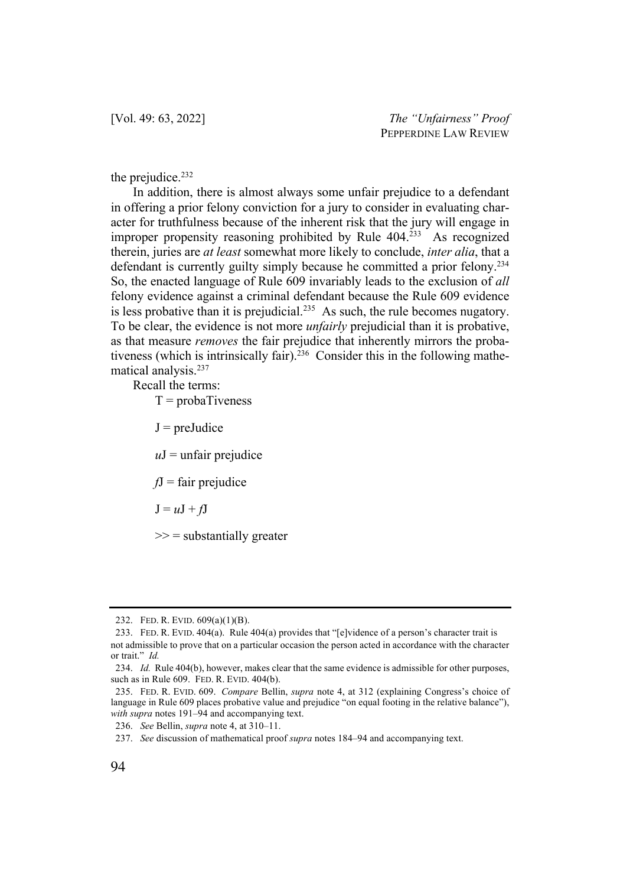the prejudice.[232]

In addition, there is almost always some unfair prejudice to a defendant in offering a prior felony conviction for a jury to consider in evaluating character for truthfulness because of the inherent risk that the jury will engage in improper propensity reasoning prohibited by Rule 404.[233] As recognized therein, juries are *at least* somewhat more likely to conclude, *inter alia*, that a defendant is currently guilty simply because he committed a prior felony.[234] So, the enacted language of Rule 609 invariably leads to the exclusion of *all* felony evidence against a criminal defendant because the Rule 609 evidence is less probative than it is prejudicial.[235] As such, the rule becomes nugatory. To be clear, the evidence is not more *unfairly* prejudicial than it is probative, as that measure *removes* the fair prejudice that inherently mirrors the probativeness (which is intrinsically fair).[236] Consider this in the following mathematical analysis.[237]

Recall the terms:

$T$ = probaTiveness

$J$ = preJudice

$uJ$ = unfair prejudice

$fJ$ = fair prejudice

$J = uJ + fJ$

$>>$ = substantially greater

---

232. FED. R. EVID. 609(a)(1)(B).

233. FED. R. EVID. 404(a). Rule 404(a) provides that "[e]vidence of a person's character trait is not admissible to prove that on a particular occasion the person acted in accordance with the character or trait." *Id.*

234. *Id.* Rule 404(b), however, makes clear that the same evidence is admissible for other purposes, such as in Rule 609. FED. R. EVID. 404(b).

235. FED. R. EVID. 609. *Compare* Bellin, *supra* note 4, at 312 (explaining Congress's choice of language in Rule 609 places probative value and prejudice "on equal footing in the relative balance"), *with supra* notes 191–94 and accompanying text.

236. *See* Bellin, *supra* note 4, at 310–11.

237. *See* discussion of mathematical proof *supra* notes 184–94 and accompanying text.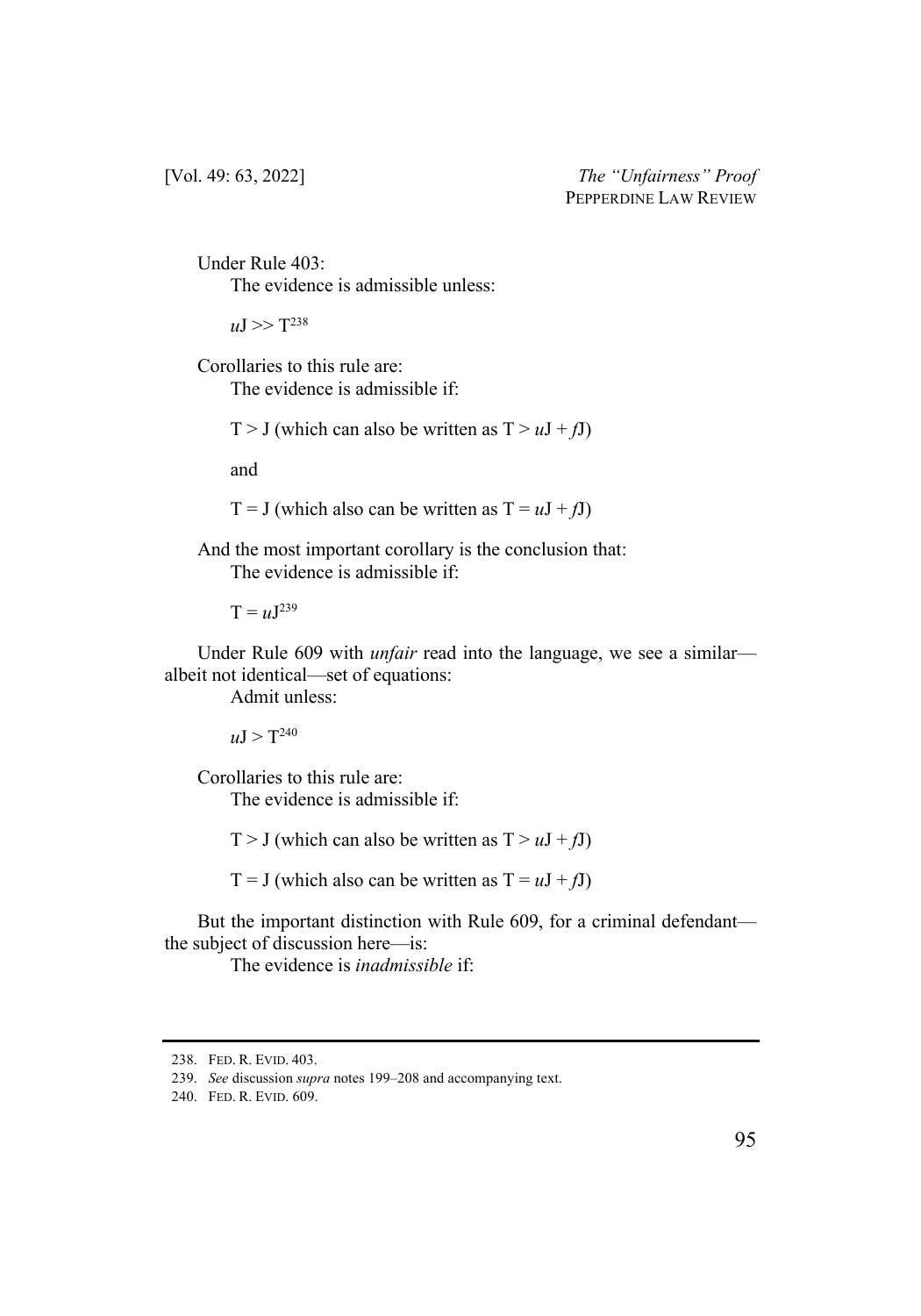Under Rule 403:

The evidence is admissible unless:

$uJ >> T$[238]

Corollaries to this rule are:

The evidence is admissible if:

$T > J$ (which can also be written as $T > uJ + fJ$)

and

$T = J$ (which also can be written as $T = uJ + fJ$)

And the most important corollary is the conclusion that:

The evidence is admissible if:

$T = uJ$[239]

Under Rule 609 with *unfair* read into the language, we see a similar—albeit not identical—set of equations:

Admit unless:

$uJ > T$[240]

Corollaries to this rule are:

The evidence is admissible if:

$T > J$ (which can also be written as $T > uJ + fJ$)

$T = J$ (which also can be written as $T = uJ + fJ$)

But the important distinction with Rule 609, for a criminal defendant—the subject of discussion here—is:

The evidence is *inadmissible* if:

---

238. FED. R. EVID. 403.

239. *See* discussion *supra* notes 199–208 and accompanying text.

240. FED. R. EVID. 609.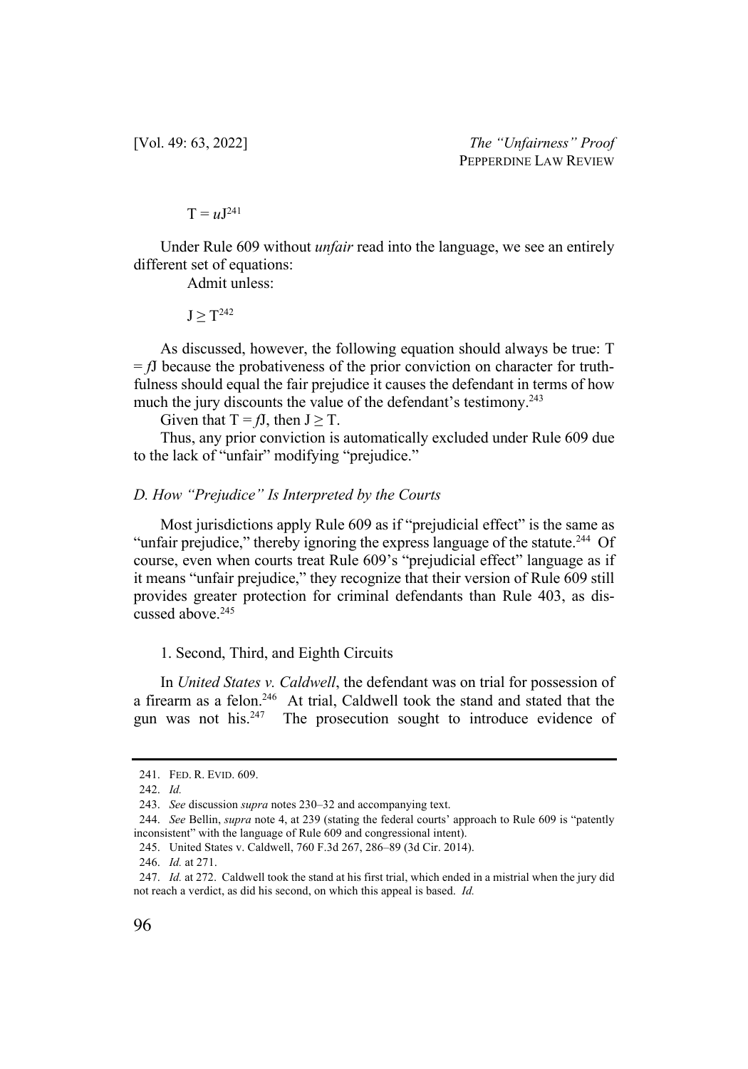$T = uJ$[241]

Under Rule 609 without *unfair* read into the language, we see an entirely different set of equations:

Admit unless:

$J \geq T$[242]

As discussed, however, the following equation should always be true: $T = fJ$ because the probativeness of the prior conviction on character for truthfulness should equal the fair prejudice it causes the defendant in terms of how much the jury discounts the value of the defendant's testimony.[243]

Given that $T = fJ$, then $J \geq T$.

Thus, any prior conviction is automatically excluded under Rule 609 due to the lack of "unfair" modifying "prejudice."

### *D. How "Prejudice" Is Interpreted by the Courts*

Most jurisdictions apply Rule 609 as if "prejudicial effect" is the same as "unfair prejudice," thereby ignoring the express language of the statute.[244] Of course, even when courts treat Rule 609's "prejudicial effect" language as if it means "unfair prejudice," they recognize that their version of Rule 609 still provides greater protection for criminal defendants than Rule 403, as discussed above.[245]

#### 1. Second, Third, and Eighth Circuits

In *United States v. Caldwell*, the defendant was on trial for possession of a firearm as a felon.[246] At trial, Caldwell took the stand and stated that the gun was not his.[247] The prosecution sought to introduce evidence of

---

241. FED. R. EVID. 609.

242. *Id.*

243. *See* discussion *supra* notes 230–32 and accompanying text.

244. *See* Bellin, *supra* note 4, at 239 (stating the federal courts' approach to Rule 609 is "patently inconsistent" with the language of Rule 609 and congressional intent).

245. United States v. Caldwell, 760 F.3d 267, 286–89 (3d Cir. 2014).

246. *Id.* at 271.

247. *Id.* at 272. Caldwell took the stand at his first trial, which ended in a mistrial when the jury did not reach a verdict, as did his second, on which this appeal is based. *Id.*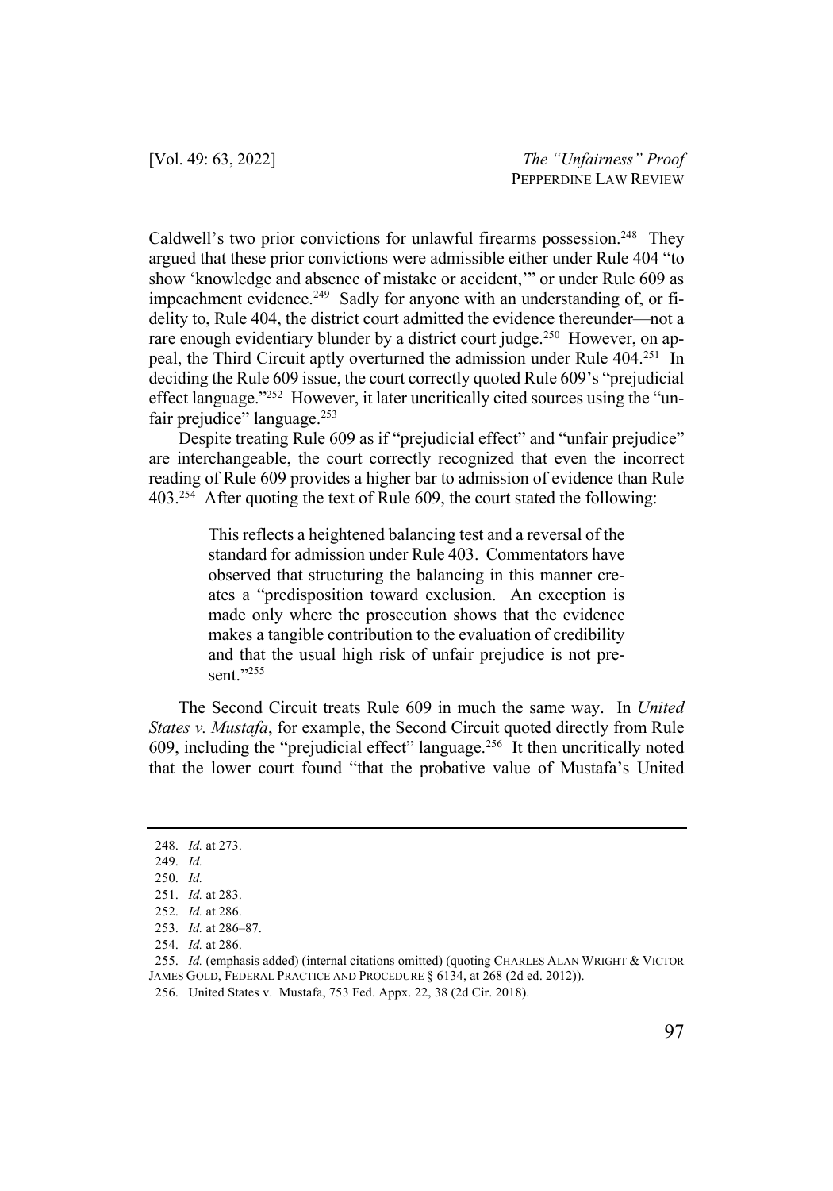Caldwell's two prior convictions for unlawful firearms possession.[248] They argued that these prior convictions were admissible either under Rule 404 "to show 'knowledge and absence of mistake or accident,'" or under Rule 609 as impeachment evidence.[249] Sadly for anyone with an understanding of, or fidelity to, Rule 404, the district court admitted the evidence thereunder—not a rare enough evidentiary blunder by a district court judge.[250] However, on appeal, the Third Circuit aptly overturned the admission under Rule 404.[251] In deciding the Rule 609 issue, the court correctly quoted Rule 609's "prejudicial effect language."[252] However, it later uncritically cited sources using the "unfair prejudice" language.[253]

Despite treating Rule 609 as if "prejudicial effect" and "unfair prejudice" are interchangeable, the court correctly recognized that even the incorrect reading of Rule 609 provides a higher bar to admission of evidence than Rule 403.[254] After quoting the text of Rule 609, the court stated the following:

> This reflects a heightened balancing test and a reversal of the standard for admission under Rule 403. Commentators have observed that structuring the balancing in this manner creates a "predisposition toward exclusion. An exception is made only where the prosecution shows that the evidence makes a tangible contribution to the evaluation of credibility and that the usual high risk of unfair prejudice is not present."[255]

The Second Circuit treats Rule 609 in much the same way. In *United States v. Mustafa*, for example, the Second Circuit quoted directly from Rule 609, including the "prejudicial effect" language.[256] It then uncritically noted that the lower court found "that the probative value of Mustafa's United

---

248. *Id.* at 273.
249. *Id.*
250. *Id.*
251. *Id.* at 283.
252. *Id.* at 286.
253. *Id.* at 286–87.
254. *Id.* at 286.
255. *Id.* (emphasis added) (internal citations omitted) (quoting CHARLES ALAN WRIGHT & VICTOR JAMES GOLD, FEDERAL PRACTICE AND PROCEDURE § 6134, at 268 (2d ed. 2012)).
256. United States v. Mustafa, 753 Fed. Appx. 22, 38 (2d Cir. 2018).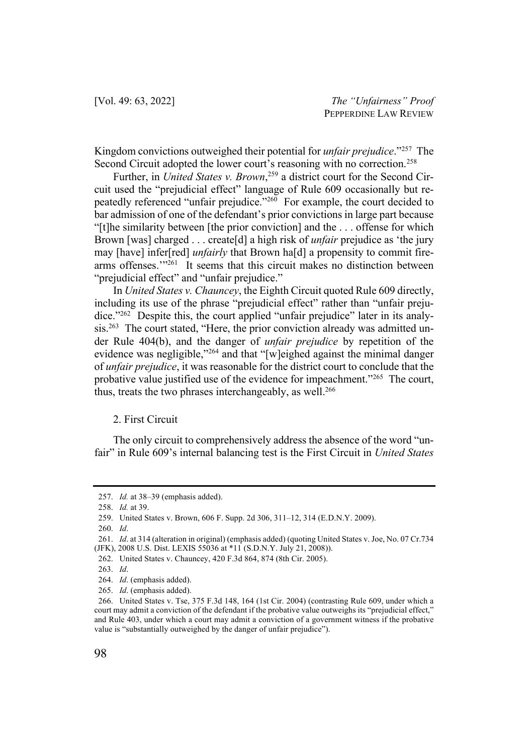Kingdom convictions outweighed their potential for *unfair prejudice*."[257] The Second Circuit adopted the lower court's reasoning with no correction.[258]

Further, in *United States v. Brown*,[259] a district court for the Second Circuit used the "prejudicial effect" language of Rule 609 occasionally but repeatedly referenced "unfair prejudice."[260] For example, the court decided to bar admission of one of the defendant's prior convictions in large part because "[t]he similarity between [the prior conviction] and the . . . offense for which Brown [was] charged . . . create[d] a high risk of *unfair* prejudice as 'the jury may [have] infer[red] *unfairly* that Brown ha[d] a propensity to commit firearms offenses.'"[261] It seems that this circuit makes no distinction between "prejudicial effect" and "unfair prejudice."

In *United States v. Chauncey*, the Eighth Circuit quoted Rule 609 directly, including its use of the phrase "prejudicial effect" rather than "unfair prejudice."[262] Despite this, the court applied "unfair prejudice" later in its analysis.[263] The court stated, "Here, the prior conviction already was admitted under Rule 404(b), and the danger of *unfair prejudice* by repetition of the evidence was negligible,"[264] and that "[w]eighed against the minimal danger of *unfair prejudice*, it was reasonable for the district court to conclude that the probative value justified use of the evidence for impeachment."[265] The court, thus, treats the two phrases interchangeably, as well.[266]

2. First Circuit

The only circuit to comprehensively address the absence of the word "unfair" in Rule 609's internal balancing test is the First Circuit in *United States*

---

257. *Id.* at 38–39 (emphasis added).

258. *Id.* at 39.

259. United States v. Brown, 606 F. Supp. 2d 306, 311–12, 314 (E.D.N.Y. 2009).

260. *Id*.

261. *Id*. at 314 (alteration in original) (emphasis added) (quoting United States v. Joe, No. 07 Cr.734 (JFK), 2008 U.S. Dist. LEXIS 55036 at *11 (S.D.N.Y. July 21, 2008)).

262. United States v. Chauncey, 420 F.3d 864, 874 (8th Cir. 2005).

263. *Id*.

264. *Id*. (emphasis added).

265. *Id*. (emphasis added).

266. United States v. Tse, 375 F.3d 148, 164 (1st Cir. 2004) (contrasting Rule 609, under which a court may admit a conviction of the defendant if the probative value outweighs its "prejudicial effect," and Rule 403, under which a court may admit a conviction of a government witness if the probative value is "substantially outweighed by the danger of unfair prejudice").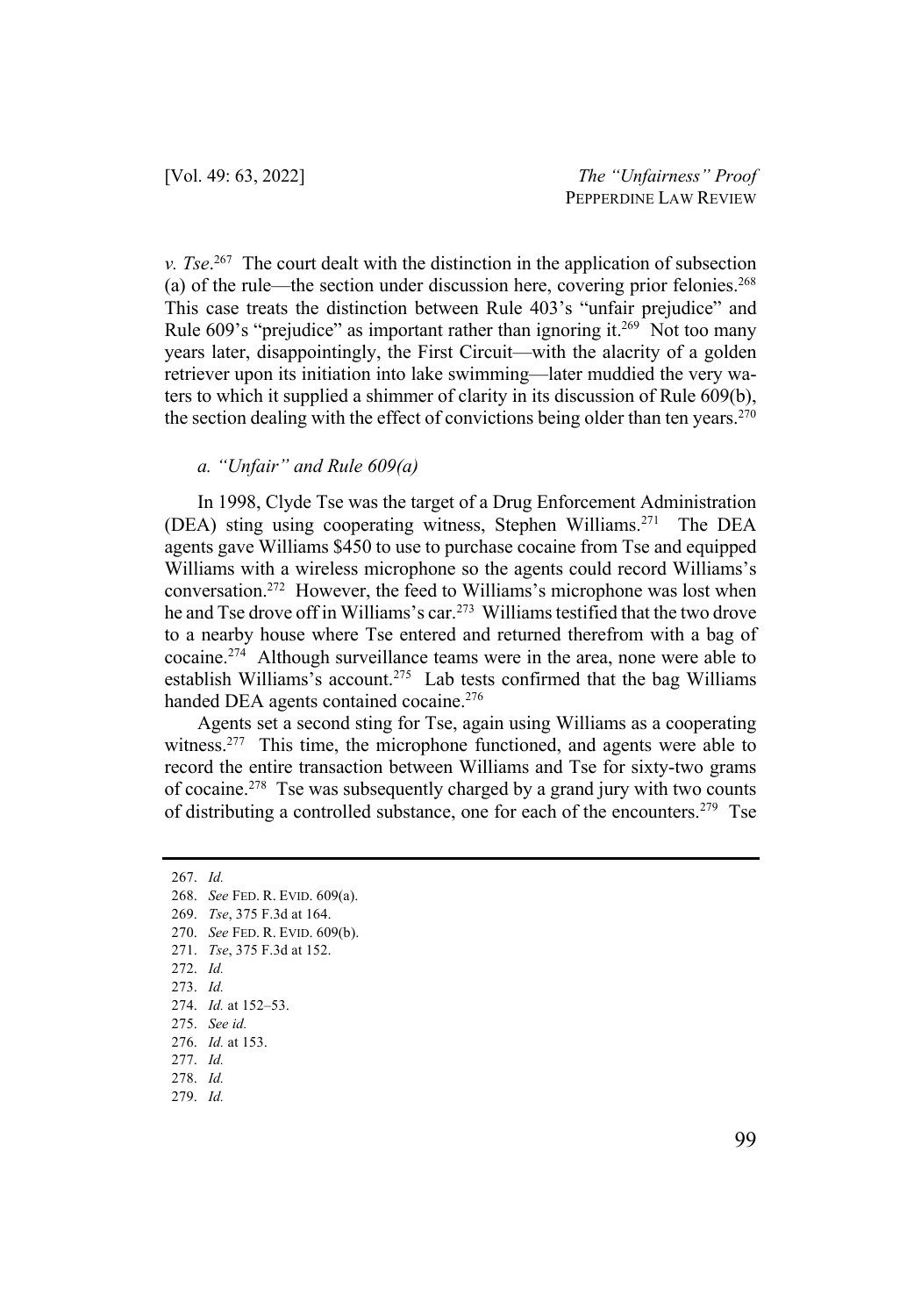*v. Tse*.[267] The court dealt with the distinction in the application of subsection (a) of the rule—the section under discussion here, covering prior felonies.[268] This case treats the distinction between Rule 403's "unfair prejudice" and Rule 609's "prejudice" as important rather than ignoring it.[269] Not too many years later, disappointingly, the First Circuit—with the alacrity of a golden retriever upon its initiation into lake swimming—later muddied the very waters to which it supplied a shimmer of clarity in its discussion of Rule 609(b), the section dealing with the effect of convictions being older than ten years.[270]

#### *a. "Unfair" and Rule 609(a)*

In 1998, Clyde Tse was the target of a Drug Enforcement Administration (DEA) sting using cooperating witness, Stephen Williams.[271] The DEA agents gave Williams $450 to use to purchase cocaine from Tse and equipped Williams with a wireless microphone so the agents could record Williams's conversation.[272] However, the feed to Williams's microphone was lost when he and Tse drove off in Williams's car.[273] Williams testified that the two drove to a nearby house where Tse entered and returned therefrom with a bag of cocaine.[274] Although surveillance teams were in the area, none were able to establish Williams's account.[275] Lab tests confirmed that the bag Williams handed DEA agents contained cocaine.[276]

Agents set a second sting for Tse, again using Williams as a cooperating witness.[277] This time, the microphone functioned, and agents were able to record the entire transaction between Williams and Tse for sixty-two grams of cocaine.[278] Tse was subsequently charged by a grand jury with two counts of distributing a controlled substance, one for each of the encounters.[279] Tse

---

267. *Id.*
268. *See* FED. R. EVID. 609(a).
269. *Tse*, 375 F.3d at 164.
270. *See* FED. R. EVID. 609(b).
271. *Tse*, 375 F.3d at 152.
272. *Id.*
273. *Id.*
274. *Id.* at 152–53.
275. *See id.*
276. *Id.* at 153.
277. *Id.*
278. *Id.*
279. *Id.*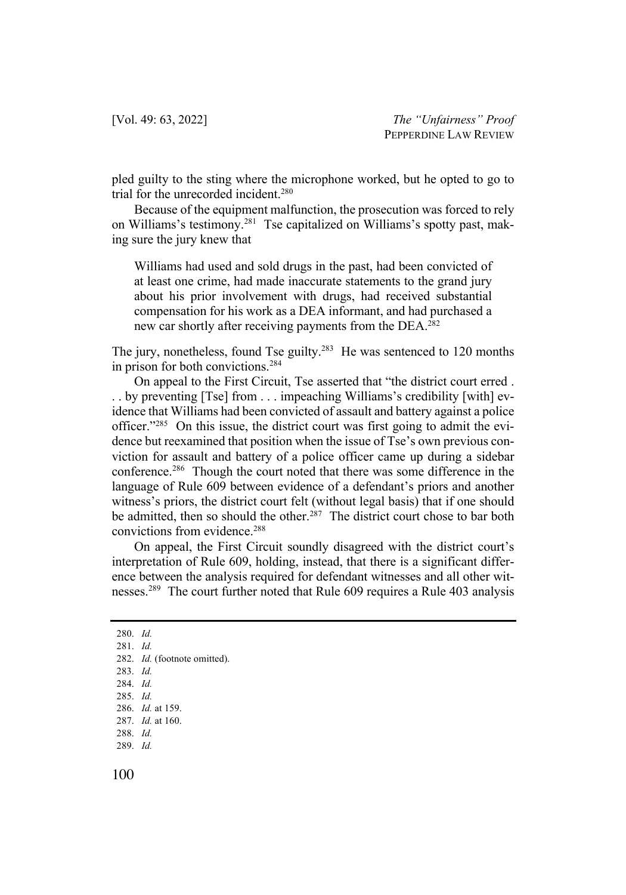pled guilty to the sting where the microphone worked, but he opted to go to trial for the unrecorded incident.[280]

Because of the equipment malfunction, the prosecution was forced to rely on Williams's testimony.[281] Tse capitalized on Williams's spotty past, making sure the jury knew that

> Williams had used and sold drugs in the past, had been convicted of at least one crime, had made inaccurate statements to the grand jury about his prior involvement with drugs, had received substantial compensation for his work as a DEA informant, and had purchased a new car shortly after receiving payments from the DEA.[282]

The jury, nonetheless, found Tse guilty.[283] He was sentenced to 120 months in prison for both convictions.[284]

On appeal to the First Circuit, Tse asserted that "the district court erred . . . by preventing [Tse] from . . . impeaching Williams's credibility [with] evidence that Williams had been convicted of assault and battery against a police officer."[285] On this issue, the district court was first going to admit the evidence but reexamined that position when the issue of Tse's own previous conviction for assault and battery of a police officer came up during a sidebar conference.[286] Though the court noted that there was some difference in the language of Rule 609 between evidence of a defendant's priors and another witness's priors, the district court felt (without legal basis) that if one should be admitted, then so should the other.[287] The district court chose to bar both convictions from evidence.[288]

On appeal, the First Circuit soundly disagreed with the district court's interpretation of Rule 609, holding, instead, that there is a significant difference between the analysis required for defendant witnesses and all other witnesses.[289] The court further noted that Rule 609 requires a Rule 403 analysis

---

280. *Id.*
281. *Id.*
282. *Id.* (footnote omitted).
283. *Id.*
284. *Id.*
285. *Id.*
286. *Id.* at 159.
287. *Id.* at 160.
288. *Id.*
289. *Id.*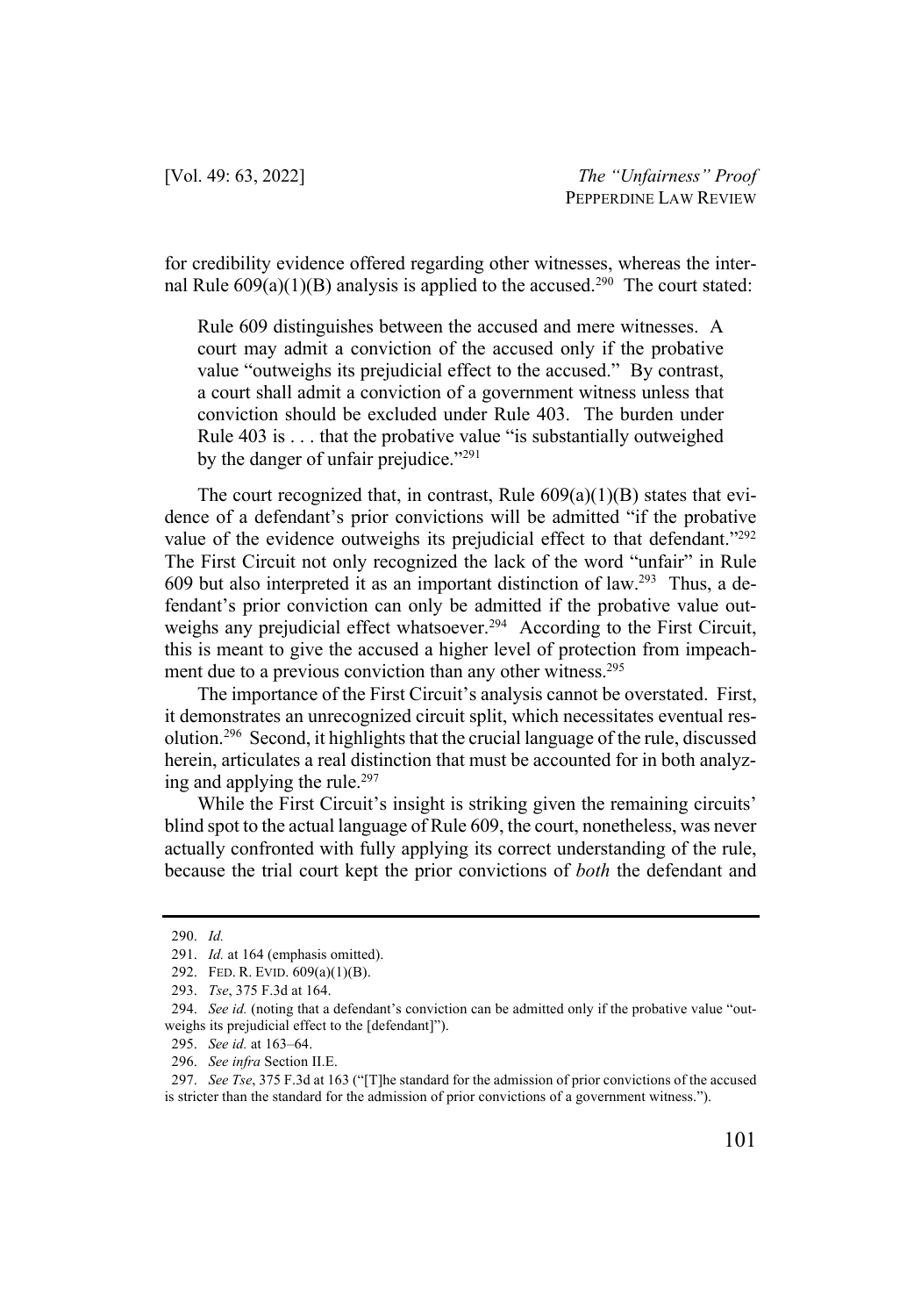for credibility evidence offered regarding other witnesses, whereas the internal Rule 609(a)(1)(B) analysis is applied to the accused.[290] The court stated:

> Rule 609 distinguishes between the accused and mere witnesses. A court may admit a conviction of the accused only if the probative value "outweighs its prejudicial effect to the accused." By contrast, a court shall admit a conviction of a government witness unless that conviction should be excluded under Rule 403. The burden under Rule 403 is . . . that the probative value "is substantially outweighed by the danger of unfair prejudice."[291]

The court recognized that, in contrast, Rule 609(a)(1)(B) states that evidence of a defendant's prior convictions will be admitted "if the probative value of the evidence outweighs its prejudicial effect to that defendant."[292] The First Circuit not only recognized the lack of the word "unfair" in Rule 609 but also interpreted it as an important distinction of law.[293] Thus, a defendant's prior conviction can only be admitted if the probative value outweighs any prejudicial effect whatsoever.[294] According to the First Circuit, this is meant to give the accused a higher level of protection from impeachment due to a previous conviction than any other witness.[295]

The importance of the First Circuit's analysis cannot be overstated. First, it demonstrates an unrecognized circuit split, which necessitates eventual resolution.[296] Second, it highlights that the crucial language of the rule, discussed herein, articulates a real distinction that must be accounted for in both analyzing and applying the rule.[297]

While the First Circuit's insight is striking given the remaining circuits' blind spot to the actual language of Rule 609, the court, nonetheless, was never actually confronted with fully applying its correct understanding of the rule, because the trial court kept the prior convictions of *both* the defendant and

---

290. *Id.*

291. *Id.* at 164 (emphasis omitted).

292. FED. R. EVID. 609(a)(1)(B).

293. *Tse*, 375 F.3d at 164.

294. *See id.* (noting that a defendant's conviction can be admitted only if the probative value "outweighs its prejudicial effect to the [defendant]").

295. *See id.* at 163–64.

296. *See infra* Section II.E.

297. *See Tse*, 375 F.3d at 163 ("[T]he standard for the admission of prior convictions of the accused is stricter than the standard for the admission of prior convictions of a government witness.").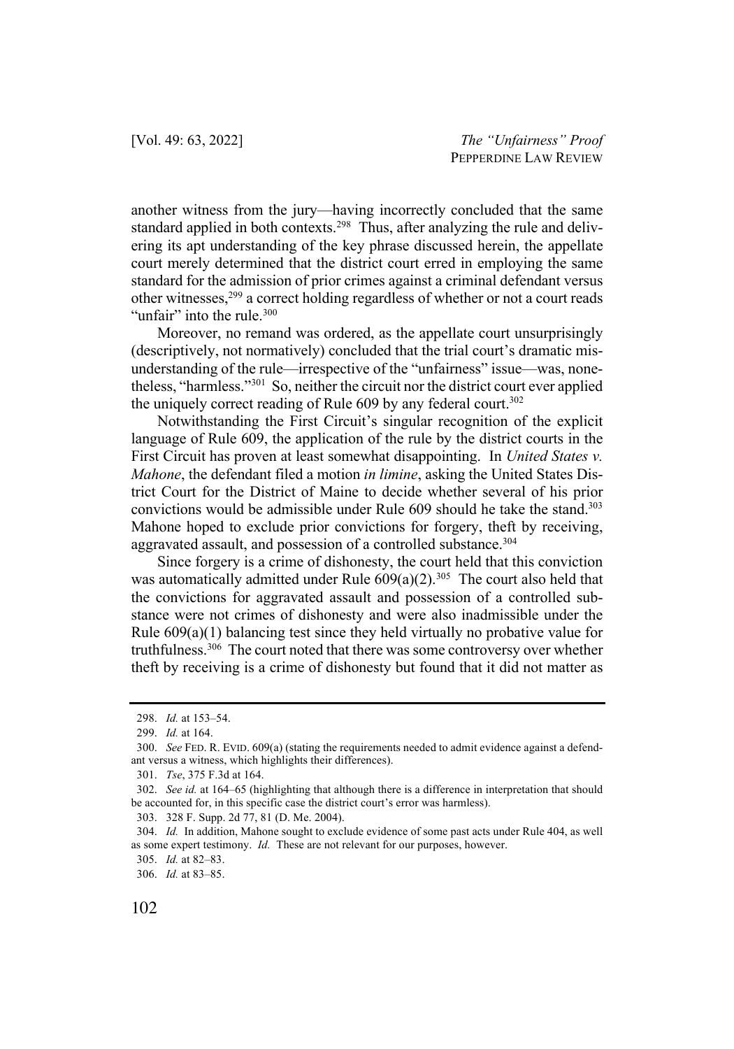another witness from the jury—having incorrectly concluded that the same standard applied in both contexts.[298] Thus, after analyzing the rule and delivering its apt understanding of the key phrase discussed herein, the appellate court merely determined that the district court erred in employing the same standard for the admission of prior crimes against a criminal defendant versus other witnesses,[299] a correct holding regardless of whether or not a court reads "unfair" into the rule.[300]

Moreover, no remand was ordered, as the appellate court unsurprisingly (descriptively, not normatively) concluded that the trial court's dramatic misunderstanding of the rule—irrespective of the "unfairness" issue—was, nonetheless, "harmless."[301] So, neither the circuit nor the district court ever applied the uniquely correct reading of Rule 609 by any federal court.[302]

Notwithstanding the First Circuit's singular recognition of the explicit language of Rule 609, the application of the rule by the district courts in the First Circuit has proven at least somewhat disappointing. In *United States v. Mahone*, the defendant filed a motion *in limine*, asking the United States District Court for the District of Maine to decide whether several of his prior convictions would be admissible under Rule 609 should he take the stand.[303] Mahone hoped to exclude prior convictions for forgery, theft by receiving, aggravated assault, and possession of a controlled substance.[304]

Since forgery is a crime of dishonesty, the court held that this conviction was automatically admitted under Rule 609(a)(2).[305] The court also held that the convictions for aggravated assault and possession of a controlled substance were not crimes of dishonesty and were also inadmissible under the Rule 609(a)(1) balancing test since they held virtually no probative value for truthfulness.[306] The court noted that there was some controversy over whether theft by receiving is a crime of dishonesty but found that it did not matter as

---

298. *Id.* at 153–54.

299. *Id.* at 164.

300. *See* FED. R. EVID. 609(a) (stating the requirements needed to admit evidence against a defendant versus a witness, which highlights their differences).

301. *Tse*, 375 F.3d at 164.

302. *See id.* at 164–65 (highlighting that although there is a difference in interpretation that should be accounted for, in this specific case the district court's error was harmless).

303. 328 F. Supp. 2d 77, 81 (D. Me. 2004).

304. *Id.* In addition, Mahone sought to exclude evidence of some past acts under Rule 404, as well as some expert testimony. *Id.* These are not relevant for our purposes, however.

305. *Id.* at 82–83.

306. *Id.* at 83–85.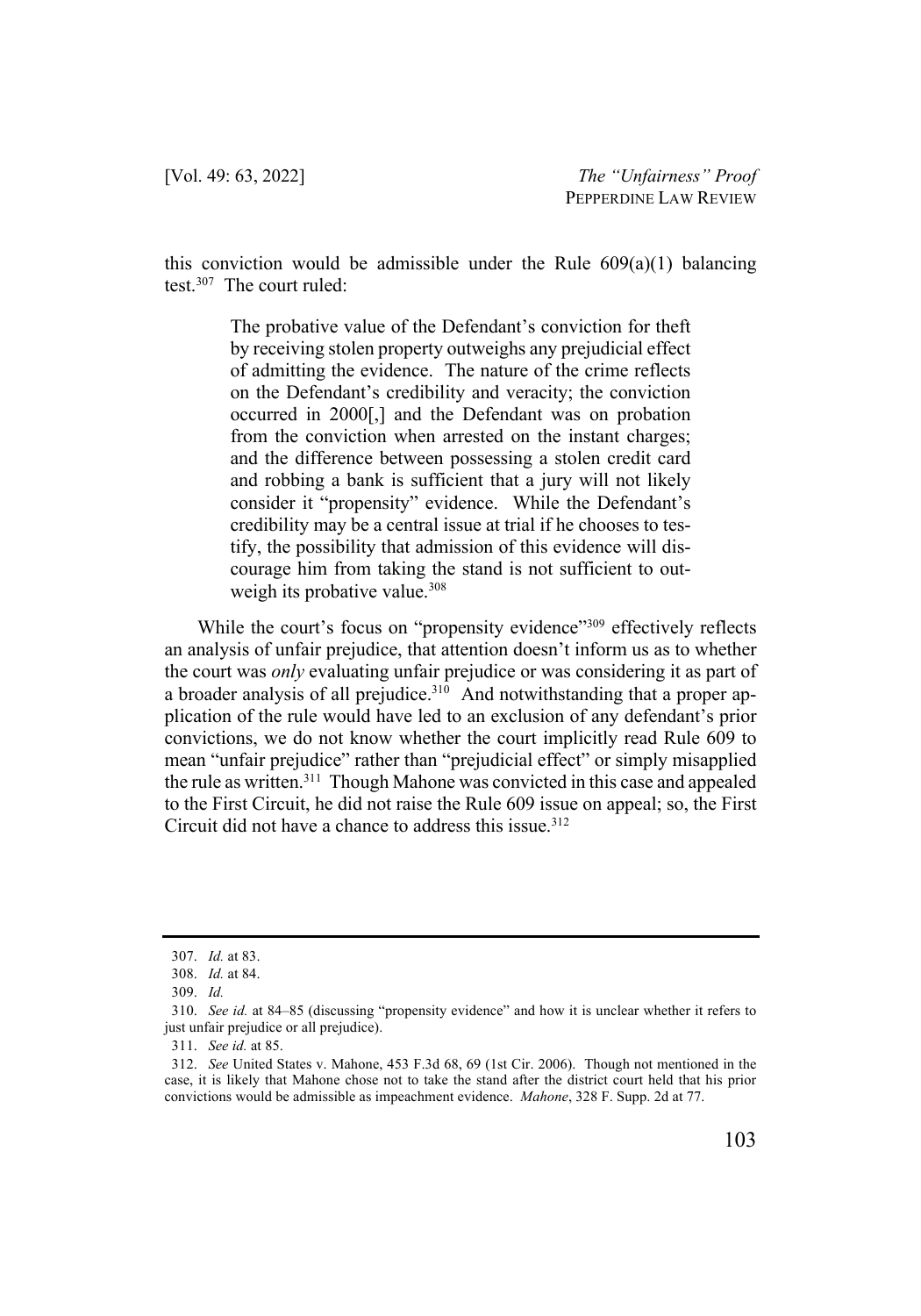this conviction would be admissible under the Rule 609(a)(1) balancing test.[307] The court ruled:

> The probative value of the Defendant's conviction for theft by receiving stolen property outweighs any prejudicial effect of admitting the evidence. The nature of the crime reflects on the Defendant's credibility and veracity; the conviction occurred in 2000[,] and the Defendant was on probation from the conviction when arrested on the instant charges; and the difference between possessing a stolen credit card and robbing a bank is sufficient that a jury will not likely consider it "propensity" evidence. While the Defendant's credibility may be a central issue at trial if he chooses to testify, the possibility that admission of this evidence will discourage him from taking the stand is not sufficient to outweigh its probative value.[308]

While the court's focus on "propensity evidence"[309] effectively reflects an analysis of unfair prejudice, that attention doesn't inform us as to whether the court was *only* evaluating unfair prejudice or was considering it as part of a broader analysis of all prejudice.[310] And notwithstanding that a proper application of the rule would have led to an exclusion of any defendant's prior convictions, we do not know whether the court implicitly read Rule 609 to mean "unfair prejudice" rather than "prejudicial effect" or simply misapplied the rule as written.[311] Though Mahone was convicted in this case and appealed to the First Circuit, he did not raise the Rule 609 issue on appeal; so, the First Circuit did not have a chance to address this issue.[312]

---

307. *Id.* at 83.

308. *Id.* at 84.

309. *Id.*

310. *See id.* at 84–85 (discussing "propensity evidence" and how it is unclear whether it refers to just unfair prejudice or all prejudice).

311. *See id.* at 85.

312. *See* United States v. Mahone, 453 F.3d 68, 69 (1st Cir. 2006). Though not mentioned in the case, it is likely that Mahone chose not to take the stand after the district court held that his prior convictions would be admissible as impeachment evidence. *Mahone*, 328 F. Supp. 2d at 77.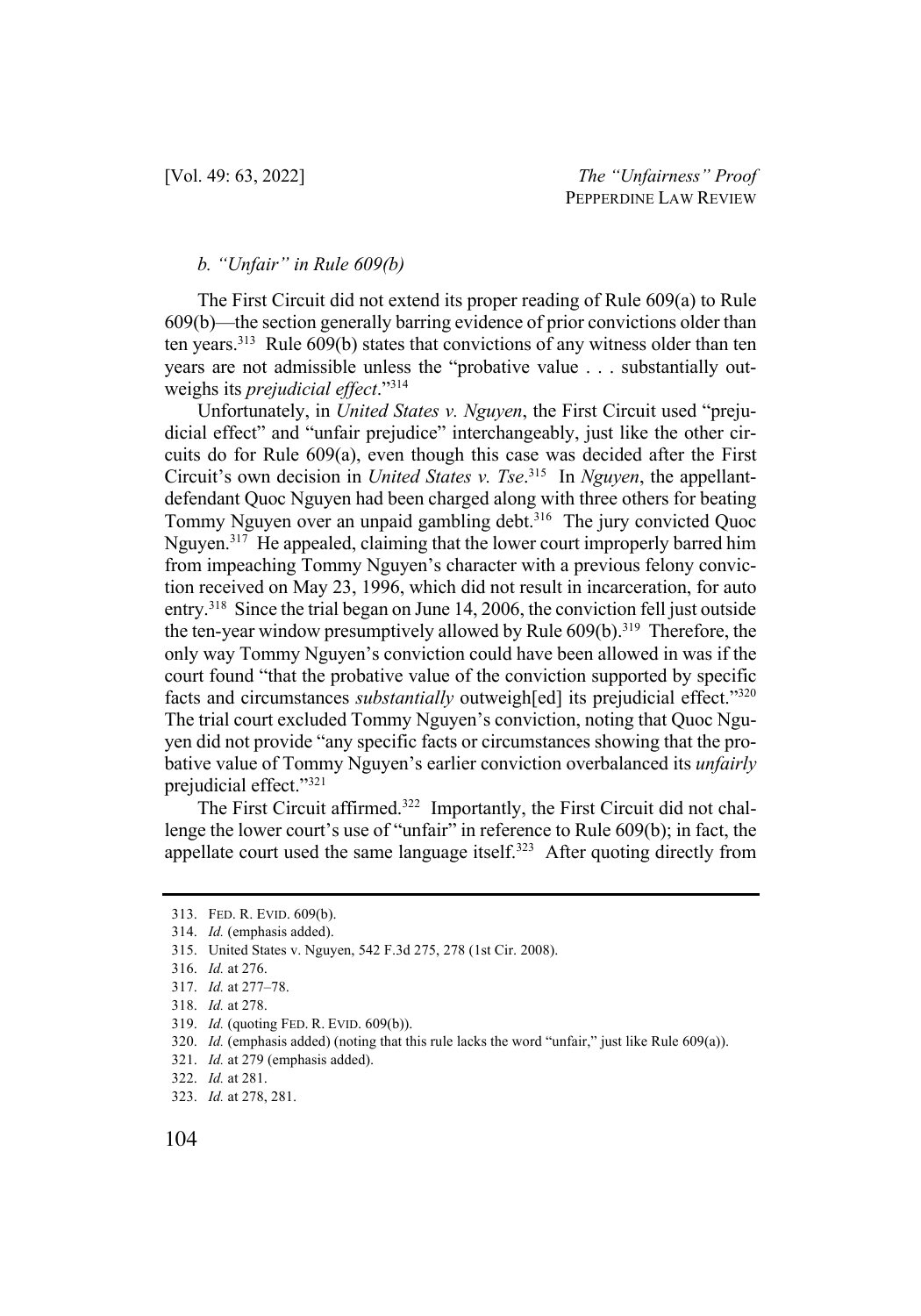### *b. "Unfair" in Rule 609(b)*

The First Circuit did not extend its proper reading of Rule 609(a) to Rule 609(b)—the section generally barring evidence of prior convictions older than ten years.[313] Rule 609(b) states that convictions of any witness older than ten years are not admissible unless the "probative value . . . substantially outweighs its *prejudicial effect*."[314]

Unfortunately, in *United States v. Nguyen*, the First Circuit used "prejudicial effect" and "unfair prejudice" interchangeably, just like the other circuits do for Rule 609(a), even though this case was decided after the First Circuit's own decision in *United States v. Tse*.[315] In *Nguyen*, the appellant-defendant Quoc Nguyen had been charged along with three others for beating Tommy Nguyen over an unpaid gambling debt.[316] The jury convicted Quoc Nguyen.[317] He appealed, claiming that the lower court improperly barred him from impeaching Tommy Nguyen's character with a previous felony conviction received on May 23, 1996, which did not result in incarceration, for auto entry.[318] Since the trial began on June 14, 2006, the conviction fell just outside the ten-year window presumptively allowed by Rule 609(b).[319] Therefore, the only way Tommy Nguyen's conviction could have been allowed in was if the court found "that the probative value of the conviction supported by specific facts and circumstances *substantially* outweigh[ed] its prejudicial effect."[320] The trial court excluded Tommy Nguyen's conviction, noting that Quoc Nguyen did not provide "any specific facts or circumstances showing that the probative value of Tommy Nguyen's earlier conviction overbalanced its *unfairly* prejudicial effect."[321]

The First Circuit affirmed.[322] Importantly, the First Circuit did not challenge the lower court's use of "unfair" in reference to Rule 609(b); in fact, the appellate court used the same language itself.[323] After quoting directly from

---

313. FED. R. EVID. 609(b).

314. *Id.* (emphasis added).

315. United States v. Nguyen, 542 F.3d 275, 278 (1st Cir. 2008).

316. *Id.* at 276.

317. *Id.* at 277–78.

318. *Id.* at 278.

319. *Id.* (quoting FED. R. EVID. 609(b)).

320. *Id.* (emphasis added) (noting that this rule lacks the word "unfair," just like Rule 609(a)).

321. *Id.* at 279 (emphasis added).

322. *Id.* at 281.

323. *Id.* at 278, 281.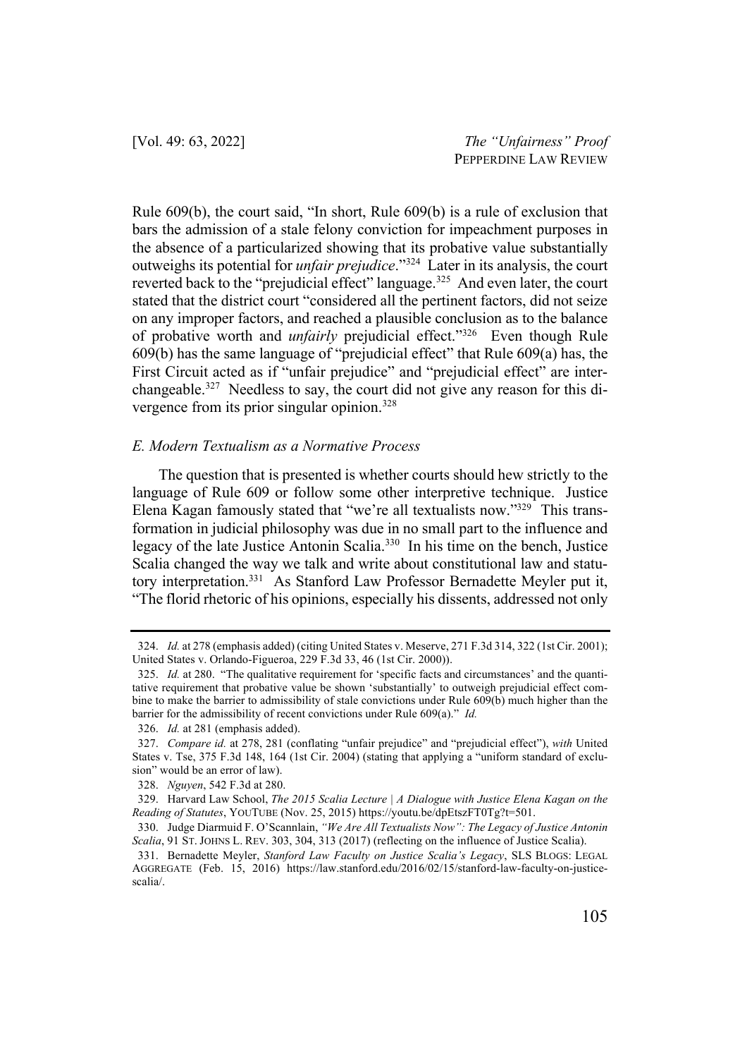Rule 609(b), the court said, "In short, Rule 609(b) is a rule of exclusion that bars the admission of a stale felony conviction for impeachment purposes in the absence of a particularized showing that its probative value substantially outweighs its potential for *unfair prejudice*."[324] Later in its analysis, the court reverted back to the "prejudicial effect" language.[325] And even later, the court stated that the district court "considered all the pertinent factors, did not seize on any improper factors, and reached a plausible conclusion as to the balance of probative worth and *unfairly* prejudicial effect."[326] Even though Rule 609(b) has the same language of "prejudicial effect" that Rule 609(a) has, the First Circuit acted as if "unfair prejudice" and "prejudicial effect" are interchangeable.[327] Needless to say, the court did not give any reason for this divergence from its prior singular opinion.[328]

### *E. Modern Textualism as a Normative Process*

The question that is presented is whether courts should hew strictly to the language of Rule 609 or follow some other interpretive technique. Justice Elena Kagan famously stated that "we're all textualists now."[329] This transformation in judicial philosophy was due in no small part to the influence and legacy of the late Justice Antonin Scalia.[330] In his time on the bench, Justice Scalia changed the way we talk and write about constitutional law and statutory interpretation.[331] As Stanford Law Professor Bernadette Meyler put it, "The florid rhetoric of his opinions, especially his dissents, addressed not only

---

324. *Id.* at 278 (emphasis added) (citing United States v. Meserve, 271 F.3d 314, 322 (1st Cir. 2001); United States v. Orlando-Figueroa, 229 F.3d 33, 46 (1st Cir. 2000)).

325. *Id.* at 280. "The qualitative requirement for 'specific facts and circumstances' and the quantitative requirement that probative value be shown 'substantially' to outweigh prejudicial effect combine to make the barrier to admissibility of stale convictions under Rule 609(b) much higher than the barrier for the admissibility of recent convictions under Rule 609(a)." *Id.*

326. *Id.* at 281 (emphasis added).

327. *Compare id.* at 278, 281 (conflating "unfair prejudice" and "prejudicial effect"), *with* United States v. Tse, 375 F.3d 148, 164 (1st Cir. 2004) (stating that applying a "uniform standard of exclusion" would be an error of law).

328. *Nguyen*, 542 F.3d at 280.

329. Harvard Law School, *The 2015 Scalia Lecture | A Dialogue with Justice Elena Kagan on the Reading of Statutes*, YOUTUBE (Nov. 25, 2015) https://youtu.be/dpEtszFT0Tg?t=501.

330. Judge Diarmuid F. O'Scannlain, *"We Are All Textualists Now": The Legacy of Justice Antonin Scalia*, 91 ST. JOHNS L. REV. 303, 304, 313 (2017) (reflecting on the influence of Justice Scalia).

331. Bernadette Meyler, *Stanford Law Faculty on Justice Scalia's Legacy*, SLS BLOGS: LEGAL AGGREGATE (Feb. 15, 2016) https://law.stanford.edu/2016/02/15/stanford-law-faculty-on-justice-scalia/.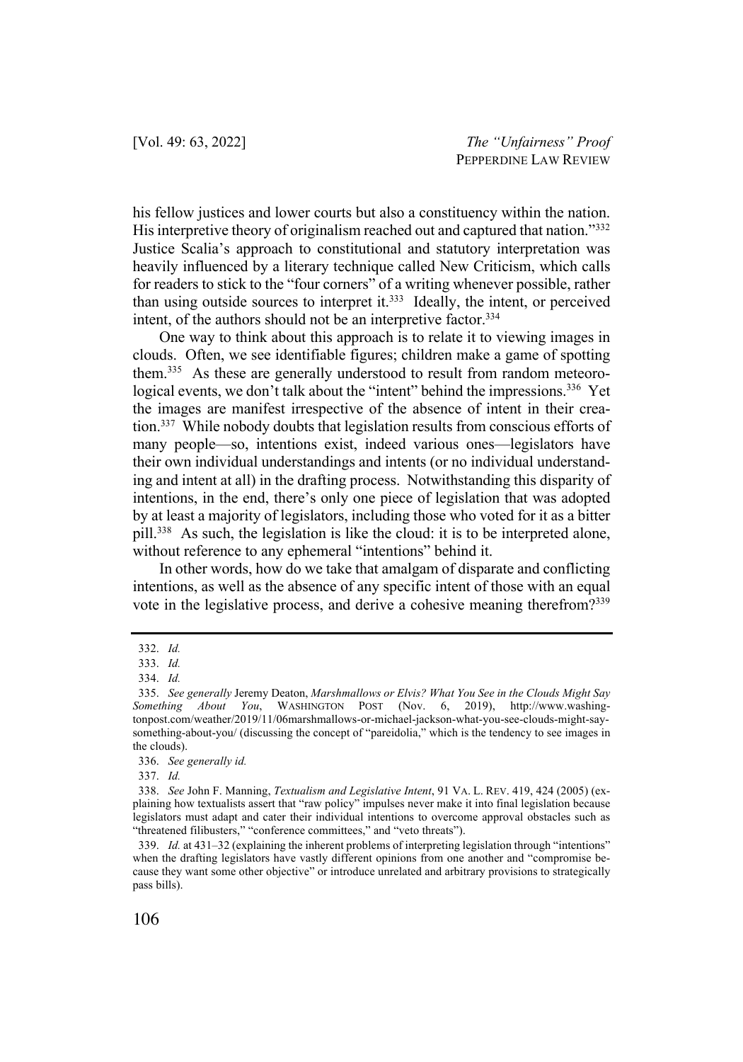his fellow justices and lower courts but also a constituency within the nation. His interpretive theory of originalism reached out and captured that nation."[332] Justice Scalia's approach to constitutional and statutory interpretation was heavily influenced by a literary technique called New Criticism, which calls for readers to stick to the "four corners" of a writing whenever possible, rather than using outside sources to interpret it.[333] Ideally, the intent, or perceived intent, of the authors should not be an interpretive factor.[334]

One way to think about this approach is to relate it to viewing images in clouds. Often, we see identifiable figures; children make a game of spotting them.[335] As these are generally understood to result from random meteorological events, we don't talk about the "intent" behind the impressions.[336] Yet the images are manifest irrespective of the absence of intent in their creation.[337] While nobody doubts that legislation results from conscious efforts of many people—so, intentions exist, indeed various ones—legislators have their own individual understandings and intents (or no individual understanding and intent at all) in the drafting process. Notwithstanding this disparity of intentions, in the end, there's only one piece of legislation that was adopted by at least a majority of legislators, including those who voted for it as a bitter pill.[338] As such, the legislation is like the cloud: it is to be interpreted alone, without reference to any ephemeral "intentions" behind it.

In other words, how do we take that amalgam of disparate and conflicting intentions, as well as the absence of any specific intent of those with an equal vote in the legislative process, and derive a cohesive meaning therefrom?[339]

---

332. *Id.*

333. *Id.*

334. *Id.*

335. *See generally* Jeremy Deaton, *Marshmallows or Elvis? What You See in the Clouds Might Say Something About You*, WASHINGTON POST (Nov. 6, 2019), http://www.washingtonpost.com/weather/2019/11/06marshmallows-or-michael-jackson-what-you-see-clouds-might-say-something-about-you/ (discussing the concept of "pareidolia," which is the tendency to see images in the clouds).

336. *See generally id.*

337. *Id.*

338. *See* John F. Manning, *Textualism and Legislative Intent*, 91 VA. L. REV. 419, 424 (2005) (explaining how textualists assert that "raw policy" impulses never make it into final legislation because legislators must adapt and cater their individual intentions to overcome approval obstacles such as "threatened filibusters," "conference committees," and "veto threats").

339. *Id.* at 431–32 (explaining the inherent problems of interpreting legislation through "intentions" when the drafting legislators have vastly different opinions from one another and "compromise because they want some other objective" or introduce unrelated and arbitrary provisions to strategically pass bills).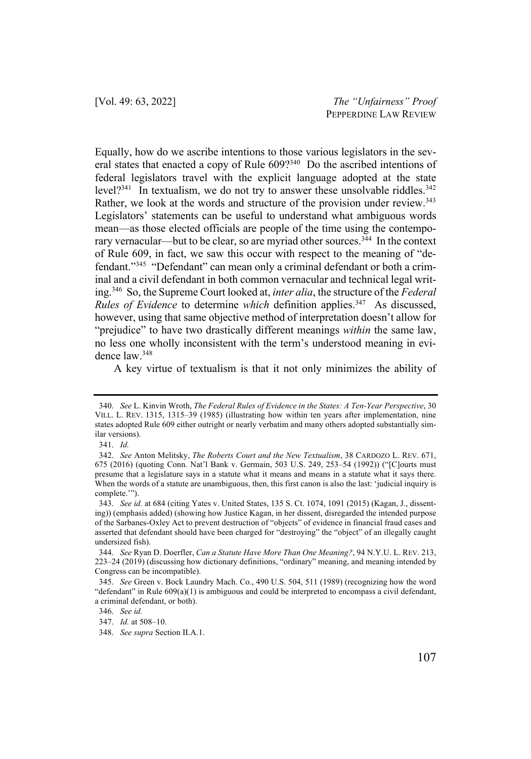Equally, how do we ascribe intentions to those various legislators in the several states that enacted a copy of Rule 609?[340] Do the ascribed intentions of federal legislators travel with the explicit language adopted at the state level?[341] In textualism, we do not try to answer these unsolvable riddles.[342] Rather, we look at the words and structure of the provision under review.[343] Legislators' statements can be useful to understand what ambiguous words mean—as those elected officials are people of the time using the contemporary vernacular—but to be clear, so are myriad other sources.[344] In the context of Rule 609, in fact, we saw this occur with respect to the meaning of "defendant."[345] "Defendant" can mean only a criminal defendant or both a criminal and a civil defendant in both common vernacular and technical legal writing.[346] So, the Supreme Court looked at, *inter alia*, the structure of the *Federal Rules of Evidence* to determine *which* definition applies.[347] As discussed, however, using that same objective method of interpretation doesn't allow for "prejudice" to have two drastically different meanings *within* the same law, no less one wholly inconsistent with the term's understood meaning in evidence law.[348]

A key virtue of textualism is that it not only minimizes the ability of

---

340. *See* L. Kinvin Wroth, *The Federal Rules of Evidence in the States: A Ten-Year Perspective*, 30 VILL. L. REV. 1315, 1315–39 (1985) (illustrating how within ten years after implementation, nine states adopted Rule 609 either outright or nearly verbatim and many others adopted substantially similar versions).

341. *Id.*

342. *See* Anton Melitsky, *The Roberts Court and the New Textualism*, 38 CARDOZO L. REV. 671, 675 (2016) (quoting Conn. Nat'l Bank v. Germain, 503 U.S. 249, 253–54 (1992)) ("[C]ourts must presume that a legislature says in a statute what it means and means in a statute what it says there. When the words of a statute are unambiguous, then, this first canon is also the last: 'judicial inquiry is complete.'").

343. *See id.* at 684 (citing Yates v. United States, 135 S. Ct. 1074, 1091 (2015) (Kagan, J., dissenting)) (emphasis added) (showing how Justice Kagan, in her dissent, disregarded the intended purpose of the Sarbanes-Oxley Act to prevent destruction of "objects" of evidence in financial fraud cases and asserted that defendant should have been charged for "destroying" the "object" of an illegally caught undersized fish).

344. *See* Ryan D. Doerfler, *Can a Statute Have More Than One Meaning?*, 94 N.Y.U. L. REV. 213, 223–24 (2019) (discussing how dictionary definitions, "ordinary" meaning, and meaning intended by Congress can be incompatible).

345. *See* Green v. Bock Laundry Mach. Co., 490 U.S. 504, 511 (1989) (recognizing how the word "defendant" in Rule 609(a)(1) is ambiguous and could be interpreted to encompass a civil defendant, a criminal defendant, or both).

346. *See id.*

347. *Id.* at 508–10.

348. *See supra* Section II.A.1.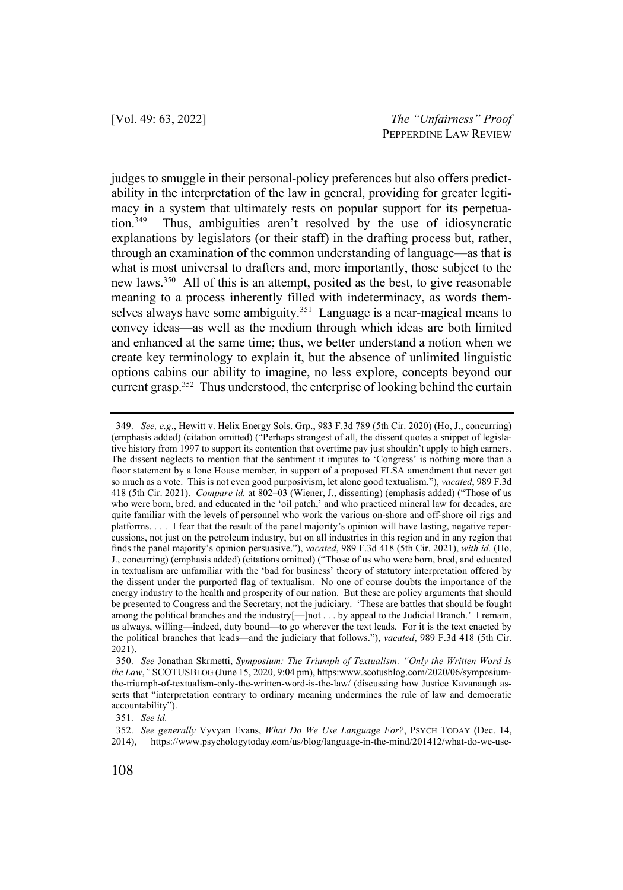judges to smuggle in their personal-policy preferences but also offers predictability in the interpretation of the law in general, providing for greater legitimacy in a system that ultimately rests on popular support for its perpetuation.[349] Thus, ambiguities aren't resolved by the use of idiosyncratic explanations by legislators (or their staff) in the drafting process but, rather, through an examination of the common understanding of language—as that is what is most universal to drafters and, more importantly, those subject to the new laws.[350] All of this is an attempt, posited as the best, to give reasonable meaning to a process inherently filled with indeterminacy, as words themselves always have some ambiguity.[351] Language is a near-magical means to convey ideas—as well as the medium through which ideas are both limited and enhanced at the same time; thus, we better understand a notion when we create key terminology to explain it, but the absence of unlimited linguistic options cabins our ability to imagine, no less explore, concepts beyond our current grasp.[352] Thus understood, the enterprise of looking behind the curtain

---

349. *See, e.g.*, Hewitt v. Helix Energy Sols. Grp., 983 F.3d 789 (5th Cir. 2020) (Ho, J., concurring) (emphasis added) (citation omitted) ("Perhaps strangest of all, the dissent quotes a snippet of legislative history from 1997 to support its contention that overtime pay just shouldn't apply to high earners. The dissent neglects to mention that the sentiment it imputes to 'Congress' is nothing more than a floor statement by a lone House member, in support of a proposed FLSA amendment that never got so much as a vote. This is not even good purposivism, let alone good textualism."), *vacated*, 989 F.3d 418 (5th Cir. 2021). *Compare id.* at 802–03 (Wiener, J., dissenting) (emphasis added) ("Those of us who were born, bred, and educated in the 'oil patch,' and who practiced mineral law for decades, are quite familiar with the levels of personnel who work the various on-shore and off-shore oil rigs and platforms. . . . I fear that the result of the panel majority's opinion will have lasting, negative repercussions, not just on the petroleum industry, but on all industries in this region and in any region that finds the panel majority's opinion persuasive."), *vacated*, 989 F.3d 418 (5th Cir. 2021), *with id.* (Ho, J., concurring) (emphasis added) (citations omitted) ("Those of us who were born, bred, and educated in textualism are unfamiliar with the 'bad for business' theory of statutory interpretation offered by the dissent under the purported flag of textualism. No one of course doubts the importance of the energy industry to the health and prosperity of our nation. But these are policy arguments that should be presented to Congress and the Secretary, not the judiciary. 'These are battles that should be fought among the political branches and the industry[—]not . . . by appeal to the Judicial Branch.' I remain, as always, willing—indeed, duty bound—to go wherever the text leads. For it is the text enacted by the political branches that leads—and the judiciary that follows."), *vacated*, 989 F.3d 418 (5th Cir. 2021).

350. *See* Jonathan Skrmetti, *Symposium: The Triumph of Textualism: "Only the Written Word Is the Law*,*"* SCOTUSBLOG (June 15, 2020, 9:04 pm), https:www.scotusblog.com/2020/06/symposium-the-triumph-of-textualism-only-the-written-word-is-the-law/ (discussing how Justice Kavanaugh asserts that "interpretation contrary to ordinary meaning undermines the rule of law and democratic accountability").

351. *See id.*

352. *See generally* Vyvyan Evans, *What Do We Use Language For?*, PSYCH TODAY (Dec. 14, 2014), https://www.psychologytoday.com/us/blog/language-in-the-mind/201412/what-do-we-use-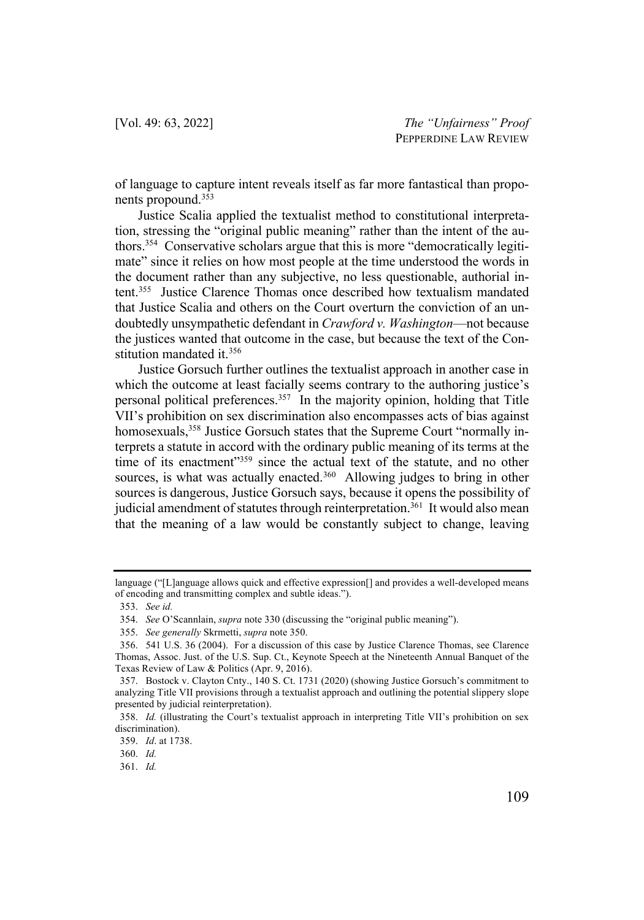of language to capture intent reveals itself as far more fantastical than proponents propound.[353]

Justice Scalia applied the textualist method to constitutional interpretation, stressing the "original public meaning" rather than the intent of the authors.[354] Conservative scholars argue that this is more "democratically legitimate" since it relies on how most people at the time understood the words in the document rather than any subjective, no less questionable, authorial intent.[355] Justice Clarence Thomas once described how textualism mandated that Justice Scalia and others on the Court overturn the conviction of an undoubtedly unsympathetic defendant in *Crawford v. Washington*—not because the justices wanted that outcome in the case, but because the text of the Constitution mandated it.[356]

Justice Gorsuch further outlines the textualist approach in another case in which the outcome at least facially seems contrary to the authoring justice's personal political preferences.[357] In the majority opinion, holding that Title VII's prohibition on sex discrimination also encompasses acts of bias against homosexuals,[358] Justice Gorsuch states that the Supreme Court "normally interprets a statute in accord with the ordinary public meaning of its terms at the time of its enactment"[359] since the actual text of the statute, and no other sources, is what was actually enacted.[360] Allowing judges to bring in other sources is dangerous, Justice Gorsuch says, because it opens the possibility of judicial amendment of statutes through reinterpretation.[361] It would also mean that the meaning of a law would be constantly subject to change, leaving

---

language ("[L]anguage allows quick and effective expression[] and provides a well-developed means of encoding and transmitting complex and subtle ideas.").

353. *See id.*

354. *See* O'Scannlain, *supra* note 330 (discussing the "original public meaning").

355. *See generally* Skrmetti, *supra* note 350.

356. 541 U.S. 36 (2004). For a discussion of this case by Justice Clarence Thomas, see Clarence Thomas, Assoc. Just. of the U.S. Sup. Ct., Keynote Speech at the Nineteenth Annual Banquet of the Texas Review of Law & Politics (Apr. 9, 2016).

357. Bostock v. Clayton Cnty., 140 S. Ct. 1731 (2020) (showing Justice Gorsuch's commitment to analyzing Title VII provisions through a textualist approach and outlining the potential slippery slope presented by judicial reinterpretation).

358. *Id.* (illustrating the Court's textualist approach in interpreting Title VII's prohibition on sex discrimination).

359. *Id*. at 1738.

360. *Id.*

361. *Id.*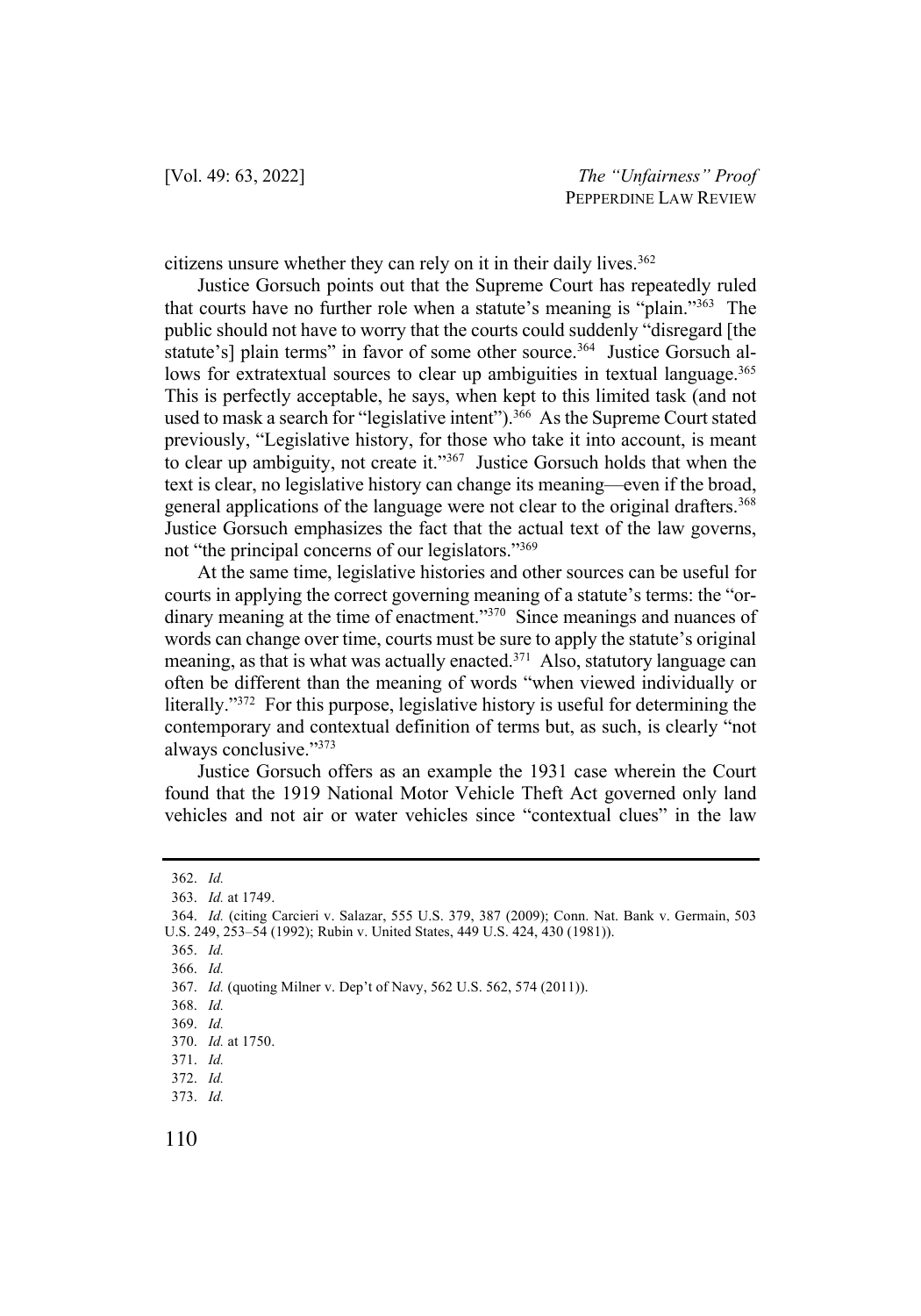citizens unsure whether they can rely on it in their daily lives.[362]

Justice Gorsuch points out that the Supreme Court has repeatedly ruled that courts have no further role when a statute's meaning is "plain."[363] The public should not have to worry that the courts could suddenly "disregard [the statute's] plain terms" in favor of some other source.[364] Justice Gorsuch allows for extratextual sources to clear up ambiguities in textual language.[365] This is perfectly acceptable, he says, when kept to this limited task (and not used to mask a search for "legislative intent").[366] As the Supreme Court stated previously, "Legislative history, for those who take it into account, is meant to clear up ambiguity, not create it."[367] Justice Gorsuch holds that when the text is clear, no legislative history can change its meaning—even if the broad, general applications of the language were not clear to the original drafters.[368] Justice Gorsuch emphasizes the fact that the actual text of the law governs, not "the principal concerns of our legislators."[369]

At the same time, legislative histories and other sources can be useful for courts in applying the correct governing meaning of a statute's terms: the "ordinary meaning at the time of enactment."[370] Since meanings and nuances of words can change over time, courts must be sure to apply the statute's original meaning, as that is what was actually enacted.[371] Also, statutory language can often be different than the meaning of words "when viewed individually or literally."[372] For this purpose, legislative history is useful for determining the contemporary and contextual definition of terms but, as such, is clearly "not always conclusive."[373]

Justice Gorsuch offers as an example the 1931 case wherein the Court found that the 1919 National Motor Vehicle Theft Act governed only land vehicles and not air or water vehicles since "contextual clues" in the law

---

362. *Id.*

363. *Id.* at 1749.

364. *Id.* (citing Carcieri v. Salazar, 555 U.S. 379, 387 (2009); Conn. Nat. Bank v. Germain, 503 U.S. 249, 253–54 (1992); Rubin v. United States, 449 U.S. 424, 430 (1981)).

365. *Id.*

366. *Id.*

367. *Id.* (quoting Milner v. Dep't of Navy, 562 U.S. 562, 574 (2011)).

368. *Id.*

369. *Id.*

370. *Id.* at 1750.

371. *Id.*

372. *Id.*

373. *Id.*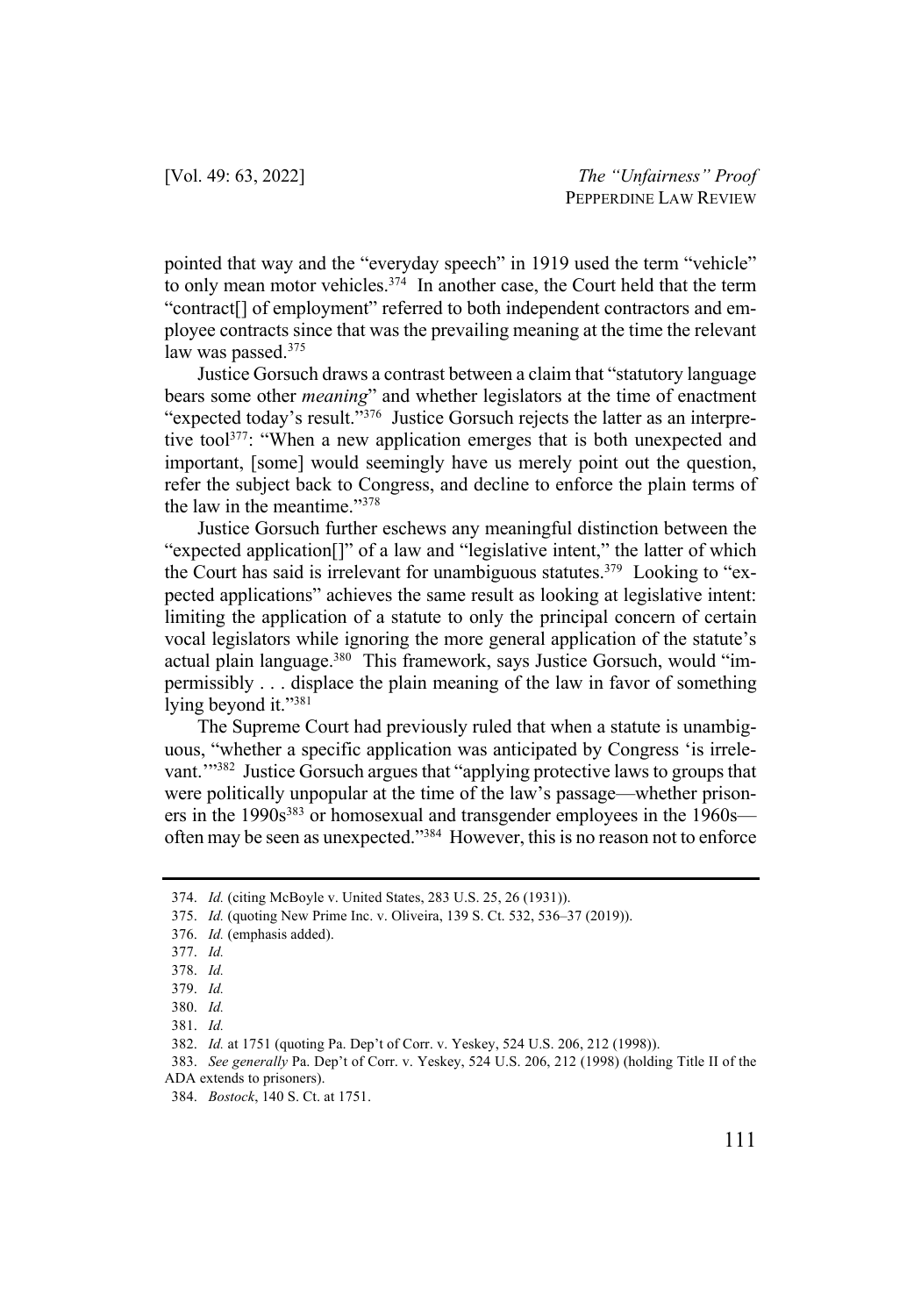pointed that way and the "everyday speech" in 1919 used the term "vehicle" to only mean motor vehicles.[374] In another case, the Court held that the term "contract[] of employment" referred to both independent contractors and employee contracts since that was the prevailing meaning at the time the relevant law was passed.[375]

Justice Gorsuch draws a contrast between a claim that "statutory language bears some other *meaning*" and whether legislators at the time of enactment "expected today's result."[376] Justice Gorsuch rejects the latter as an interpretive tool[377]: "When a new application emerges that is both unexpected and important, [some] would seemingly have us merely point out the question, refer the subject back to Congress, and decline to enforce the plain terms of the law in the meantime."[378]

Justice Gorsuch further eschews any meaningful distinction between the "expected application[]" of a law and "legislative intent," the latter of which the Court has said is irrelevant for unambiguous statutes.[379] Looking to "expected applications" achieves the same result as looking at legislative intent: limiting the application of a statute to only the principal concern of certain vocal legislators while ignoring the more general application of the statute's actual plain language.[380] This framework, says Justice Gorsuch, would "impermissibly . . . displace the plain meaning of the law in favor of something lying beyond it."[381]

The Supreme Court had previously ruled that when a statute is unambiguous, "whether a specific application was anticipated by Congress 'is irrelevant.'"[382] Justice Gorsuch argues that "applying protective laws to groups that were politically unpopular at the time of the law's passage—whether prisoners in the 1990s[383] or homosexual and transgender employees in the 1960s—often may be seen as unexpected."[384] However, this is no reason not to enforce

---

374. *Id.* (citing McBoyle v. United States, 283 U.S. 25, 26 (1931)).

375. *Id.* (quoting New Prime Inc. v. Oliveira, 139 S. Ct. 532, 536–37 (2019)).

376. *Id.* (emphasis added).

377. *Id.*

378. *Id.*

379. *Id.*

380. *Id.*

381. *Id.*

382. *Id.* at 1751 (quoting Pa. Dep't of Corr. v. Yeskey, 524 U.S. 206, 212 (1998)).

383. *See generally* Pa. Dep't of Corr. v. Yeskey, 524 U.S. 206, 212 (1998) (holding Title II of the ADA extends to prisoners).

384. *Bostock*, 140 S. Ct. at 1751.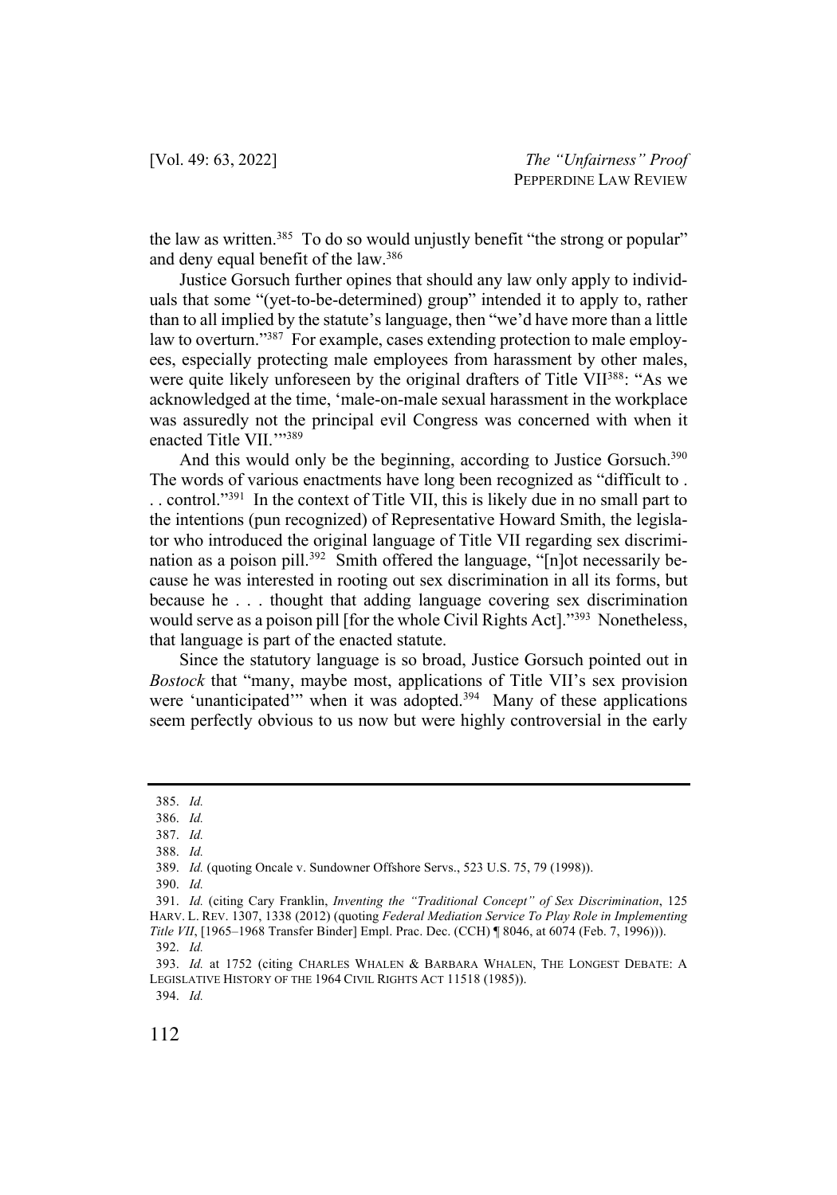the law as written.[385] To do so would unjustly benefit "the strong or popular" and deny equal benefit of the law.[386]

Justice Gorsuch further opines that should any law only apply to individuals that some "(yet-to-be-determined) group" intended it to apply to, rather than to all implied by the statute's language, then "we'd have more than a little law to overturn."[387] For example, cases extending protection to male employees, especially protecting male employees from harassment by other males, were quite likely unforeseen by the original drafters of Title VII[388]: "As we acknowledged at the time, 'male-on-male sexual harassment in the workplace was assuredly not the principal evil Congress was concerned with when it enacted Title VII.'"[389]

And this would only be the beginning, according to Justice Gorsuch.[390] The words of various enactments have long been recognized as "difficult to . . . control."[391] In the context of Title VII, this is likely due in no small part to the intentions (pun recognized) of Representative Howard Smith, the legislator who introduced the original language of Title VII regarding sex discrimination as a poison pill.[392] Smith offered the language, "[n]ot necessarily because he was interested in rooting out sex discrimination in all its forms, but because he . . . thought that adding language covering sex discrimination would serve as a poison pill [for the whole Civil Rights Act]."[393] Nonetheless, that language is part of the enacted statute.

Since the statutory language is so broad, Justice Gorsuch pointed out in *Bostock* that "many, maybe most, applications of Title VII's sex provision were 'unanticipated'" when it was adopted.[394] Many of these applications seem perfectly obvious to us now but were highly controversial in the early

---

385. *Id.*

386. *Id.*

387. *Id.*

388. *Id.*

389. *Id.* (quoting Oncale v. Sundowner Offshore Servs., 523 U.S. 75, 79 (1998)).

390. *Id.*

391. *Id.* (citing Cary Franklin, *Inventing the "Traditional Concept" of Sex Discrimination*, 125 HARV. L. REV. 1307, 1338 (2012) (quoting *Federal Mediation Service To Play Role in Implementing Title VII*, [1965–1968 Transfer Binder] Empl. Prac. Dec. (CCH) ¶ 8046, at 6074 (Feb. 7, 1996))).

392. *Id.*

393. *Id.* at 1752 (citing CHARLES WHALEN & BARBARA WHALEN, THE LONGEST DEBATE: A LEGISLATIVE HISTORY OF THE 1964 CIVIL RIGHTS ACT 11518 (1985)).

394. *Id.*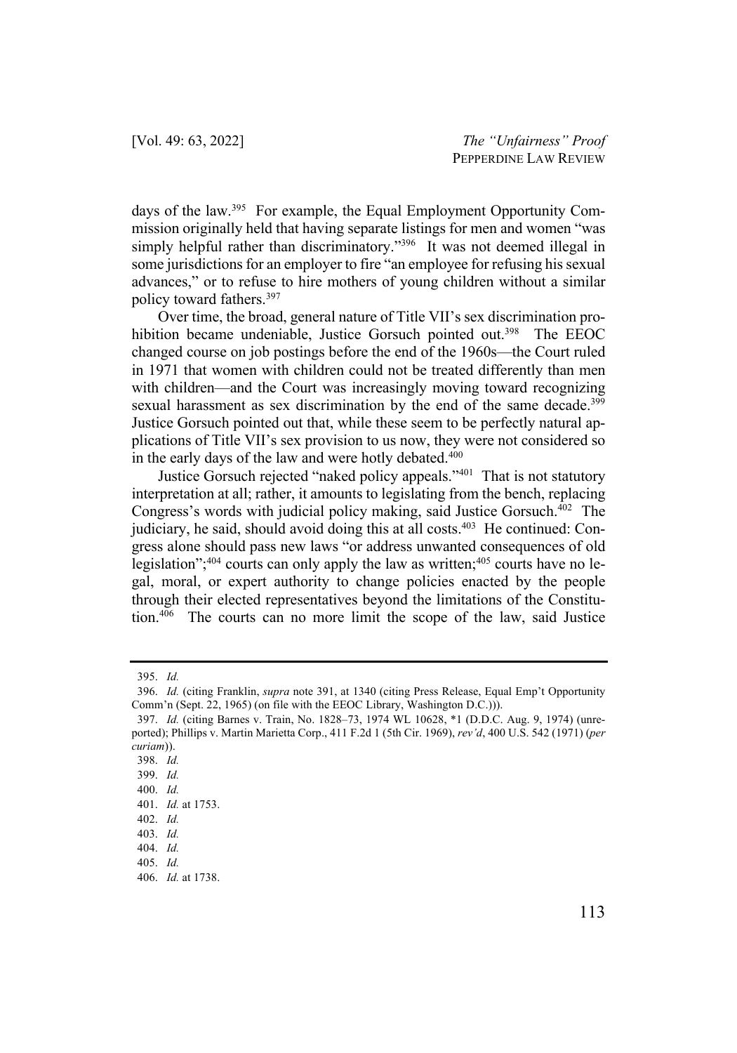days of the law.[395] For example, the Equal Employment Opportunity Commission originally held that having separate listings for men and women "was simply helpful rather than discriminatory."[396] It was not deemed illegal in some jurisdictions for an employer to fire "an employee for refusing his sexual advances," or to refuse to hire mothers of young children without a similar policy toward fathers.[397]

Over time, the broad, general nature of Title VII's sex discrimination prohibition became undeniable, Justice Gorsuch pointed out.[398] The EEOC changed course on job postings before the end of the 1960s—the Court ruled in 1971 that women with children could not be treated differently than men with children—and the Court was increasingly moving toward recognizing sexual harassment as sex discrimination by the end of the same decade.[399] Justice Gorsuch pointed out that, while these seem to be perfectly natural applications of Title VII's sex provision to us now, they were not considered so in the early days of the law and were hotly debated.[400]

Justice Gorsuch rejected "naked policy appeals."[401] That is not statutory interpretation at all; rather, it amounts to legislating from the bench, replacing Congress's words with judicial policy making, said Justice Gorsuch.[402] The judiciary, he said, should avoid doing this at all costs.[403] He continued: Congress alone should pass new laws "or address unwanted consequences of old legislation";[404] courts can only apply the law as written;[405] courts have no legal, moral, or expert authority to change policies enacted by the people through their elected representatives beyond the limitations of the Constitution.[406] The courts can no more limit the scope of the law, said Justice

---

395. *Id.*

396. *Id.* (citing Franklin, *supra* note 391, at 1340 (citing Press Release, Equal Emp't Opportunity Comm'n (Sept. 22, 1965) (on file with the EEOC Library, Washington D.C.))).

397. *Id.* (citing Barnes v. Train, No. 1828–73, 1974 WL 10628, *1 (D.D.C. Aug. 9, 1974) (unreported); Phillips v. Martin Marietta Corp., 411 F.2d 1 (5th Cir. 1969), *rev'd*, 400 U.S. 542 (1971) (*per curiam*)).

398. *Id.*

399. *Id.*

400. *Id.*

401. *Id.* at 1753.

402. *Id.*

403. *Id.*

404. *Id.*

405. *Id.*

406. *Id.* at 1738.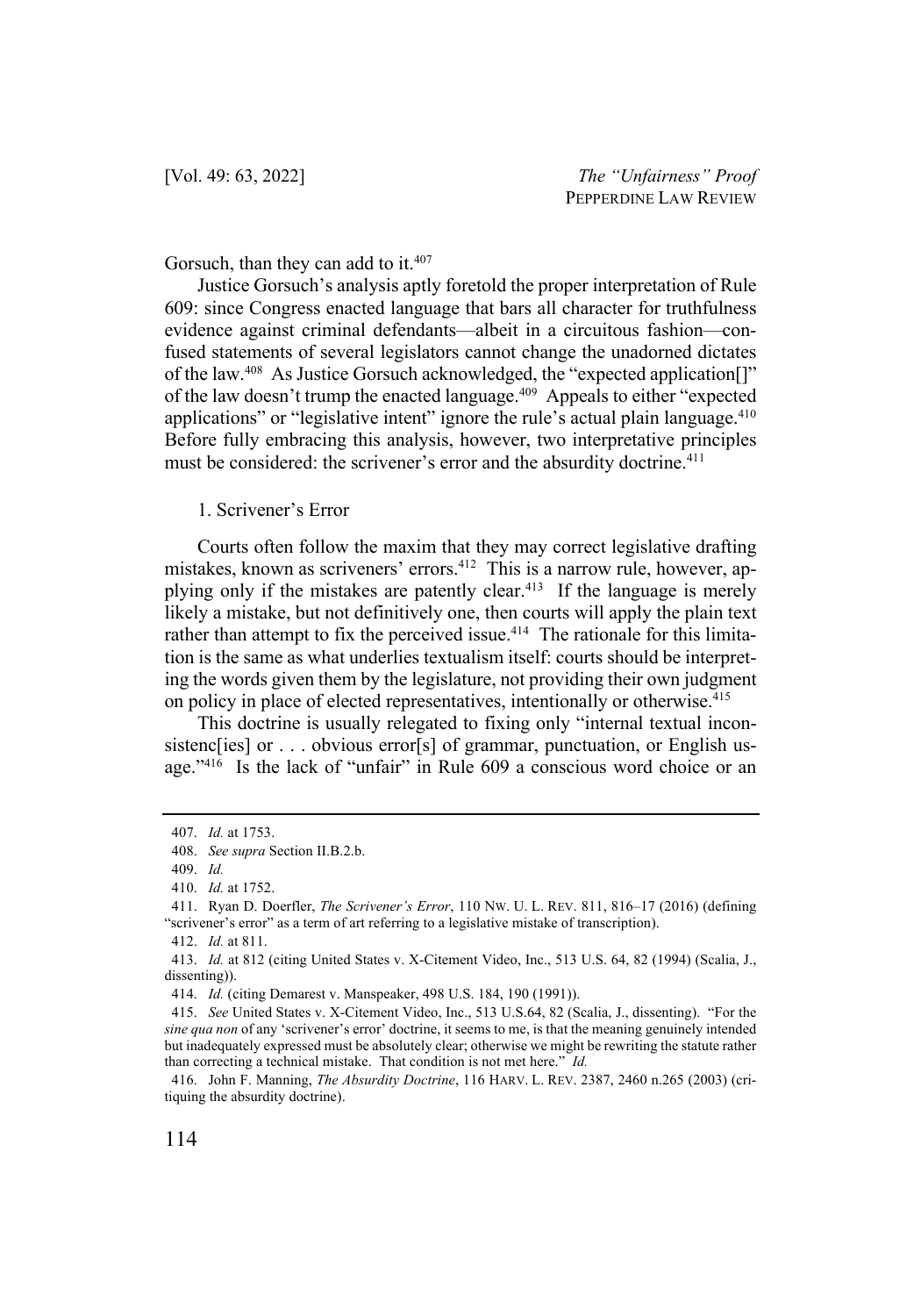Gorsuch, than they can add to it.[407]

Justice Gorsuch's analysis aptly foretold the proper interpretation of Rule 609: since Congress enacted language that bars all character for truthfulness evidence against criminal defendants—albeit in a circuitous fashion—confused statements of several legislators cannot change the unadorned dictates of the law.[408] As Justice Gorsuch acknowledged, the "expected application[]" of the law doesn't trump the enacted language.[409] Appeals to either "expected applications" or "legislative intent" ignore the rule's actual plain language.[410] Before fully embracing this analysis, however, two interpretative principles must be considered: the scrivener's error and the absurdity doctrine.[411]

### 1. Scrivener's Error

Courts often follow the maxim that they may correct legislative drafting mistakes, known as scriveners' errors.[412] This is a narrow rule, however, applying only if the mistakes are patently clear.[413] If the language is merely likely a mistake, but not definitively one, then courts will apply the plain text rather than attempt to fix the perceived issue.[414] The rationale for this limitation is the same as what underlies textualism itself: courts should be interpreting the words given them by the legislature, not providing their own judgment on policy in place of elected representatives, intentionally or otherwise.[415]

This doctrine is usually relegated to fixing only "internal textual inconsistenc[ies] or . . . obvious error[s] of grammar, punctuation, or English usage."[416] Is the lack of "unfair" in Rule 609 a conscious word choice or an

---

407. *Id.* at 1753.

408. *See supra* Section II.B.2.b.

409. *Id.*

410. *Id.* at 1752.

411. Ryan D. Doerfler, *The Scrivener's Error*, 110 NW. U. L. REV. 811, 816–17 (2016) (defining "scrivener's error" as a term of art referring to a legislative mistake of transcription).

412. *Id.* at 811.

413. *Id.* at 812 (citing United States v. X-Citement Video, Inc., 513 U.S. 64, 82 (1994) (Scalia, J., dissenting)).

414. *Id.* (citing Demarest v. Manspeaker, 498 U.S. 184, 190 (1991)).

415. *See* United States v. X-Citement Video, Inc., 513 U.S.64, 82 (Scalia, J., dissenting). "For the *sine qua non* of any 'scrivener's error' doctrine, it seems to me, is that the meaning genuinely intended but inadequately expressed must be absolutely clear; otherwise we might be rewriting the statute rather than correcting a technical mistake. That condition is not met here." *Id.*

416. John F. Manning, *The Absurdity Doctrine*, 116 HARV. L. REV. 2387, 2460 n.265 (2003) (critiquing the absurdity doctrine).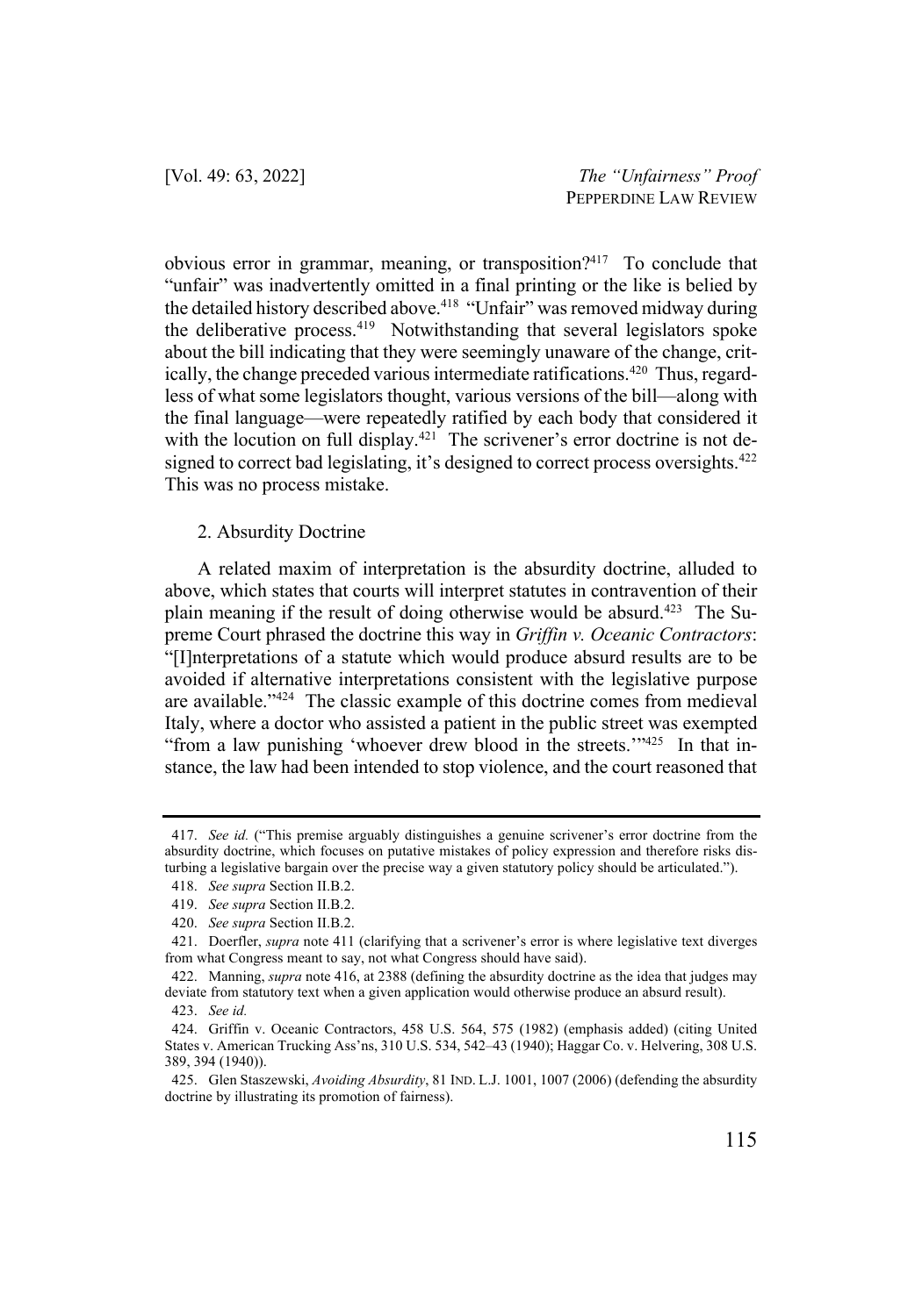obvious error in grammar, meaning, or transposition?[417] To conclude that "unfair" was inadvertently omitted in a final printing or the like is belied by the detailed history described above.[418] "Unfair" was removed midway during the deliberative process.[419] Notwithstanding that several legislators spoke about the bill indicating that they were seemingly unaware of the change, critically, the change preceded various intermediate ratifications.[420] Thus, regardless of what some legislators thought, various versions of the bill—along with the final language—were repeatedly ratified by each body that considered it with the locution on full display.[421] The scrivener's error doctrine is not designed to correct bad legislating, it's designed to correct process oversights.[422] This was no process mistake.

2. Absurdity Doctrine

A related maxim of interpretation is the absurdity doctrine, alluded to above, which states that courts will interpret statutes in contravention of their plain meaning if the result of doing otherwise would be absurd.[423] The Supreme Court phrased the doctrine this way in *Griffin v. Oceanic Contractors*: "[I]nterpretations of a statute which would produce absurd results are to be avoided if alternative interpretations consistent with the legislative purpose are available."[424] The classic example of this doctrine comes from medieval Italy, where a doctor who assisted a patient in the public street was exempted "from a law punishing 'whoever drew blood in the streets.'"[425] In that instance, the law had been intended to stop violence, and the court reasoned that

---

417. *See id.* ("This premise arguably distinguishes a genuine scrivener's error doctrine from the absurdity doctrine, which focuses on putative mistakes of policy expression and therefore risks disturbing a legislative bargain over the precise way a given statutory policy should be articulated.").

418. *See supra* Section II.B.2.

419. *See supra* Section II.B.2.

420. *See supra* Section II.B.2.

421. Doerfler, *supra* note 411 (clarifying that a scrivener's error is where legislative text diverges from what Congress meant to say, not what Congress should have said).

422. Manning, *supra* note 416, at 2388 (defining the absurdity doctrine as the idea that judges may deviate from statutory text when a given application would otherwise produce an absurd result).

423. *See id.*

424. Griffin v. Oceanic Contractors, 458 U.S. 564, 575 (1982) (emphasis added) (citing United States v. American Trucking Ass'ns, 310 U.S. 534, 542–43 (1940); Haggar Co. v. Helvering, 308 U.S. 389, 394 (1940)).

425. Glen Staszewski, *Avoiding Absurdity*, 81 IND. L.J. 1001, 1007 (2006) (defending the absurdity doctrine by illustrating its promotion of fairness).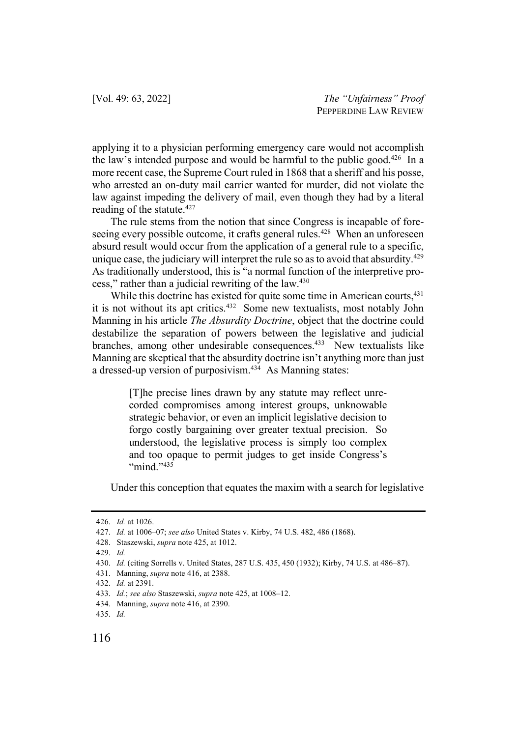applying it to a physician performing emergency care would not accomplish the law's intended purpose and would be harmful to the public good.[426] In a more recent case, the Supreme Court ruled in 1868 that a sheriff and his posse, who arrested an on-duty mail carrier wanted for murder, did not violate the law against impeding the delivery of mail, even though they had by a literal reading of the statute.[427]

The rule stems from the notion that since Congress is incapable of foreseeing every possible outcome, it crafts general rules.[428] When an unforeseen absurd result would occur from the application of a general rule to a specific, unique case, the judiciary will interpret the rule so as to avoid that absurdity.[429] As traditionally understood, this is "a normal function of the interpretive process," rather than a judicial rewriting of the law.[430]

While this doctrine has existed for quite some time in American courts,[431] it is not without its apt critics.[432] Some new textualists, most notably John Manning in his article *The Absurdity Doctrine*, object that the doctrine could destabilize the separation of powers between the legislative and judicial branches, among other undesirable consequences.[433] New textualists like Manning are skeptical that the absurdity doctrine isn't anything more than just a dressed-up version of purposivism.[434] As Manning states:

> [T]he precise lines drawn by any statute may reflect unrecorded compromises among interest groups, unknowable strategic behavior, or even an implicit legislative decision to forgo costly bargaining over greater textual precision. So understood, the legislative process is simply too complex and too opaque to permit judges to get inside Congress's "mind."[435]

Under this conception that equates the maxim with a search for legislative

---

426. *Id.* at 1026.

427. *Id.* at 1006–07; *see also* United States v. Kirby, 74 U.S. 482, 486 (1868).

428. Staszewski, *supra* note 425, at 1012.

429. *Id.*

430. *Id.* (citing Sorrells v. United States, 287 U.S. 435, 450 (1932); Kirby, 74 U.S. at 486–87).

431. Manning, *supra* note 416, at 2388.

432. *Id.* at 2391.

433. *Id.*; *see also* Staszewski, *supra* note 425, at 1008–12.

434. Manning, *supra* note 416, at 2390.

435. *Id.*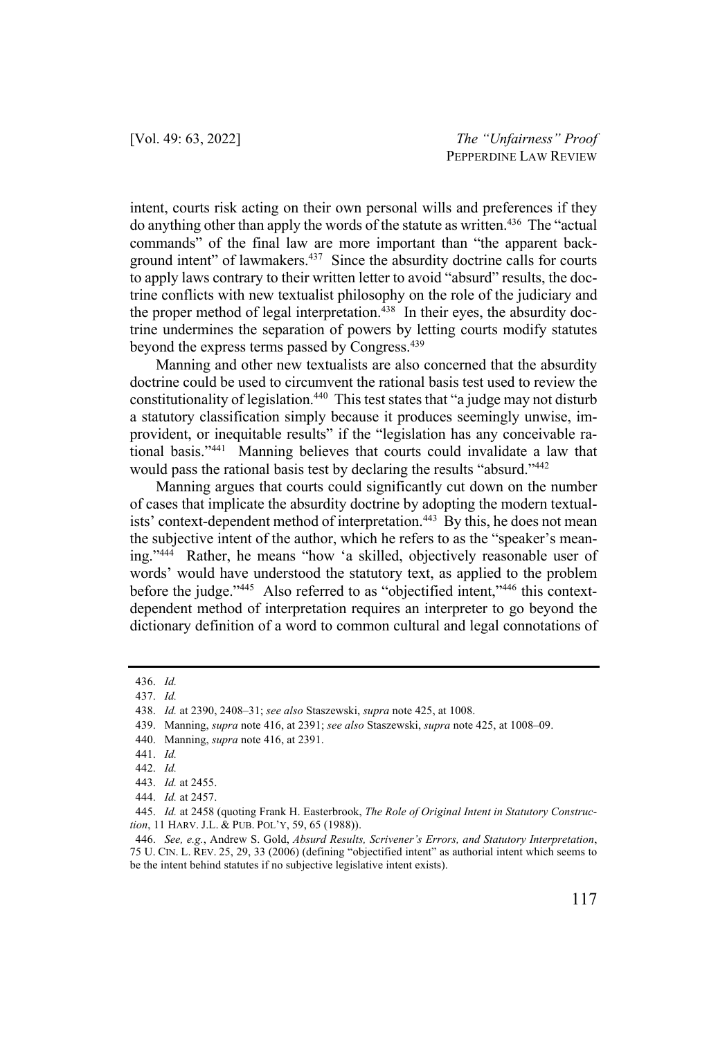intent, courts risk acting on their own personal wills and preferences if they do anything other than apply the words of the statute as written.[436] The "actual commands" of the final law are more important than "the apparent background intent" of lawmakers.[437] Since the absurdity doctrine calls for courts to apply laws contrary to their written letter to avoid "absurd" results, the doctrine conflicts with new textualist philosophy on the role of the judiciary and the proper method of legal interpretation.[438] In their eyes, the absurdity doctrine undermines the separation of powers by letting courts modify statutes beyond the express terms passed by Congress.[439]

Manning and other new textualists are also concerned that the absurdity doctrine could be used to circumvent the rational basis test used to review the constitutionality of legislation.[440] This test states that "a judge may not disturb a statutory classification simply because it produces seemingly unwise, improvident, or inequitable results" if the "legislation has any conceivable rational basis."[441] Manning believes that courts could invalidate a law that would pass the rational basis test by declaring the results "absurd."[442]

Manning argues that courts could significantly cut down on the number of cases that implicate the absurdity doctrine by adopting the modern textualists' context-dependent method of interpretation.[443] By this, he does not mean the subjective intent of the author, which he refers to as the "speaker's meaning."[444] Rather, he means "how 'a skilled, objectively reasonable user of words' would have understood the statutory text, as applied to the problem before the judge."[445] Also referred to as "objectified intent,"[446] this context-dependent method of interpretation requires an interpreter to go beyond the dictionary definition of a word to common cultural and legal connotations of

---

436. *Id.*

437. *Id.*

438. *Id.* at 2390, 2408–31; *see also* Staszewski, *supra* note 425, at 1008.

439. Manning, *supra* note 416, at 2391; *see also* Staszewski, *supra* note 425, at 1008–09.

440. Manning, *supra* note 416, at 2391.

441. *Id.*

442. *Id.*

443. *Id.* at 2455.

444. *Id.* at 2457.

445. *Id.* at 2458 (quoting Frank H. Easterbrook, *The Role of Original Intent in Statutory Construction*, 11 HARV. J.L. & PUB. POL'Y, 59, 65 (1988)).

446. *See, e.g.*, Andrew S. Gold, *Absurd Results, Scrivener's Errors, and Statutory Interpretation*, 75 U. CIN. L. REV. 25, 29, 33 (2006) (defining "objectified intent" as authorial intent which seems to be the intent behind statutes if no subjective legislative intent exists).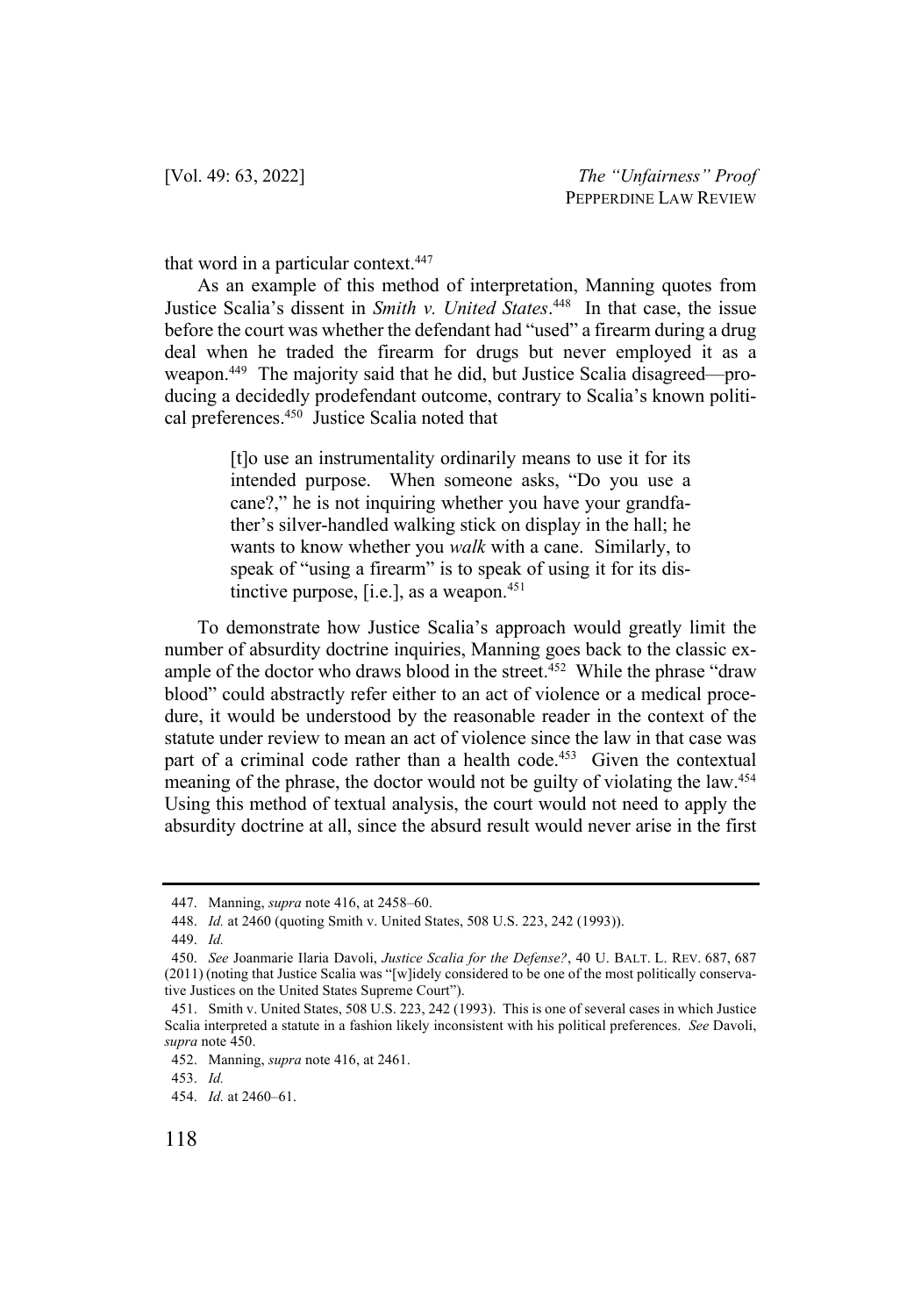that word in a particular context.[447]

As an example of this method of interpretation, Manning quotes from Justice Scalia's dissent in *Smith v. United States*.[448] In that case, the issue before the court was whether the defendant had "used" a firearm during a drug deal when he traded the firearm for drugs but never employed it as a weapon.[449] The majority said that he did, but Justice Scalia disagreed—producing a decidedly prodefendant outcome, contrary to Scalia's known political preferences.[450] Justice Scalia noted that

> [t]o use an instrumentality ordinarily means to use it for its intended purpose. When someone asks, "Do you use a cane?," he is not inquiring whether you have your grandfather's silver-handled walking stick on display in the hall; he wants to know whether you *walk* with a cane. Similarly, to speak of "using a firearm" is to speak of using it for its distinctive purpose, [i.e.], as a weapon.[451]

To demonstrate how Justice Scalia's approach would greatly limit the number of absurdity doctrine inquiries, Manning goes back to the classic example of the doctor who draws blood in the street.[452] While the phrase "draw blood" could abstractly refer either to an act of violence or a medical procedure, it would be understood by the reasonable reader in the context of the statute under review to mean an act of violence since the law in that case was part of a criminal code rather than a health code.[453] Given the contextual meaning of the phrase, the doctor would not be guilty of violating the law.[454] Using this method of textual analysis, the court would not need to apply the absurdity doctrine at all, since the absurd result would never arise in the first

---

447. Manning, *supra* note 416, at 2458–60.

448. *Id.* at 2460 (quoting Smith v. United States, 508 U.S. 223, 242 (1993)).

449. *Id.*

450. *See* Joanmarie Ilaria Davoli, *Justice Scalia for the Defense?*, 40 U. BALT. L. REV. 687, 687 (2011) (noting that Justice Scalia was "[w]idely considered to be one of the most politically conservative Justices on the United States Supreme Court").

451. Smith v. United States, 508 U.S. 223, 242 (1993). This is one of several cases in which Justice Scalia interpreted a statute in a fashion likely inconsistent with his political preferences. *See* Davoli, *supra* note 450.

452. Manning, *supra* note 416, at 2461.

453. *Id.*

454. *Id.* at 2460–61.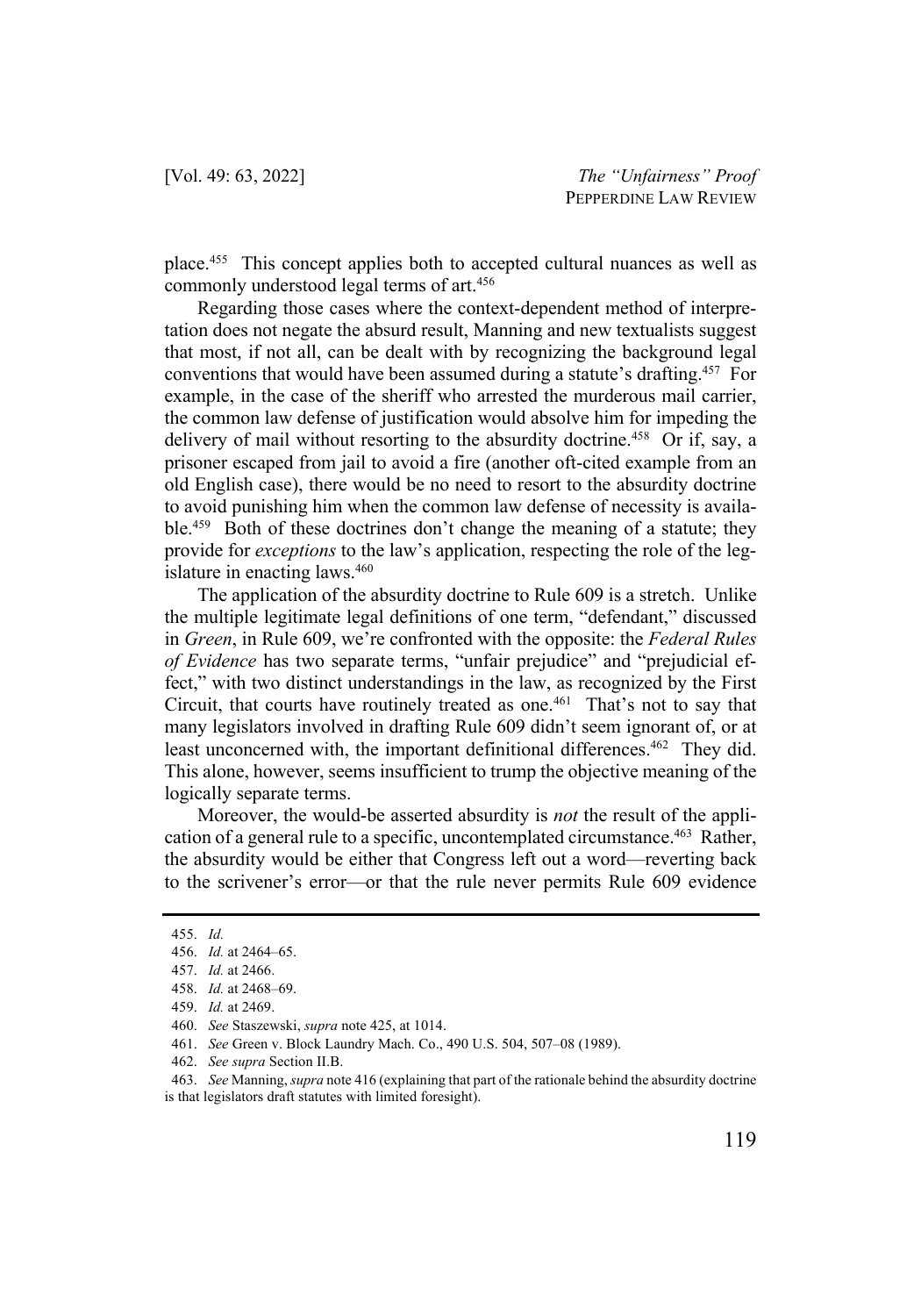place.[455] This concept applies both to accepted cultural nuances as well as commonly understood legal terms of art.[456]

Regarding those cases where the context-dependent method of interpretation does not negate the absurd result, Manning and new textualists suggest that most, if not all, can be dealt with by recognizing the background legal conventions that would have been assumed during a statute's drafting.[457] For example, in the case of the sheriff who arrested the murderous mail carrier, the common law defense of justification would absolve him for impeding the delivery of mail without resorting to the absurdity doctrine.[458] Or if, say, a prisoner escaped from jail to avoid a fire (another oft-cited example from an old English case), there would be no need to resort to the absurdity doctrine to avoid punishing him when the common law defense of necessity is available.[459] Both of these doctrines don't change the meaning of a statute; they provide for *exceptions* to the law's application, respecting the role of the legislature in enacting laws.[460]

The application of the absurdity doctrine to Rule 609 is a stretch. Unlike the multiple legitimate legal definitions of one term, "defendant," discussed in *Green*, in Rule 609, we're confronted with the opposite: the *Federal Rules of Evidence* has two separate terms, "unfair prejudice" and "prejudicial effect," with two distinct understandings in the law, as recognized by the First Circuit, that courts have routinely treated as one.[461] That's not to say that many legislators involved in drafting Rule 609 didn't seem ignorant of, or at least unconcerned with, the important definitional differences.[462] They did. This alone, however, seems insufficient to trump the objective meaning of the logically separate terms.

Moreover, the would-be asserted absurdity is *not* the result of the application of a general rule to a specific, uncontemplated circumstance.[463] Rather, the absurdity would be either that Congress left out a word—reverting back to the scrivener's error—or that the rule never permits Rule 609 evidence

455. *Id.*

456. *Id.* at 2464–65.

457. *Id.* at 2466.

458. *Id.* at 2468–69.

459. *Id.* at 2469.

460. *See* Staszewski, *supra* note 425, at 1014.

461. *See* Green v. Block Laundry Mach. Co., 490 U.S. 504, 507–08 (1989).

462. *See supra* Section II.B.

463. *See* Manning, *supra* note 416 (explaining that part of the rationale behind the absurdity doctrine is that legislators draft statutes with limited foresight).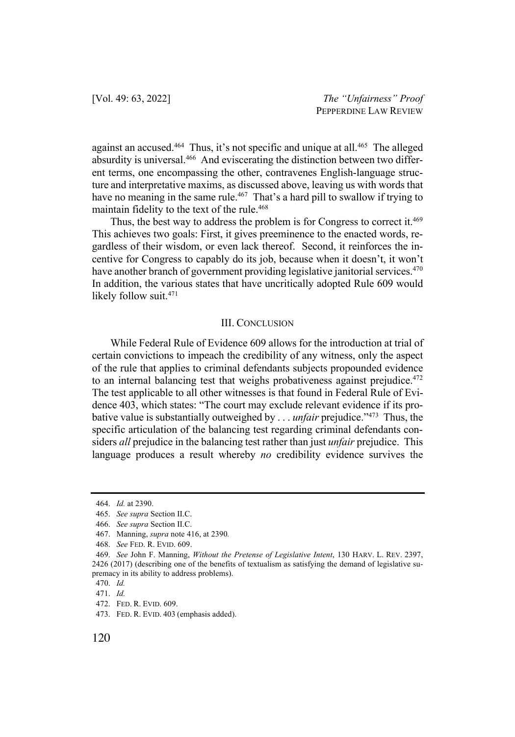against an accused.[464] Thus, it's not specific and unique at all.[465] The alleged absurdity is universal.[466] And eviscerating the distinction between two different terms, one encompassing the other, contravenes English-language structure and interpretative maxims, as discussed above, leaving us with words that have no meaning in the same rule.[467] That's a hard pill to swallow if trying to maintain fidelity to the text of the rule.[468]

Thus, the best way to address the problem is for Congress to correct it.[469] This achieves two goals: First, it gives preeminence to the enacted words, regardless of their wisdom, or even lack thereof. Second, it reinforces the incentive for Congress to capably do its job, because when it doesn't, it won't have another branch of government providing legislative janitorial services.[470] In addition, the various states that have uncritically adopted Rule 609 would likely follow suit.[471]

## III. CONCLUSION

While Federal Rule of Evidence 609 allows for the introduction at trial of certain convictions to impeach the credibility of any witness, only the aspect of the rule that applies to criminal defendants subjects propounded evidence to an internal balancing test that weighs probativeness against prejudice.[472] The test applicable to all other witnesses is that found in Federal Rule of Evidence 403, which states: "The court may exclude relevant evidence if its probative value is substantially outweighed by . . . *unfair* prejudice."[473] Thus, the specific articulation of the balancing test regarding criminal defendants considers *all* prejudice in the balancing test rather than just *unfair* prejudice. This language produces a result whereby *no* credibility evidence survives the

---

464. *Id.* at 2390.

465. *See supra* Section II.C.

466. *See supra* Section II.C.

467. Manning, *supra* note 416, at 2390*.*

468. *See* FED. R. EVID. 609.

469. *See* John F. Manning, *Without the Pretense of Legislative Intent*, 130 HARV. L. REV. 2397, 2426 (2017) (describing one of the benefits of textualism as satisfying the demand of legislative supremacy in its ability to address problems).

470. *Id.*

471. *Id.*

472. FED. R. EVID. 609.

473. FED. R. EVID. 403 (emphasis added).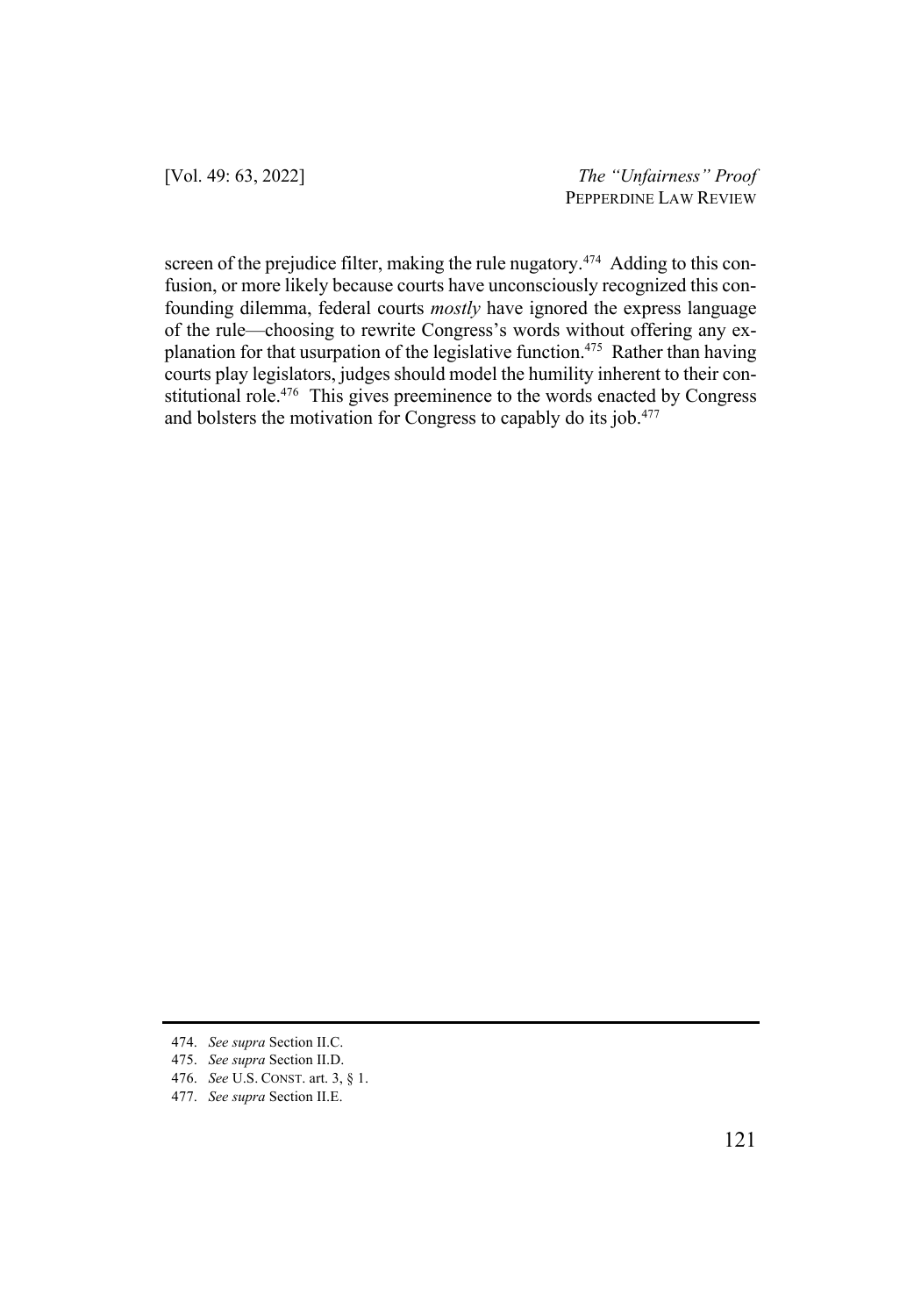screen of the prejudice filter, making the rule nugatory.[474] Adding to this confusion, or more likely because courts have unconsciously recognized this confounding dilemma, federal courts *mostly* have ignored the express language of the rule—choosing to rewrite Congress's words without offering any explanation for that usurpation of the legislative function.[475] Rather than having courts play legislators, judges should model the humility inherent to their constitutional role.[476] This gives preeminence to the words enacted by Congress and bolsters the motivation for Congress to capably do its job.[477]

---

474. *See supra* Section II.C.

475. *See supra* Section II.D.

476. *See* U.S. CONST. art. 3, § 1.

477. *See supra* Section II.E.